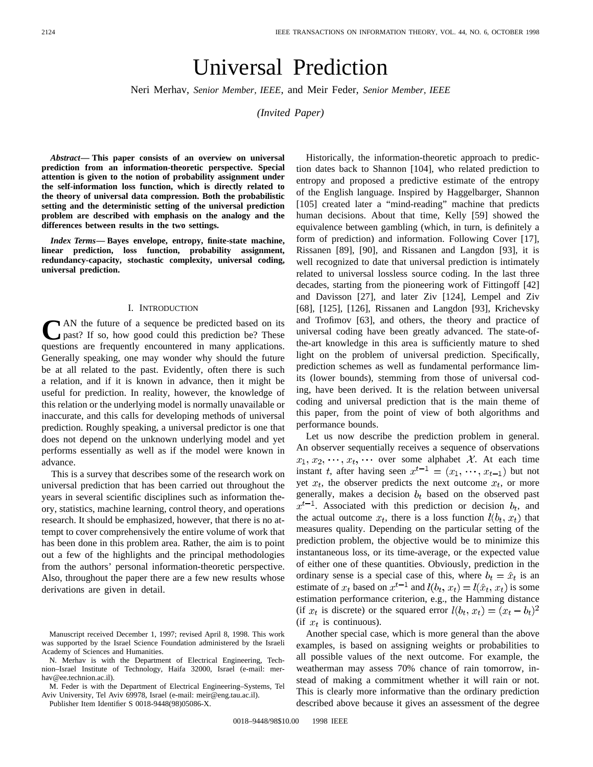# Universal Prediction

Neri Merhav, *Senior Member, IEEE*, and Meir Feder, *Senior Member, IEEE*

*(Invited Paper)*

***Abstract*— This paper consists of an overview on universal prediction from an information-theoretic perspective. Special attention is given to the notion of probability assignment under the self-information loss function, which is directly related to the theory of universal data compression. Both the probabilistic setting and the deterministic setting of the universal prediction problem are described with emphasis on the analogy and the differences between results in the two settings.**

***Index Terms*— Bayes envelope, entropy, finite-state machine, linear prediction, loss function, probability assignment, redundancy-capacity, stochastic complexity, universal coding, universal prediction.**

## I. Introduction

CAN the future of a sequence be predicted based on its past? If so, how good could this prediction be? These questions are frequently encountered in many applications. Generally speaking, one may wonder why should the future be at all related to the past. Evidently, often there is such a relation, and if it is known in advance, then it might be useful for prediction. In reality, however, the knowledge of this relation or the underlying model is normally unavailable or inaccurate, and this calls for developing methods of universal prediction. Roughly speaking, a universal predictor is one that does not depend on the unknown underlying model and yet performs essentially as well as if the model were known in advance.

This is a survey that describes some of the research work on universal prediction that has been carried out throughout the years in several scientific disciplines such as information theory, statistics, machine learning, control theory, and operations research. It should be emphasized, however, that there is no attempt to cover comprehensively the entire volume of work that has been done in this problem area. Rather, the aim is to point out a few of the highlights and the principal methodologies from the authors' personal information-theoretic perspective. Also, throughout the paper there are a few new results whose derivations are given in detail.

Manuscript received December 1, 1997; revised April 8, 1998. This work was supported by the Israel Science Foundation administered by the Israeli Academy of Sciences and Humanities.

N. Merhav is with the Department of Electrical Engineering, Technion–Israel Institute of Technology, Haifa 32000, Israel (e-mail: merhav@ee.technion.ac.il).

M. Feder is with the Department of Electrical Engineering–Systems, Tel Aviv University, Tel Aviv 69978, Israel (e-mail: meir@eng.tau.ac.il).

Publisher Item Identifier S 0018-9448(98)05086-X.

Historically, the information-theoretic approach to prediction dates back to Shannon [104], who related prediction to entropy and proposed a predictive estimate of the entropy of the English language. Inspired by Haggelbarger, Shannon [105] created later a "mind-reading" machine that predicts human decisions. About that time, Kelly [59] showed the equivalence between gambling (which, in turn, is definitely a form of prediction) and information. Following Cover [17], Rissanen [89], [90], and Rissanen and Langdon [93], it is well recognized to date that universal prediction is intimately related to universal lossless source coding. In the last three decades, starting from the pioneering work of Fittingoff [42] and Davisson [27], and later Ziv [124], Lempel and Ziv [68], [125], [126], Rissanen and Langdon [93], Krichevsky and Trofimov [63], and others, the theory and practice of universal coding have been greatly advanced. The state-of-the-art knowledge in this area is sufficiently mature to shed light on the problem of universal prediction. Specifically, prediction schemes as well as fundamental performance limits (lower bounds), stemming from those of universal coding, have been derived. It is the relation between universal coding and universal prediction that is the main theme of this paper, from the point of view of both algorithms and performance bounds.

Let us now describe the prediction problem in general. An observer sequentially receives a sequence of observations $x_1, x_2, \cdots, x_t, \cdots$ over some alphabet $\mathcal{X}$. At each time instant $t$, after having seen $x^{t-1} = (x_1, \cdots, x_{t-1})$ but not yet $x_t$, the observer predicts the next outcome $x_t$, or more generally, makes a decision $b_t$ based on the observed past $x^{t-1}$. Associated with this prediction or decision $b_t$, and the actual outcome $x_t$, there is a loss function $l(b_t, x_t)$ that measures quality. Depending on the particular setting of the prediction problem, the objective would be to minimize this instantaneous loss, or its time-average, or the expected value of either one of these quantities. Obviously, prediction in the ordinary sense is a special case of this, where $b_t = \hat{x}_t$ is an estimate of $x_t$ based on $x^{t-1}$ and $l(b_t, x_t) = l(\hat{x}_t, x_t)$ is some estimation performance criterion, e.g., the Hamming distance (if $x_t$ is discrete) or the squared error $l(b_t, x_t) = (x_t - b_t)^2$ (if $x_t$ is continuous).

Another special case, which is more general than the above examples, is based on assigning weights or probabilities to all possible values of the next outcome. For example, the weatherman may assess 70% chance of rain tomorrow, instead of making a commitment whether it will rain or not. This is clearly more informative than the ordinary prediction described above because it gives an assessment of the degree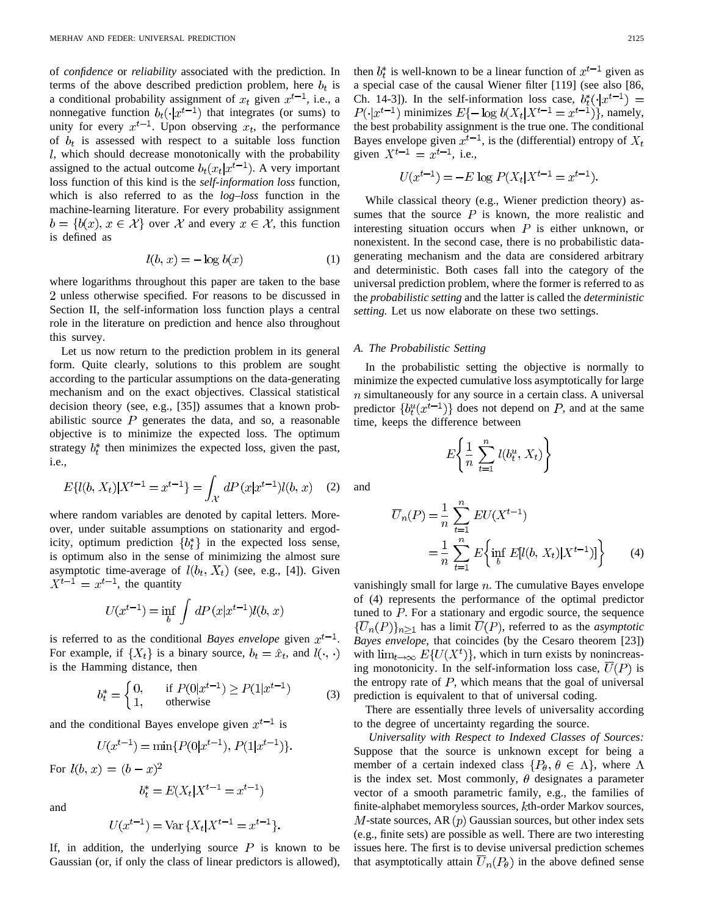of *confidence* or *reliability* associated with the prediction. In terms of the above described prediction problem, here $b_t$ is a conditional probability assignment of $x_t$ given $x^{t-1}$, i.e., a nonnegative function $b_t(\cdot|x^{t-1})$ that integrates (or sums) to unity for every $x^{t-1}$. Upon observing $x_t$, the performance of $b_t$ is assessed with respect to a suitable loss function $l$, which should decrease monotonically with the probability assigned to the actual outcome $b_t(x_t|x^{t-1})$. A very important loss function of this kind is the *self-information loss* function, which is also referred to as the *log–loss* function in the machine-learning literature. For every probability assignment $b = \{b(x), x \in \mathcal{X}\}$ over $\mathcal{X}$ and every $x \in \mathcal{X}$, this function is defined as

$$l(b, x) = -\log b(x) \tag{1}$$

where logarithms throughout this paper are taken to the base 2 unless otherwise specified. For reasons to be discussed in Section II, the self-information loss function plays a central role in the literature on prediction and hence also throughout this survey.

Let us now return to the prediction problem in its general form. Quite clearly, solutions to this problem are sought according to the particular assumptions on the data-generating mechanism and on the exact objectives. Classical statistical decision theory (see, e.g., [35]) assumes that a known probabilistic source $P$ generates the data, and so, a reasonable objective is to minimize the expected loss. The optimum strategy $b_t^*$ then minimizes the expected loss, given the past, i.e.,

$$E\{l(b, X_t)|X^{t-1} = x^{t-1}\} = \int_{\mathcal{X}} dP(x|x^{t-1}) l(b, x) \tag{2}$$

where random variables are denoted by capital letters. Moreover, under suitable assumptions on stationarity and ergodicity, optimum prediction $\{b_t^*\}$ in the expected loss sense, is optimum also in the sense of minimizing the almost sure asymptotic time-average of $l(b_t, X_t)$ (see, e.g., [4]). Given $X^{t-1} = x^{t-1}$, the quantity

$$U(x^{t-1}) = \inf_b \int dP(x|x^{t-1}) l(b, x)$$

is referred to as the conditional *Bayes envelope* given $x^{t-1}$. For example, if $\{X_t\}$ is a binary source, $b_t = \hat{x}_t$, and $l(\cdot, \cdot)$ is the Hamming distance, then

$$b_t^* = \begin{cases} 0, & \text{if } P(0|x^{t-1}) \geq P(1|x^{t-1}) \\ 1, & \text{otherwise} \end{cases} \tag{3}$$

and the conditional Bayes envelope given $x^{t-1}$ is

$$U(x^{t-1}) = \min\{P(0|x^{t-1}), P(1|x^{t-1})\}.$$

For $l(b, x) = (b - x)^2$

$$b_t^* = E(X_t|X^{t-1} = x^{t-1})$$

and

$$U(x^{t-1}) = \text{Var}\{X_t|X^{t-1} = x^{t-1}\}.$$

If, in addition, the underlying source $P$ is known to be Gaussian (or, if only the class of linear predictors is allowed), then $b_t^*$ is well-known to be a linear function of $x^{t-1}$ given as a special case of the causal Wiener filter [119] (see also [86, Ch. 14-3]). In the self-information loss case, $b_t^*(\cdot|x^{t-1}) = P(\cdot|x^{t-1})$ minimizes $E\{-\log b(X_t|X^{t-1} = x^{t-1})\}$, namely, the best probability assignment is the true one. The conditional Bayes envelope given $x^{t-1}$, is the (differential) entropy of $X_t$ given $X^{t-1} = x^{t-1}$, i.e.,

$$U(x^{t-1}) = -E \log P(X_t|X^{t-1} = x^{t-1}).$$

While classical theory (e.g., Wiener prediction theory) assumes that the source $P$ is known, the more realistic and interesting situation occurs when $P$ is either unknown, or nonexistent. In the second case, there is no probabilistic data-generating mechanism and the data are considered arbitrary and deterministic. Both cases fall into the category of the universal prediction problem, where the former is referred to as the *probabilistic setting* and the latter is called the *deterministic setting.* Let us now elaborate on these two settings.

### A. The Probabilistic Setting

In the probabilistic setting the objective is normally to minimize the expected cumulative loss asymptotically for large $n$ simultaneously for any source in a certain class. A universal predictor $\{b_t^u(x^{t-1})\}$ does not depend on $P$, and at the same time, keeps the difference between

$$E\left\{\frac{1}{n}\sum_{t=1}^{n} l(b_t^u, X_t)\right\}$$

and

$$\begin{aligned} \overline{U}_n(P) &= \frac{1}{n}\sum_{t=1}^{n} EU(X^{t-1}) \\ &= \frac{1}{n}\sum_{t=1}^{n} E\left\{\inf_b E[l(b, X_t)|X^{t-1})]\right\} \end{aligned} \tag{4}$$

vanishingly small for large $n$. The cumulative Bayes envelope of (4) represents the performance of the optimal predictor tuned to $P$. For a stationary and ergodic source, the sequence $\{\overline{U}_n(P)\}_{n\geq 1}$ has a limit $\overline{U}(P)$, referred to as the *asymptotic Bayes envelope,* that coincides (by the Cesaro theorem [23]) with $\lim_{t\to\infty} E\{U(X^t)\}$, which in turn exists by nonincreasing monotonicity. In the self-information loss case, $\overline{U}(P)$ is the entropy rate of $P$, which means that the goal of universal prediction is equivalent to that of universal coding.

There are essentially three levels of universality according to the degree of uncertainty regarding the source.

*Universality with Respect to Indexed Classes of Sources:* Suppose that the source is unknown except for being a member of a certain indexed class $\{P_\theta, \theta \in \Lambda\}$, where $\Lambda$ is the index set. Most commonly, $\theta$ designates a parameter vector of a smooth parametric family, e.g., the families of finite-alphabet memoryless sources, $k$th-order Markov sources, $M$-state sources, AR $(p)$ Gaussian sources, but other index sets (e.g., finite sets) are possible as well. There are two interesting issues here. The first is to devise universal prediction schemes that asymptotically attain $\overline{U}_n(P_\theta)$ in the above defined sense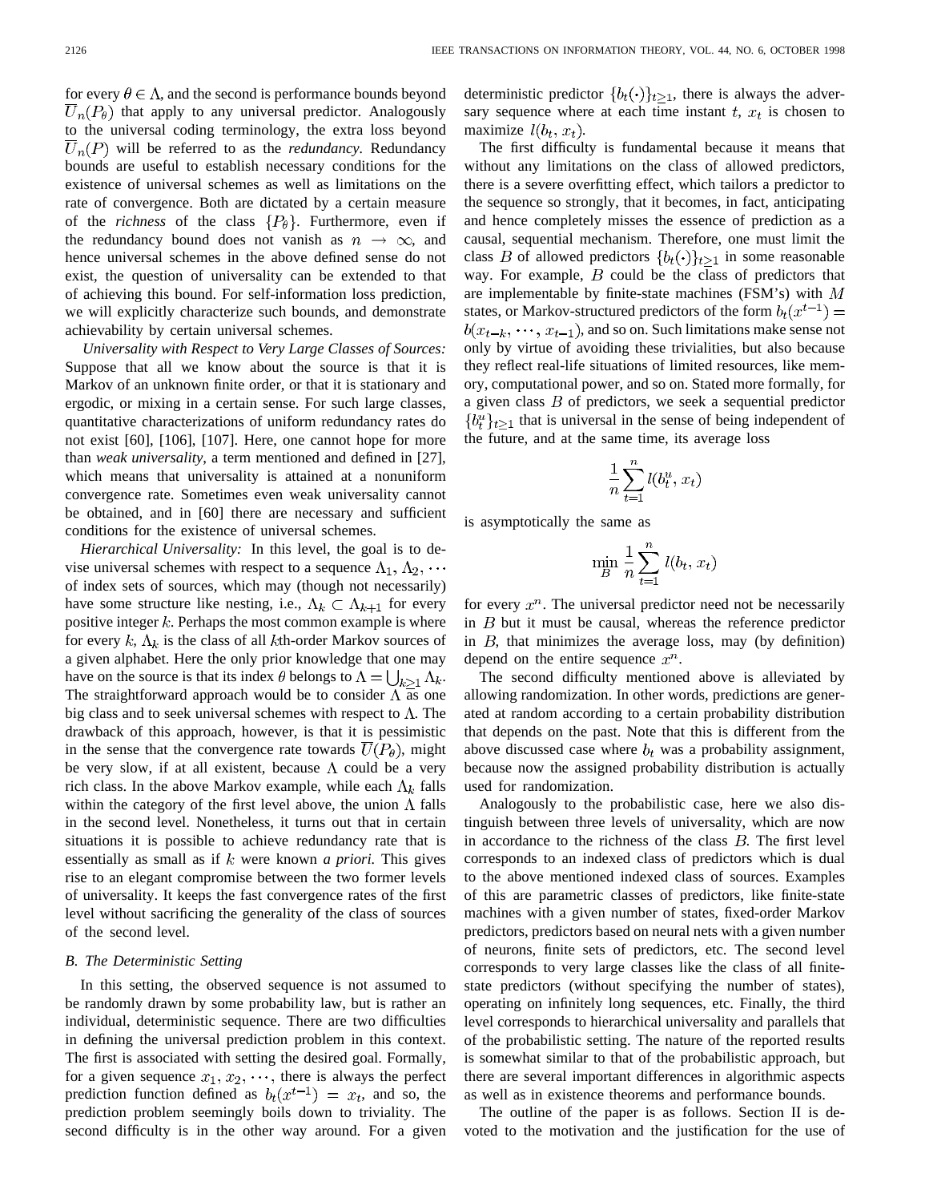for every $\theta \in \Lambda$, and the second is performance bounds beyond $\overline{U}_n(P_\theta)$ that apply to any universal predictor. Analogously to the universal coding terminology, the extra loss beyond $\overline{U}_n(P)$ will be referred to as the *redundancy*. Redundancy bounds are useful to establish necessary conditions for the existence of universal schemes as well as limitations on the rate of convergence. Both are dictated by a certain measure of the *richness* of the class $\{P_\theta\}$. Furthermore, even if the redundancy bound does not vanish as $n \to \infty$, and hence universal schemes in the above defined sense do not exist, the question of universality can be extended to that of achieving this bound. For self-information loss prediction, we will explicitly characterize such bounds, and demonstrate achievability by certain universal schemes.

*Universality with Respect to Very Large Classes of Sources:* Suppose that all we know about the source is that it is Markov of an unknown finite order, or that it is stationary and ergodic, or mixing in a certain sense. For such large classes, quantitative characterizations of uniform redundancy rates do not exist [60], [106], [107]. Here, one cannot hope for more than *weak universality*, a term mentioned and defined in [27], which means that universality is attained at a nonuniform convergence rate. Sometimes even weak universality cannot be obtained, and in [60] there are necessary and sufficient conditions for the existence of universal schemes.

*Hierarchical Universality:* In this level, the goal is to devise universal schemes with respect to a sequence $\Lambda_1, \Lambda_2, \cdots$ of index sets of sources, which may (though not necessarily) have some structure like nesting, i.e., $\Lambda_k \subset \Lambda_{k+1}$ for every positive integer $k$. Perhaps the most common example is where for every $k$, $\Lambda_k$ is the class of all $k$th-order Markov sources of a given alphabet. Here the only prior knowledge that one may have on the source is that its index $\theta$ belongs to $\Lambda = \bigcup_{k \geq 1} \Lambda_k$. The straightforward approach would be to consider $\Lambda$ as one big class and to seek universal schemes with respect to $\Lambda$. The drawback of this approach, however, is that it is pessimistic in the sense that the convergence rate towards $\overline{U}(P_\theta)$, might be very slow, if at all existent, because $\Lambda$ could be a very rich class. In the above Markov example, while each $\Lambda_k$ falls within the category of the first level above, the union $\Lambda$ falls in the second level. Nonetheless, it turns out that in certain situations it is possible to achieve redundancy rate that is essentially as small as if $k$ were known *a priori*. This gives rise to an elegant compromise between the two former levels of universality. It keeps the fast convergence rates of the first level without sacrificing the generality of the class of sources of the second level.

### *B. The Deterministic Setting*

In this setting, the observed sequence is not assumed to be randomly drawn by some probability law, but is rather an individual, deterministic sequence. There are two difficulties in defining the universal prediction problem in this context. The first is associated with setting the desired goal. Formally, for a given sequence $x_1, x_2, \cdots$, there is always the perfect prediction function defined as $b_t(x^{t-1}) = x_t$, and so, the prediction problem seemingly boils down to triviality. The second difficulty is in the other way around. For a given deterministic predictor $\{b_t(\cdot)\}_{t \geq 1}$, there is always the adversary sequence where at each time instant $t$, $x_t$ is chosen to maximize $l(b_t, x_t)$.

The first difficulty is fundamental because it means that without any limitations on the class of allowed predictors, there is a severe overfitting effect, which tailors a predictor to the sequence so strongly, that it becomes, in fact, anticipating and hence completely misses the essence of prediction as a causal, sequential mechanism. Therefore, one must limit the class $B$ of allowed predictors $\{b_t(\cdot)\}_{t \geq 1}$ in some reasonable way. For example, $B$ could be the class of predictors that are implementable by finite-state machines (FSM's) with $M$ states, or Markov-structured predictors of the form $b_t(x^{t-1}) = b(x_{t-k}, \cdots, x_{t-1})$, and so on. Such limitations make sense not only by virtue of avoiding these trivialities, but also because they reflect real-life situations of limited resources, like memory, computational power, and so on. Stated more formally, for a given class $B$ of predictors, we seek a sequential predictor $\{b_t^u\}_{t \geq 1}$ that is universal in the sense of being independent of the future, and at the same time, its average loss

$$\frac{1}{n} \sum_{t=1}^{n} l(b_t^u, x_t)$$

is asymptotically the same as

$$\min_B \frac{1}{n} \sum_{t=1}^{n} l(b_t, x_t)$$

for every $x^n$. The universal predictor need not be necessarily in $B$ but it must be causal, whereas the reference predictor in $B$, that minimizes the average loss, may (by definition) depend on the entire sequence $x^n$.

The second difficulty mentioned above is alleviated by allowing randomization. In other words, predictions are generated at random according to a certain probability distribution that depends on the past. Note that this is different from the above discussed case where $b_t$ was a probability assignment, because now the assigned probability distribution is actually used for randomization.

Analogously to the probabilistic case, here we also distinguish between three levels of universality, which are now in accordance to the richness of the class $B$. The first level corresponds to an indexed class of predictors which is dual to the above mentioned indexed class of sources. Examples of this are parametric classes of predictors, like finite-state machines with a given number of states, fixed-order Markov predictors, predictors based on neural nets with a given number of neurons, finite sets of predictors, etc. The second level corresponds to very large classes like the class of all finite-state predictors (without specifying the number of states), operating on infinitely long sequences, etc. Finally, the third level corresponds to hierarchical universality and parallels that of the probabilistic setting. The nature of the reported results is somewhat similar to that of the probabilistic approach, but there are several important differences in algorithmic aspects as well as in existence theorems and performance bounds.

The outline of the paper is as follows. Section II is devoted to the motivation and the justification for the use of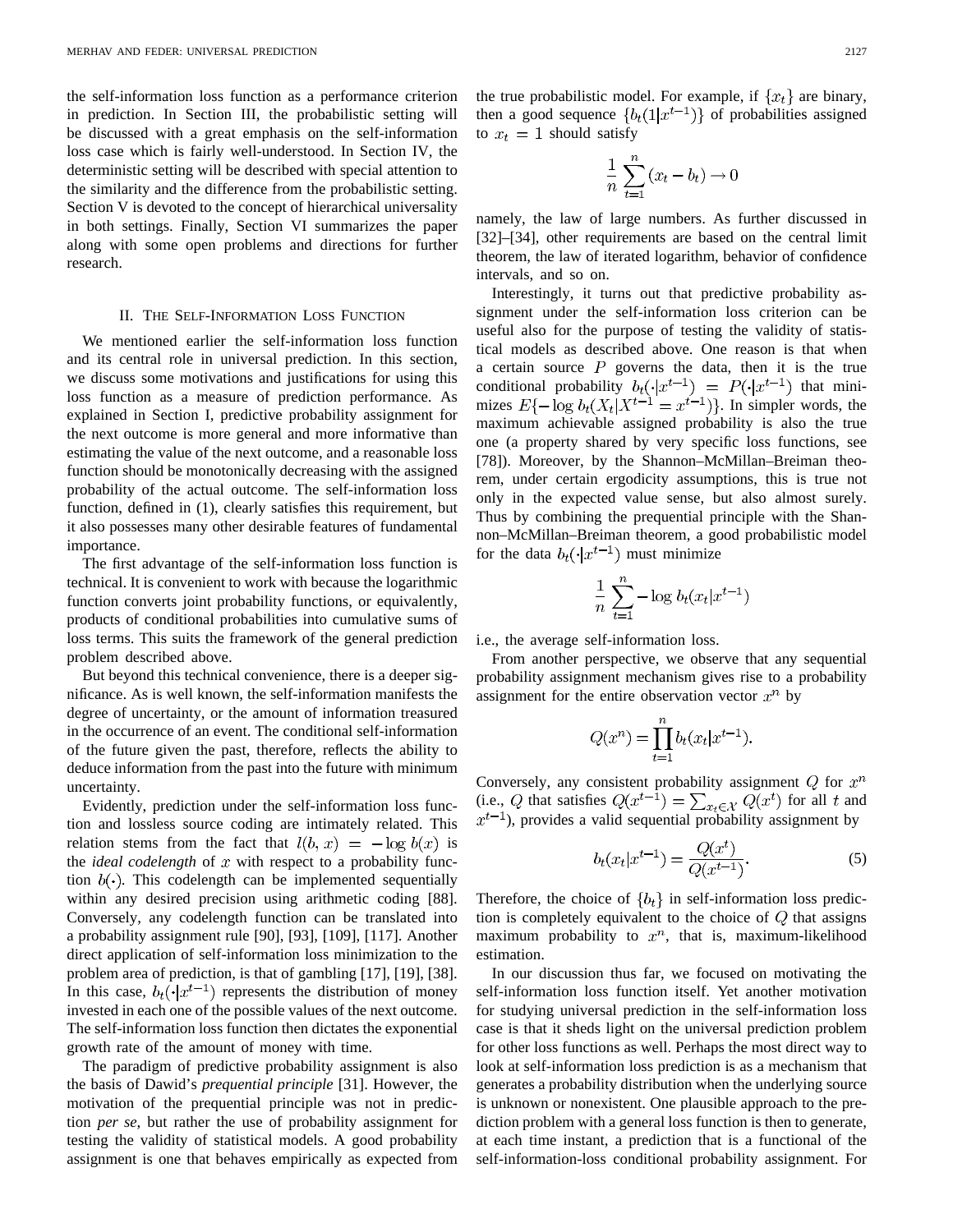the self-information loss function as a performance criterion in prediction. In Section III, the probabilistic setting will be discussed with a great emphasis on the self-information loss case which is fairly well-understood. In Section IV, the deterministic setting will be described with special attention to the similarity and the difference from the probabilistic setting. Section V is devoted to the concept of hierarchical universality in both settings. Finally, Section VI summarizes the paper along with some open problems and directions for further research.

## II. The Self-Information Loss Function

We mentioned earlier the self-information loss function and its central role in universal prediction. In this section, we discuss some motivations and justifications for using this loss function as a measure of prediction performance. As explained in Section I, predictive probability assignment for the next outcome is more general and more informative than estimating the value of the next outcome, and a reasonable loss function should be monotonically decreasing with the assigned probability of the actual outcome. The self-information loss function, defined in (1), clearly satisfies this requirement, but it also possesses many other desirable features of fundamental importance.

The first advantage of the self-information loss function is technical. It is convenient to work with because the logarithmic function converts joint probability functions, or equivalently, products of conditional probabilities into cumulative sums of loss terms. This suits the framework of the general prediction problem described above.

But beyond this technical convenience, there is a deeper significance. As is well known, the self-information manifests the degree of uncertainty, or the amount of information treasured in the occurrence of an event. The conditional self-information of the future given the past, therefore, reflects the ability to deduce information from the past into the future with minimum uncertainty.

Evidently, prediction under the self-information loss function and lossless source coding are intimately related. This relation stems from the fact that $l(b, x) = -\log b(x)$ is the *ideal codelength* of $x$ with respect to a probability function $b(\cdot)$. This codelength can be implemented sequentially within any desired precision using arithmetic coding [88]. Conversely, any codelength function can be translated into a probability assignment rule [90], [93], [109], [117]. Another direct application of self-information loss minimization to the problem area of prediction, is that of gambling [17], [19], [38]. In this case, $b_t(\cdot|x^{t-1})$ represents the distribution of money invested in each one of the possible values of the next outcome. The self-information loss function then dictates the exponential growth rate of the amount of money with time.

The paradigm of predictive probability assignment is also the basis of Dawid's *prequential principle* [31]. However, the motivation of the prequential principle was not in prediction *per se*, but rather the use of probability assignment for testing the validity of statistical models. A good probability assignment is one that behaves empirically as expected from the true probabilistic model. For example, if $\{x_t\}$ are binary, then a good sequence $\{b_t(1|x^{t-1})\}$ of probabilities assigned to $x_t = 1$ should satisfy

$$\frac{1}{n}\sum_{t=1}^{n}(x_t - b_t) \to 0$$

namely, the law of large numbers. As further discussed in [32]–[34], other requirements are based on the central limit theorem, the law of iterated logarithm, behavior of confidence intervals, and so on.

Interestingly, it turns out that predictive probability assignment under the self-information loss criterion can be useful also for the purpose of testing the validity of statistical models as described above. One reason is that when a certain source $P$ governs the data, then it is the true conditional probability $b_t(\cdot|x^{t-1}) = P(\cdot|x^{t-1})$ that minimizes $E\{-\log b_t(X_t|X^{t-1} = x^{t-1})\}$. In simpler words, the maximum achievable assigned probability is also the true one (a property shared by very specific loss functions, see [78]). Moreover, by the Shannon–McMillan–Breiman theorem, under certain ergodicity assumptions, this is true not only in the expected value sense, but also almost surely. Thus by combining the prequential principle with the Shannon–McMillan–Breiman theorem, a good probabilistic model for the data $b_t(\cdot|x^{t-1})$ must minimize

$$\frac{1}{n}\sum_{t=1}^{n} -\log b_t(x_t|x^{t-1})$$

i.e., the average self-information loss.

From another perspective, we observe that any sequential probability assignment mechanism gives rise to a probability assignment for the entire observation vector $x^n$ by

$$Q(x^n) = \prod_{t=1}^{n} b_t(x_t|x^{t-1}).$$

Conversely, any consistent probability assignment $Q$ for $x^n$ (i.e., $Q$ that satisfies $Q(x^{t-1}) = \sum_{x_t \in \mathcal{X}} Q(x^t)$ for all $t$ and $x^{t-1}$), provides a valid sequential probability assignment by

$$b_t(x_t|x^{t-1}) = \frac{Q(x^t)}{Q(x^{t-1})}. \tag{5}$$

Therefore, the choice of $\{b_t\}$ in self-information loss prediction is completely equivalent to the choice of $Q$ that assigns maximum probability to $x^n$, that is, maximum-likelihood estimation.

In our discussion thus far, we focused on motivating the self-information loss function itself. Yet another motivation for studying universal prediction in the self-information loss case is that it sheds light on the universal prediction problem for other loss functions as well. Perhaps the most direct way to look at self-information loss prediction is as a mechanism that generates a probability distribution when the underlying source is unknown or nonexistent. One plausible approach to the prediction problem with a general loss function is then to generate, at each time instant, a prediction that is a functional of the self-information-loss conditional probability assignment. For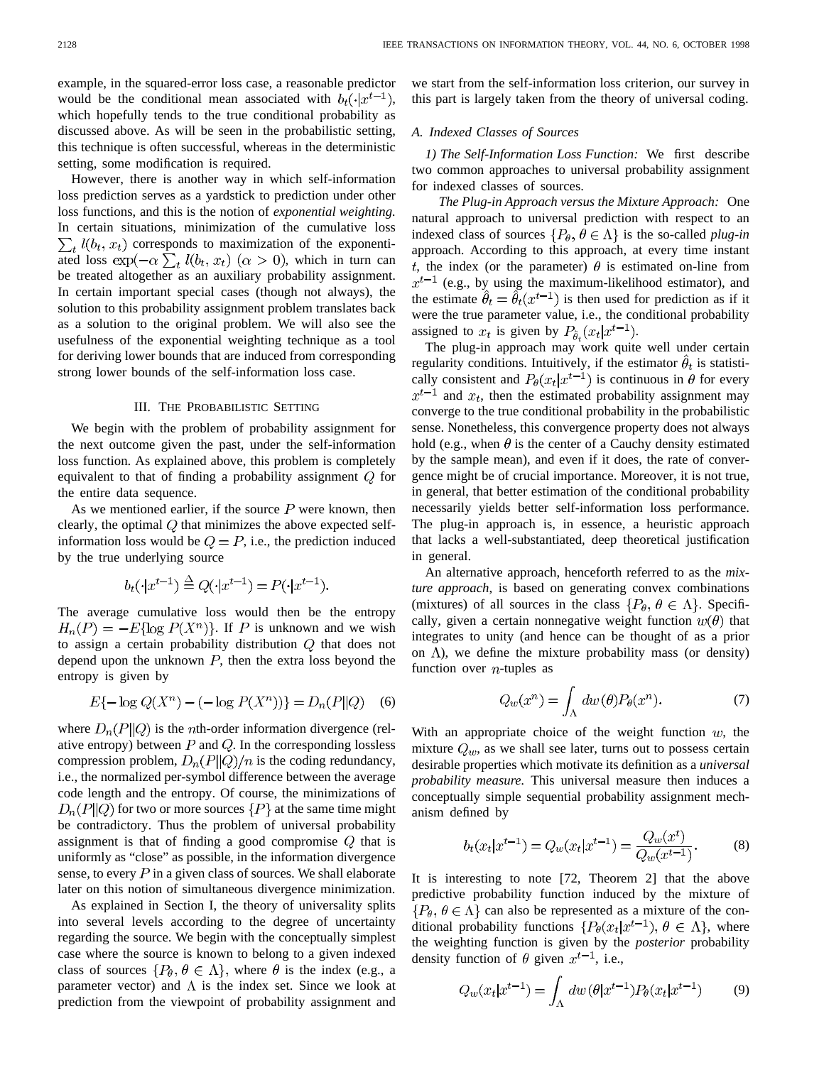example, in the squared-error loss case, a reasonable predictor would be the conditional mean associated with $b_t(\cdot|x^{t-1})$, which hopefully tends to the true conditional probability as discussed above. As will be seen in the probabilistic setting, this technique is often successful, whereas in the deterministic setting, some modification is required.

However, there is another way in which self-information loss prediction serves as a yardstick to prediction under other loss functions, and this is the notion of *exponential weighting.* In certain situations, minimization of the cumulative loss $\sum_t l(b_t, x_t)$ corresponds to maximization of the exponentiated loss $\exp(-\alpha \sum_t l(b_t, x_t) \; (\alpha > 0)$, which in turn can be treated altogether as an auxiliary probability assignment. In certain important special cases (though not always), the solution to this probability assignment problem translates back as a solution to the original problem. We will also see the usefulness of the exponential weighting technique as a tool for deriving lower bounds that are induced from corresponding strong lower bounds of the self-information loss case.

## III. The Probabilistic Setting

We begin with the problem of probability assignment for the next outcome given the past, under the self-information loss function. As explained above, this problem is completely equivalent to that of finding a probability assignment $Q$ for the entire data sequence.

As we mentioned earlier, if the source $P$ were known, then clearly, the optimal $Q$ that minimizes the above expected self-information loss would be $Q = P$, i.e., the prediction induced by the true underlying source

$$b_t(\cdot|x^{t-1}) \stackrel{\Delta}{=} Q(\cdot|x^{t-1}) = P(\cdot|x^{t-1}).$$

The average cumulative loss would then be the entropy $H_n(P) = -E\{\log P(X^n)\}$. If $P$ is unknown and we wish to assign a certain probability distribution $Q$ that does not depend upon the unknown $P$, then the extra loss beyond the entropy is given by

$$E\{-\log Q(X^n) - (-\log P(X^n))\} = D_n(P\|Q) \quad (6)$$

where $D_n(P\|Q)$ is the $n$th-order information divergence (relative entropy) between $P$ and $Q$. In the corresponding lossless compression problem, $D_n(P\|Q)/n$ is the coding redundancy, i.e., the normalized per-symbol difference between the average code length and the entropy. Of course, the minimizations of $D_n(P\|Q)$ for two or more sources $\{P\}$ at the same time might be contradictory. Thus the problem of universal probability assignment is that of finding a good compromise $Q$ that is uniformly as "close" as possible, in the information divergence sense, to every $P$ in a given class of sources. We shall elaborate later on this notion of simultaneous divergence minimization.

As explained in Section I, the theory of universality splits into several levels according to the degree of uncertainty regarding the source. We begin with the conceptually simplest case where the source is known to belong to a given indexed class of sources $\{P_\theta, \theta \in \Lambda\}$, where $\theta$ is the index (e.g., a parameter vector) and $\Lambda$ is the index set. Since we look at prediction from the viewpoint of probability assignment and we start from the self-information loss criterion, our survey in this part is largely taken from the theory of universal coding.

### A. Indexed Classes of Sources

#### 1) The Self-Information Loss Function:

We first describe two common approaches to universal probability assignment for indexed classes of sources.

*The Plug-in Approach versus the Mixture Approach:* One natural approach to universal prediction with respect to an indexed class of sources $\{P_\theta, \theta \in \Lambda\}$ is the so-called *plug-in* approach. According to this approach, at every time instant $t$, the index (or the parameter) $\theta$ is estimated on-line from $x^{t-1}$ (e.g., by using the maximum-likelihood estimator), and the estimate $\hat{\theta}_t = \hat{\theta}_t(x^{t-1})$ is then used for prediction as if it were the true parameter value, i.e., the conditional probability assigned to $x_t$ is given by $P_{\hat{\theta}_t}(x_t|x^{t-1})$.

The plug-in approach may work quite well under certain regularity conditions. Intuitively, if the estimator $\hat{\theta}_t$ is statistically consistent and $P_\theta(x_t|x^{t-1})$ is continuous in $\theta$ for every $x^{t-1}$ and $x_t$, then the estimated probability assignment may converge to the true conditional probability in the probabilistic sense. Nonetheless, this convergence property does not always hold (e.g., when $\theta$ is the center of a Cauchy density estimated by the sample mean), and even if it does, the rate of convergence might be of crucial importance. Moreover, it is not true, in general, that better estimation of the conditional probability necessarily yields better self-information loss performance. The plug-in approach is, in essence, a heuristic approach that lacks a well-substantiated, deep theoretical justification in general.

An alternative approach, henceforth referred to as the *mixture approach,* is based on generating convex combinations (mixtures) of all sources in the class $\{P_\theta, \theta \in \Lambda\}$. Specifically, given a certain nonnegative weight function $w(\theta)$ that integrates to unity (and hence can be thought of as a prior on $\Lambda$), we define the mixture probability mass (or density) function over $n$-tuples as

$$Q_w(x^n) = \int_\Lambda dw(\theta) P_\theta(x^n). \quad (7)$$

With an appropriate choice of the weight function $w$, the mixture $Q_w$, as we shall see later, turns out to possess certain desirable properties which motivate its definition as a *universal probability measure.* This universal measure then induces a conceptually simple sequential probability assignment mechanism defined by

$$b_t(x_t|x^{t-1}) = Q_w(x_t|x^{t-1}) = \frac{Q_w(x^t)}{Q_w(x^{t-1})}. \quad (8)$$

It is interesting to note [72, Theorem 2] that the above predictive probability function induced by the mixture of $\{P_\theta, \theta \in \Lambda\}$ can also be represented as a mixture of the conditional probability functions $\{P_\theta(x_t|x^{t-1}), \theta \in \Lambda\}$, where the weighting function is given by the *posterior* probability density function of $\theta$ given $x^{t-1}$, i.e.,

$$Q_w(x_t|x^{t-1}) = \int_\Lambda dw(\theta|x^{t-1}) P_\theta(x_t|x^{t-1}) \quad (9)$$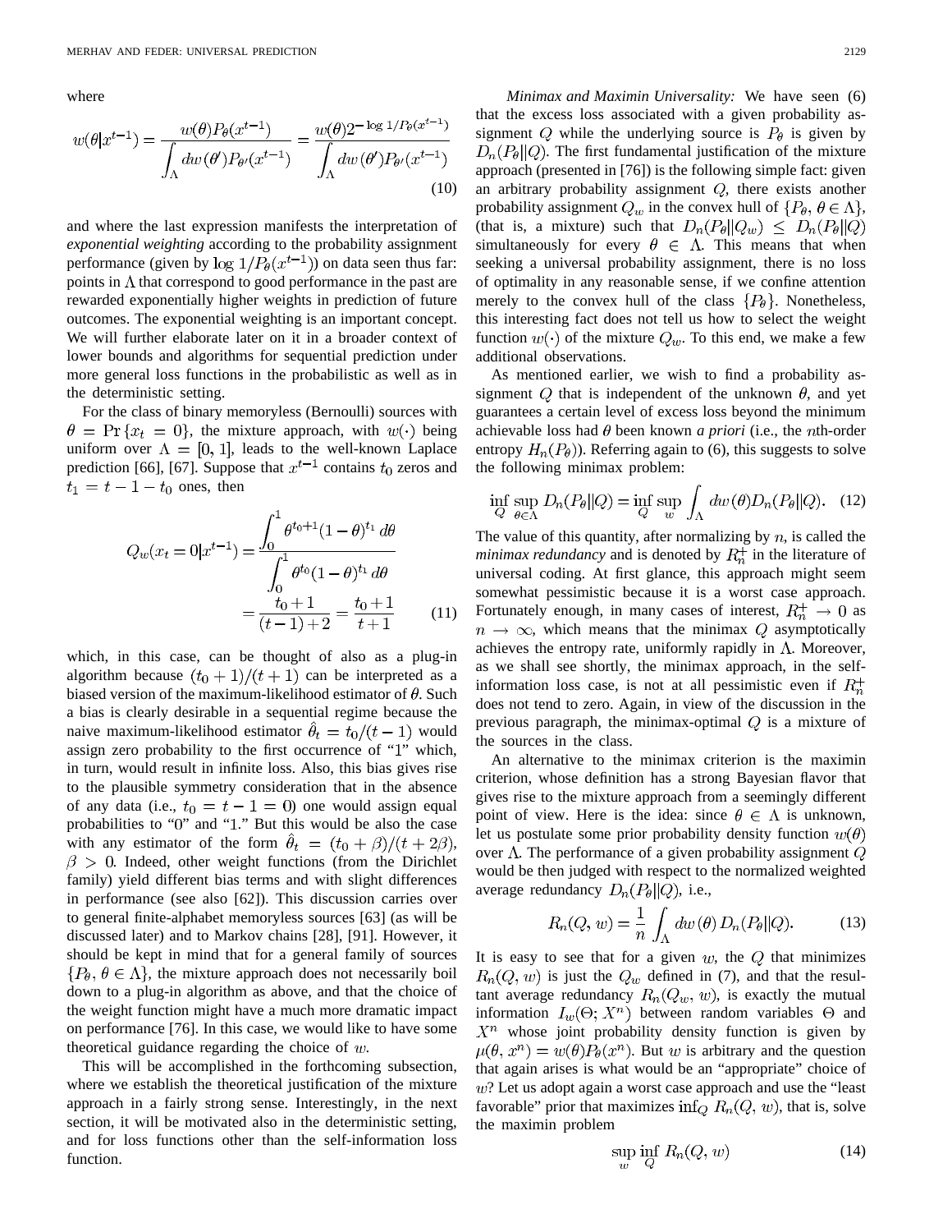where

$$w(\theta|x^{t-1}) = \frac{w(\theta)P_\theta(x^{t-1})}{\int_\Lambda dw(\theta')P_{\theta'}(x^{t-1})} = \frac{w(\theta)2^{-\log 1/P_\theta(x^{t-1})}}{\int_\Lambda dw(\theta')P_{\theta'}(x^{t-1})} \tag{10}$$

and where the last expression manifests the interpretation of *exponential weighting* according to the probability assignment performance (given by $\log 1/P_\theta(x^{t-1})$) on data seen thus far: points in $\Lambda$ that correspond to good performance in the past are rewarded exponentially higher weights in prediction of future outcomes. The exponential weighting is an important concept. We will further elaborate later on it in a broader context of lower bounds and algorithms for sequential prediction under more general loss functions in the probabilistic as well as in the deterministic setting.

For the class of binary memoryless (Bernoulli) sources with $\theta = \Pr\{x_t = 0\}$, the mixture approach, with $w(\cdot)$ being uniform over $\Lambda = [0, 1]$, leads to the well-known Laplace prediction [66], [67]. Suppose that $x^{t-1}$ contains $t_0$ zeros and $t_1 = t - 1 - t_0$ ones, then

$$\begin{aligned} Q_w(x_t = 0|x^{t-1}) &= \frac{\int_0^1 \theta^{t_0+1}(1-\theta)^{t_1}\,d\theta}{\int_0^1 \theta^{t_0}(1-\theta)^{t_1}\,d\theta} \\ &= \frac{t_0+1}{(t-1)+2} = \frac{t_0+1}{t+1} \end{aligned} \tag{11}$$

which, in this case, can be thought of also as a plug-in algorithm because $(t_0+1)/(t+1)$ can be interpreted as a biased version of the maximum-likelihood estimator of $\theta$. Such a bias is clearly desirable in a sequential regime because the naive maximum-likelihood estimator $\hat{\theta}_t = t_0/(t-1)$ would assign zero probability to the first occurrence of "1" which, in turn, would result in infinite loss. Also, this bias gives rise to the plausible symmetry consideration that in the absence of any data (i.e., $t_0 = t - 1 = 0$) one would assign equal probabilities to "0" and "1." But this would be also the case with any estimator of the form $\hat{\theta}_t = (t_0+\beta)/(t+2\beta)$, $\beta > 0$. Indeed, other weight functions (from the Dirichlet family) yield different bias terms and with slight differences in performance (see also [62]). This discussion carries over to general finite-alphabet memoryless sources [63] (as will be discussed later) and to Markov chains [28], [91]. However, it should be kept in mind that for a general family of sources $\{P_\theta, \theta \in \Lambda\}$, the mixture approach does not necessarily boil down to a plug-in algorithm as above, and that the choice of the weight function might have a much more dramatic impact on performance [76]. In this case, we would like to have some theoretical guidance regarding the choice of $w$.

This will be accomplished in the forthcoming subsection, where we establish the theoretical justification of the mixture approach in a fairly strong sense. Interestingly, in the next section, it will be motivated also in the deterministic setting, and for loss functions other than the self-information loss function.

*Minimax and Maximin Universality:* We have seen (6) that the excess loss associated with a given probability assignment $Q$ while the underlying source is $P_\theta$ is given by $D_n(P_\theta\|Q)$. The first fundamental justification of the mixture approach (presented in [76]) is the following simple fact: given an arbitrary probability assignment $Q$, there exists another probability assignment $Q_w$ in the convex hull of $\{P_\theta, \theta \in \Lambda\}$, (that is, a mixture) such that $D_n(P_\theta\|Q_w) \le D_n(P_\theta\|Q)$ simultaneously for every $\theta \in \Lambda$. This means that when seeking a universal probability assignment, there is no loss of optimality in any reasonable sense, if we confine attention merely to the convex hull of the class $\{P_\theta\}$. Nonetheless, this interesting fact does not tell us how to select the weight function $w(\cdot)$ of the mixture $Q_w$. To this end, we make a few additional observations.

As mentioned earlier, we wish to find a probability assignment $Q$ that is independent of the unknown $\theta$, and yet guarantees a certain level of excess loss beyond the minimum achievable loss had $\theta$ been known *a priori* (i.e., the $n$th-order entropy $H_n(P_\theta)$). Referring again to (6), this suggests to solve the following minimax problem:

$$\inf_Q \sup_{\theta\in\Lambda} D_n(P_\theta\|Q) = \inf_Q \sup_w \int_\Lambda dw(\theta)D_n(P_\theta\|Q). \tag{12}$$

The value of this quantity, after normalizing by $n$, is called the *minimax redundancy* and is denoted by $R_n^+$ in the literature of universal coding. At first glance, this approach might seem somewhat pessimistic because it is a worst case approach. Fortunately enough, in many cases of interest, $R_n^+ \to 0$ as $n \to \infty$, which means that the minimax $Q$ asymptotically achieves the entropy rate, uniformly rapidly in $\Lambda$. Moreover, as we shall see shortly, the minimax approach, in the self-information loss case, is not at all pessimistic even if $R_n^+$ does not tend to zero. Again, in view of the discussion in the previous paragraph, the minimax-optimal $Q$ is a mixture of the sources in the class.

An alternative to the minimax criterion is the maximin criterion, whose definition has a strong Bayesian flavor that gives rise to the mixture approach from a seemingly different point of view. Here is the idea: since $\theta \in \Lambda$ is unknown, let us postulate some prior probability density function $w(\theta)$ over $\Lambda$. The performance of a given probability assignment $Q$ would be then judged with respect to the normalized weighted average redundancy $D_n(P_\theta\|Q)$, i.e.,

$$R_n(Q, w) = \frac{1}{n}\int_\Lambda dw(\theta)\,D_n(P_\theta\|Q). \tag{13}$$

It is easy to see that for a given $w$, the $Q$ that minimizes $R_n(Q, w)$ is just the $Q_w$ defined in (7), and that the resultant average redundancy $R_n(Q_w, w)$, is exactly the mutual information $I_w(\Theta; X^n)$ between random variables $\Theta$ and $X^n$ whose joint probability density function is given by $\mu(\theta, x^n) = w(\theta)P_\theta(x^n)$. But $w$ is arbitrary and the question that again arises is what would be an "appropriate" choice of $w$? Let us adopt again a worst case approach and use the "least favorable" prior that maximizes $\inf_Q R_n(Q, w)$, that is, solve the maximin problem

$$\sup_w \inf_Q R_n(Q, w) \tag{14}$$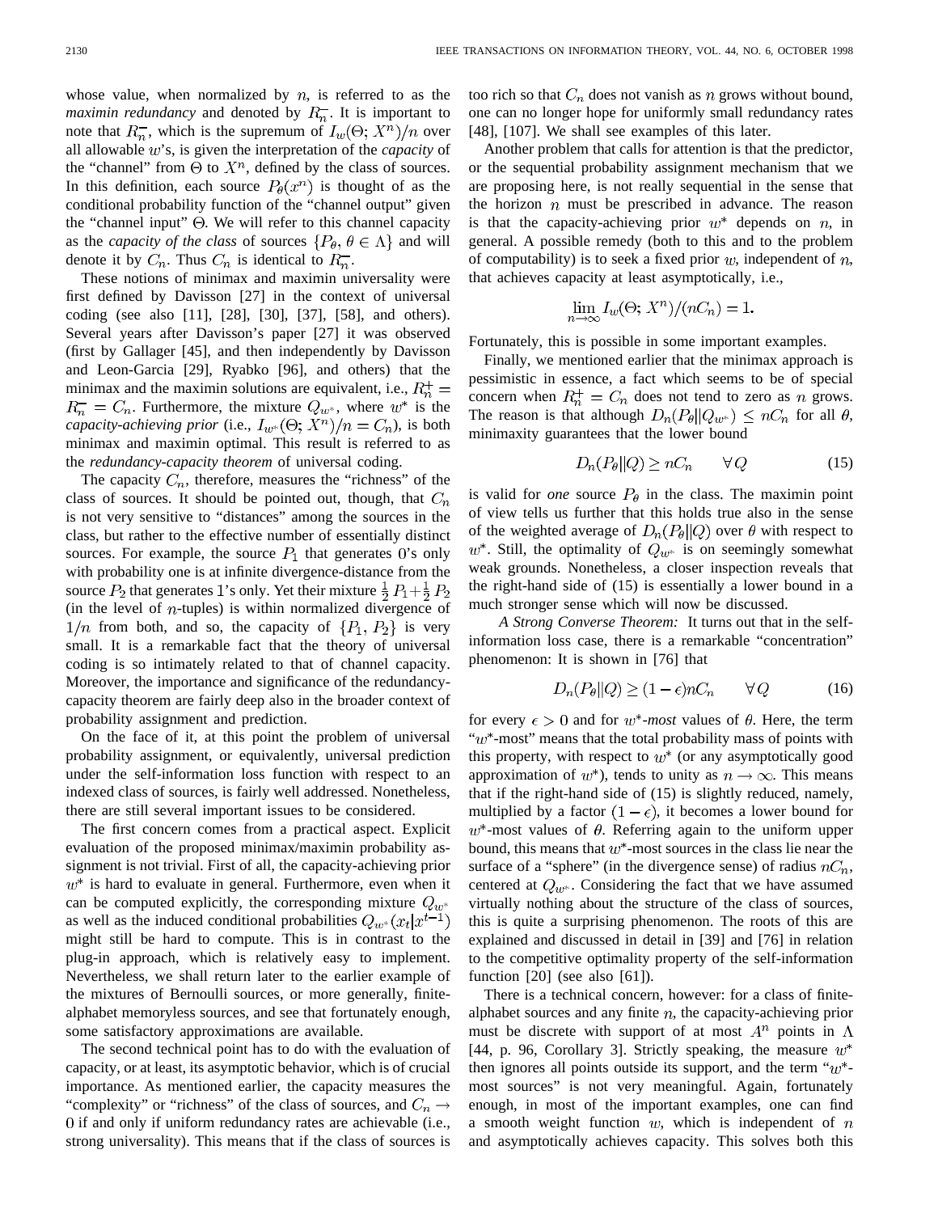whose value, when normalized by $n$, is referred to as the *maximin redundancy* and denoted by $R_n^-$. It is important to note that $R_n^-$, which is the supremum of $I_w(\Theta; X^n)/n$ over all allowable $w$'s, is given the interpretation of the *capacity* of the "channel" from $\Theta$ to $X^n$, defined by the class of sources. In this definition, each source $P_\theta(x^n)$ is thought of as the conditional probability function of the "channel output" given the "channel input" $\Theta$. We will refer to this channel capacity as the *capacity of the class* of sources $\{P_\theta, \theta \in \Lambda\}$ and will denote it by $C_n$. Thus $C_n$ is identical to $R_n^-$.

These notions of minimax and maximin universality were first defined by Davisson [27] in the context of universal coding (see also [11], [28], [30], [37], [58], and others). Several years after Davisson's paper [27] it was observed (first by Gallager [45], and then independently by Davisson and Leon-Garcia [29], Ryabko [96], and others) that the minimax and the maximin solutions are equivalent, i.e., $R_n^+ = R_n^- = C_n$. Furthermore, the mixture $Q_{w^*}$, where $w^*$ is the *capacity-achieving prior* (i.e., $I_{w^*}(\Theta; X^n)/n = C_n$), is both minimax and maximin optimal. This result is referred to as the *redundancy-capacity theorem* of universal coding.

The capacity $C_n$, therefore, measures the "richness" of the class of sources. It should be pointed out, though, that $C_n$ is not very sensitive to "distances" among the sources in the class, but rather to the effective number of essentially distinct sources. For example, the source $P_1$ that generates 0's only with probability one is at infinite divergence-distance from the source $P_2$ that generates 1's only. Yet their mixture $\frac{1}{2}P_1 + \frac{1}{2}P_2$ (in the level of $n$-tuples) is within normalized divergence of $1/n$ from both, and so, the capacity of $\{P_1, P_2\}$ is very small. It is a remarkable fact that the theory of universal coding is so intimately related to that of channel capacity. Moreover, the importance and significance of the redundancy-capacity theorem are fairly deep also in the broader context of probability assignment and prediction.

On the face of it, at this point the problem of universal probability assignment, or equivalently, universal prediction under the self-information loss function with respect to an indexed class of sources, is fairly well addressed. Nonetheless, there are still several important issues to be considered.

The first concern comes from a practical aspect. Explicit evaluation of the proposed minimax/maximin probability assignment is not trivial. First of all, the capacity-achieving prior $w^*$ is hard to evaluate in general. Furthermore, even when it can be computed explicitly, the corresponding mixture $Q_{w^*}$ as well as the induced conditional probabilities $Q_{w^*}(x_t|x^{t-1})$ might still be hard to compute. This is in contrast to the plug-in approach, which is relatively easy to implement. Nevertheless, we shall return later to the earlier example of the mixtures of Bernoulli sources, or more generally, finite-alphabet memoryless sources, and see that fortunately enough, some satisfactory approximations are available.

The second technical point has to do with the evaluation of capacity, or at least, its asymptotic behavior, which is of crucial importance. As mentioned earlier, the capacity measures the "complexity" or "richness" of the class of sources, and $C_n \to 0$ if and only if uniform redundancy rates are achievable (i.e., strong universality). This means that if the class of sources is too rich so that $C_n$ does not vanish as $n$ grows without bound, one can no longer hope for uniformly small redundancy rates [48], [107]. We shall see examples of this later.

Another problem that calls for attention is that the predictor, or the sequential probability assignment mechanism that we are proposing here, is not really sequential in the sense that the horizon $n$ must be prescribed in advance. The reason is that the capacity-achieving prior $w^*$ depends on $n$, in general. A possible remedy (both to this and to the problem of computability) is to seek a fixed prior $w$, independent of $n$, that achieves capacity at least asymptotically, i.e.,

$$\lim_{n\to\infty} I_w(\Theta; X^n)/(nC_n) = 1.$$

Fortunately, this is possible in some important examples.

Finally, we mentioned earlier that the minimax approach is pessimistic in essence, a fact which seems to be of special concern when $R_n^+ = C_n$ does not tend to zero as $n$ grows. The reason is that although $D_n(P_\theta \| Q_{w^*}) \le nC_n$ for all $\theta$, minimaxity guarantees that the lower bound

$$D_n(P_\theta \| Q) \ge nC_n \qquad \forall Q \tag{15}$$

is valid for *one* source $P_\theta$ in the class. The maximin point of view tells us further that this holds true also in the sense of the weighted average of $D_n(P_\theta \| Q)$ over $\theta$ with respect to $w^*$. Still, the optimality of $Q_{w^*}$ is on seemingly somewhat weak grounds. Nonetheless, a closer inspection reveals that the right-hand side of (15) is essentially a lower bound in a much stronger sense which will now be discussed.

*A Strong Converse Theorem:* It turns out that in the self-information loss case, there is a remarkable "concentration" phenomenon: It is shown in [76] that

$$D_n(P_\theta \| Q) \ge (1-\epsilon)nC_n \qquad \forall Q \tag{16}$$

for every $\epsilon > 0$ and for $w^*$-*most* values of $\theta$. Here, the term "$w^*$-most" means that the total probability mass of points with this property, with respect to $w^*$ (or any asymptotically good approximation of $w^*$), tends to unity as $n \to \infty$. This means that if the right-hand side of (15) is slightly reduced, namely, multiplied by a factor $(1-\epsilon)$, it becomes a lower bound for $w^*$-most values of $\theta$. Referring again to the uniform upper bound, this means that $w^*$-most sources in the class lie near the surface of a "sphere" (in the divergence sense) of radius $nC_n$, centered at $Q_{w^*}$. Considering the fact that we have assumed virtually nothing about the structure of the class of sources, this is quite a surprising phenomenon. The roots of this are explained and discussed in detail in [39] and [76] in relation to the competitive optimality property of the self-information function [20] (see also [61]).

There is a technical concern, however: for a class of finite-alphabet sources and any finite $n$, the capacity-achieving prior must be discrete with support of at most $A^n$ points in $\Lambda$ [44, p. 96, Corollary 3]. Strictly speaking, the measure $w^*$ then ignores all points outside its support, and the term "$w^*$-most sources" is not very meaningful. Again, fortunately enough, in most of the important examples, one can find a smooth weight function $w$, which is independent of $n$ and asymptotically achieves capacity. This solves both this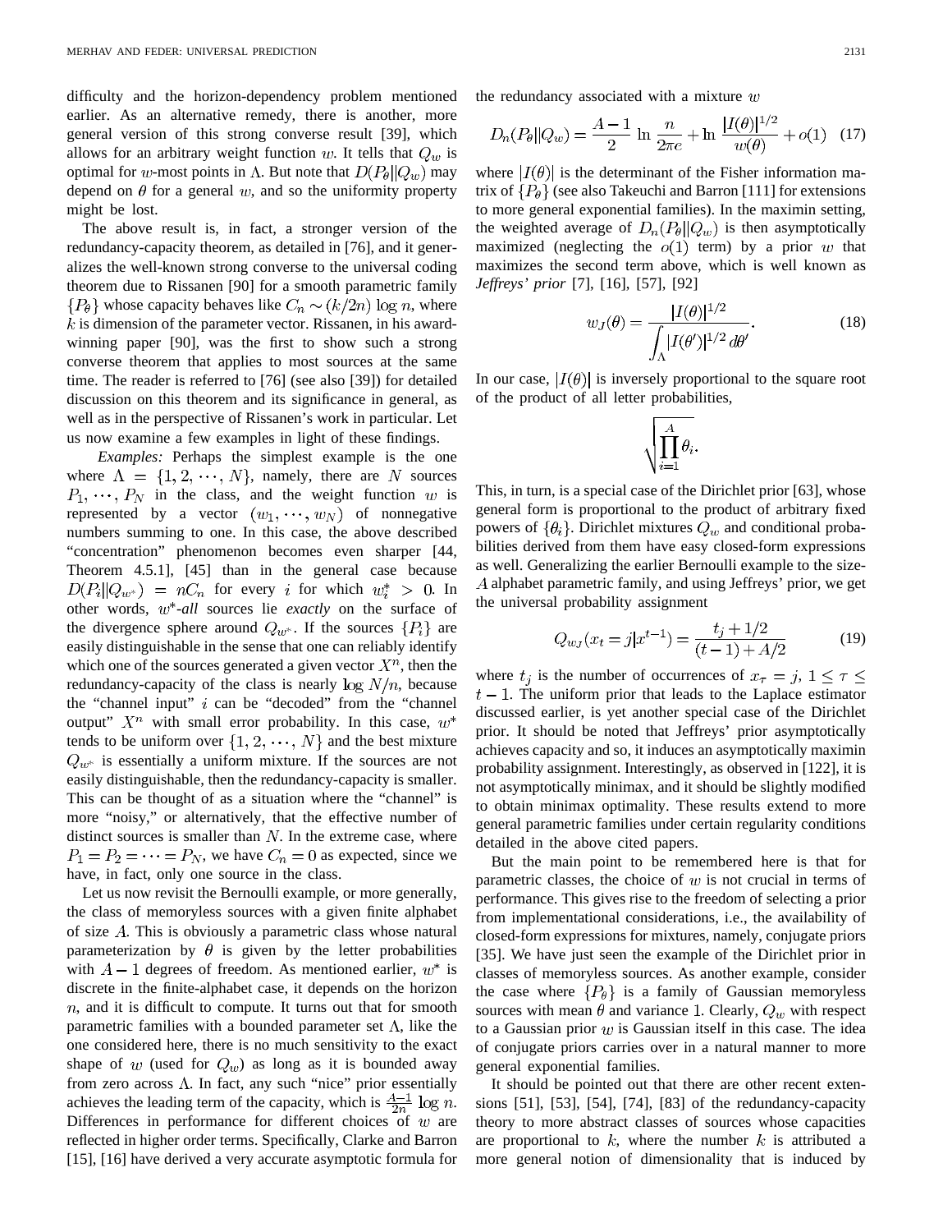difficulty and the horizon-dependency problem mentioned earlier. As an alternative remedy, there is another, more general version of this strong converse result [39], which allows for an arbitrary weight function $w$. It tells that $Q_w$ is optimal for $w$-most points in $\Lambda$. But note that $D(P_\theta \| Q_w)$ may depend on $\theta$ for a general $w$, and so the uniformity property might be lost.

The above result is, in fact, a stronger version of the redundancy-capacity theorem, as detailed in [76], and it generalizes the well-known strong converse to the universal coding theorem due to Rissanen [90] for a smooth parametric family $\{P_\theta\}$ whose capacity behaves like $C_n \sim (k/2n) \log n$, where $k$ is dimension of the parameter vector. Rissanen, in his award-winning paper [90], was the first to show such a strong converse theorem that applies to most sources at the same time. The reader is referred to [76] (see also [39]) for detailed discussion on this theorem and its significance in general, as well as in the perspective of Rissanen's work in particular. Let us now examine a few examples in light of these findings.

*Examples:* Perhaps the simplest example is the one where $\Lambda = \{1, 2, \cdots, N\}$, namely, there are $N$ sources $P_1, \cdots, P_N$ in the class, and the weight function $w$ is represented by a vector $(w_1, \cdots, w_N)$ of nonnegative numbers summing to one. In this case, the above described "concentration" phenomenon becomes even sharper [44, Theorem 4.5.1], [45] than in the general case because $D(P_i \| Q_{w^*}) = nC_n$ for every $i$ for which $w_i^* > 0$. In other words, $w^*$-*all* sources lie *exactly* on the surface of the divergence sphere around $Q_{w^*}$. If the sources $\{P_i\}$ are easily distinguishable in the sense that one can reliably identify which one of the sources generated a given vector $X^n$, then the redundancy-capacity of the class is nearly $\log N/n$, because the "channel input" $i$ can be "decoded" from the "channel output" $X^n$ with small error probability. In this case, $w^*$ tends to be uniform over $\{1, 2, \cdots, N\}$ and the best mixture $Q_{w^*}$ is essentially a uniform mixture. If the sources are not easily distinguishable, then the redundancy-capacity is smaller. This can be thought of as a situation where the "channel" is more "noisy," or alternatively, that the effective number of distinct sources is smaller than $N$. In the extreme case, where $P_1 = P_2 = \cdots = P_N$, we have $C_n = 0$ as expected, since we have, in fact, only one source in the class.

Let us now revisit the Bernoulli example, or more generally, the class of memoryless sources with a given finite alphabet of size $A$. This is obviously a parametric class whose natural parameterization by $\theta$ is given by the letter probabilities with $A - 1$ degrees of freedom. As mentioned earlier, $w^*$ is discrete in the finite-alphabet case, it depends on the horizon $n$, and it is difficult to compute. It turns out that for smooth parametric families with a bounded parameter set $\Lambda$, like the one considered here, there is no much sensitivity to the exact shape of $w$ (used for $Q_w$) as long as it is bounded away from zero across $\Lambda$. In fact, any such "nice" prior essentially achieves the leading term of the capacity, which is $\frac{A-1}{2n} \log n$. Differences in performance for different choices of $w$ are reflected in higher order terms. Specifically, Clarke and Barron [15], [16] have derived a very accurate asymptotic formula for the redundancy associated with a mixture $w$

$$D_n(P_\theta \| Q_w) = \frac{A-1}{2} \ln \frac{n}{2\pi e} + \ln \frac{|I(\theta)|^{1/2}}{w(\theta)} + o(1) \quad (17)$$

where $|I(\theta)|$ is the determinant of the Fisher information matrix of $\{P_\theta\}$ (see also Takeuchi and Barron [111] for extensions to more general exponential families). In the maximin setting, the weighted average of $D_n(P_\theta \| Q_w)$ is then asymptotically maximized (neglecting the $o(1)$ term) by a prior $w$ that maximizes the second term above, which is well known as *Jeffreys' prior* [7], [16], [57], [92]

$$w_J(\theta) = \frac{|I(\theta)|^{1/2}}{\int_\Lambda |I(\theta')|^{1/2} \, d\theta'}. \quad (18)$$

In our case, $|I(\theta)|$ is inversely proportional to the square root of the product of all letter probabilities,

$$\sqrt{\prod_{i=1}^{A} \theta_i}.$$

This, in turn, is a special case of the Dirichlet prior [63], whose general form is proportional to the product of arbitrary fixed powers of $\{\theta_i\}$. Dirichlet mixtures $Q_w$ and conditional probabilities derived from them have easy closed-form expressions as well. Generalizing the earlier Bernoulli example to the size-$A$ alphabet parametric family, and using Jeffreys' prior, we get the universal probability assignment

$$Q_{w_J}(x_t = j | x^{t-1}) = \frac{t_j + 1/2}{(t-1) + A/2} \quad (19)$$

where $t_j$ is the number of occurrences of $x_\tau = j$, $1 \le \tau \le t - 1$. The uniform prior that leads to the Laplace estimator discussed earlier, is yet another special case of the Dirichlet prior. It should be noted that Jeffreys' prior asymptotically achieves capacity and so, it induces an asymptotically maximin probability assignment. Interestingly, as observed in [122], it is not asymptotically minimax, and it should be slightly modified to obtain minimax optimality. These results extend to more general parametric families under certain regularity conditions detailed in the above cited papers.

But the main point to be remembered here is that for parametric classes, the choice of $w$ is not crucial in terms of performance. This gives rise to the freedom of selecting a prior from implementational considerations, i.e., the availability of closed-form expressions for mixtures, namely, conjugate priors [35]. We have just seen the example of the Dirichlet prior in classes of memoryless sources. As another example, consider the case where $\{P_\theta\}$ is a family of Gaussian memoryless sources with mean $\theta$ and variance 1. Clearly, $Q_w$ with respect to a Gaussian prior $w$ is Gaussian itself in this case. The idea of conjugate priors carries over in a natural manner to more general exponential families.

It should be pointed out that there are other recent extensions [51], [53], [54], [74], [83] of the redundancy-capacity theory to more abstract classes of sources whose capacities are proportional to $k$, where the number $k$ is attributed a more general notion of dimensionality that is induced by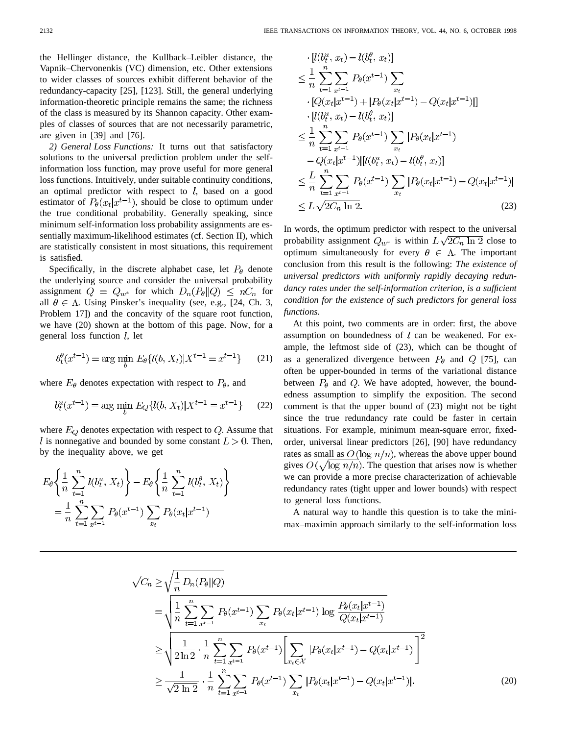the Hellinger distance, the Kullback–Leibler distance, the Vapnik–Chervonenkis (VC) dimension, etc. Other extensions to wider classes of sources exhibit different behavior of the redundancy-capacity [25], [123]. Still, the general underlying information-theoretic principle remains the same; the richness of the class is measured by its Shannon capacity. Other examples of classes of sources that are not necessarily parametric, are given in [39] and [76].

*2) General Loss Functions:* It turns out that satisfactory solutions to the universal prediction problem under the self-information loss function, may prove useful for more general loss functions. Intuitively, under suitable continuity conditions, an optimal predictor with respect to $l$, based on a good estimator of $P_\theta(x_t|x^{t-1})$, should be close to optimum under the true conditional probability. Generally speaking, since minimum self-information loss probability assignments are essentially maximum-likelihood estimates (cf. Section II), which are statistically consistent in most situations, this requirement is satisfied.

Specifically, in the discrete alphabet case, let $P_\theta$ denote the underlying source and consider the universal probability assignment $Q = Q_{w^*}$ for which $D_n(P_\theta \| Q) \le nC_n$ for all $\theta \in \Lambda$. Using Pinsker's inequality (see, e.g., [24, Ch. 3, Problem 17]) and the concavity of the square root function, we have (20) shown at the bottom of this page. Now, for a general loss function $l$, let

$$b_t^\theta(x^{t-1}) = \arg\min_b E_\theta\{l(b, X_t)|X^{t-1} = x^{t-1}\} \tag{21}$$

where $E_\theta$ denotes expectation with respect to $P_\theta$, and

$$b_t^u(x^{t-1}) = \arg\min_b E_Q\{l(b, X_t)|X^{t-1} = x^{t-1}\} \tag{22}$$

where $E_Q$ denotes expectation with respect to $Q$. Assume that $l$ is nonnegative and bounded by some constant $L > 0$. Then, by the inequality above, we get

$$\begin{aligned}
&E_\theta\left\{\frac{1}{n}\sum_{t=1}^n l(b_t^u, X_t)\right\} - E_\theta\left\{\frac{1}{n}\sum_{t=1}^n l(b_t^\theta, X_t)\right\} \\
&= \frac{1}{n}\sum_{t=1}^n \sum_{x^{t-1}} P_\theta(x^{t-1}) \sum_{x_t} P_\theta(x_t|x^{t-1}) \\
&\quad \cdot [l(b_t^u, x_t) - l(b_t^\theta, x_t)] \\
&\le \frac{1}{n}\sum_{t=1}^n \sum_{x^{t-1}} P_\theta(x^{t-1}) \sum_{x_t} \\
&\quad \cdot [Q(x_t|x^{t-1}) + |P_\theta(x_t|x^{t-1}) - Q(x_t|x^{t-1})|] \\
&\quad \cdot [l(b_t^u, x_t) - l(b_t^\theta, x_t)] \\
&\le \frac{1}{n}\sum_{t=1}^n \sum_{x^{t-1}} P_\theta(x^{t-1}) \sum_{x_t} |P_\theta(x_t|x^{t-1}) \\
&\quad - Q(x_t|x^{t-1})| [l(b_t^u, x_t) - l(b_t^\theta, x_t)] \\
&\le \frac{L}{n}\sum_{t=1}^n \sum_{x^{t-1}} P_\theta(x^{t-1}) \sum_{x_t} |P_\theta(x_t|x^{t-1}) - Q(x_t|x^{t-1})| \\
&\le L\sqrt{2C_n \ln 2}.
\end{aligned} \tag{23}$$

In words, the optimum predictor with respect to the universal probability assignment $Q_{w^*}$ is within $L\sqrt{2C_n \ln 2}$ close to optimum simultaneously for every $\theta \in \Lambda$. The important conclusion from this result is the following: *The existence of universal predictors with uniformly rapidly decaying redundancy rates under the self-information criterion, is a sufficient condition for the existence of such predictors for general loss functions.*

At this point, two comments are in order: first, the above assumption on boundedness of $l$ can be weakened. For example, the leftmost side of (23), which can be thought of as a generalized divergence between $P_\theta$ and $Q$ [75], can often be upper-bounded in terms of the variational distance between $P_\theta$ and $Q$. We have adopted, however, the boundedness assumption to simplify the exposition. The second comment is that the upper bound of (23) might not be tight since the true redundancy rate could be faster in certain situations. For example, minimum mean-square error, fixed-order, universal linear predictors [26], [90] have redundancy rates as small as $O(\log n/n)$, whereas the above upper bound gives $O(\sqrt{\log n/n})$. The question that arises now is whether we can provide a more precise characterization of achievable redundancy rates (tight upper and lower bounds) with respect to general loss functions.

A natural way to handle this question is to take the minimax–maximin approach similarly to the self-information loss

$$\begin{aligned}
\sqrt{C_n} &\ge \sqrt{\frac{1}{n} D_n(P_\theta \| Q)} \\
&= \sqrt{\frac{1}{n}\sum_{t=1}^n \sum_{x^{t-1}} P_\theta(x^{t-1}) \sum_{x_t} P_\theta(x_t|x^{t-1}) \log \frac{P_\theta(x_t|x^{t-1})}{Q(x_t|x^{t-1})}} \\
&\ge \sqrt{\frac{1}{2\ln 2} \cdot \frac{1}{n}\sum_{t=1}^n \sum_{x^{t-1}} P_\theta(x^{t-1}) \left[\sum_{x_t \in \mathcal{X}} |P_\theta(x_t|x^{t-1}) - Q(x_t|x^{t-1})|\right]^2} \\
&\ge \frac{1}{\sqrt{2\ln 2}} \cdot \frac{1}{n}\sum_{t=1}^n \sum_{x^{t-1}} P_\theta(x^{t-1}) \sum_{x_t} |P_\theta(x_t|x^{t-1}) - Q(x_t|x^{t-1})|.
\end{aligned} \tag{20}$$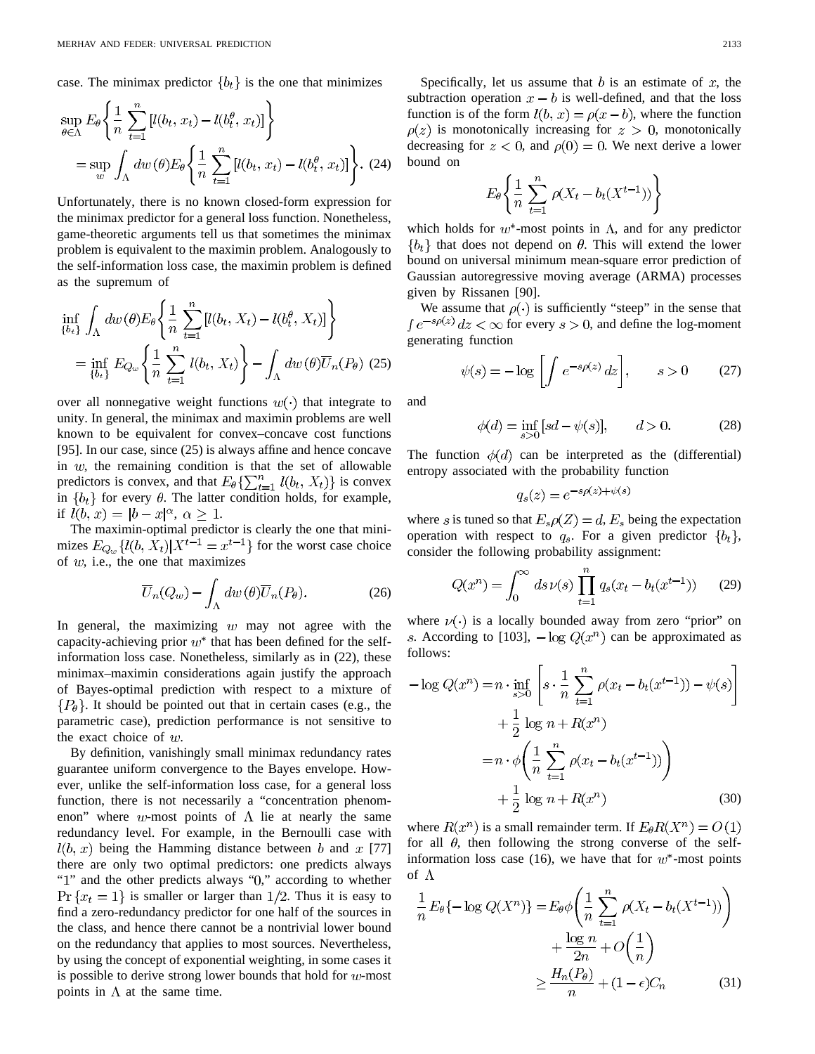case. The minimax predictor $\{b_t\}$ is the one that minimizes

$$\sup_{\theta \in \Lambda} E_\theta \left\{ \frac{1}{n} \sum_{t=1}^{n} [l(b_t, x_t) - l(b_t^\theta, x_t)] \right\}$$
$$= \sup_{w} \int_\Lambda dw(\theta) E_\theta \left\{ \frac{1}{n} \sum_{t=1}^{n} [l(b_t, x_t) - l(b_t^\theta, x_t)] \right\}. \quad (24)$$

Unfortunately, there is no known closed-form expression for the minimax predictor for a general loss function. Nonetheless, game-theoretic arguments tell us that sometimes the minimax problem is equivalent to the maximin problem. Analogously to the self-information loss case, the maximin problem is defined as the supremum of

$$\inf_{\{b_t\}} \int_\Lambda dw(\theta) E_\theta \left\{ \frac{1}{n} \sum_{t=1}^{n} [l(b_t, X_t) - l(b_t^\theta, X_t)] \right\}$$
$$= \inf_{\{b_t\}} E_{Q_w} \left\{ \frac{1}{n} \sum_{t=1}^{n} l(b_t, X_t) \right\} - \int_\Lambda dw(\theta) \overline{U}_n(P_\theta) \quad (25)$$

over all nonnegative weight functions $w(\cdot)$ that integrate to unity. In general, the minimax and maximin problems are well known to be equivalent for convex–concave cost functions [95]. In our case, since (25) is always affine and hence concave in $w$, the remaining condition is that the set of allowable predictors is convex, and that $E_\theta\{\sum_{t=1}^n l(b_t, X_t)\}$ is convex in $\{b_t\}$ for every $\theta$. The latter condition holds, for example, if $l(b, x) = |b - x|^\alpha$, $\alpha \geq 1$.

The maximin-optimal predictor is clearly the one that minimizes $E_{Q_w}\{l(b, X_t) | X^{t-1} = x^{t-1}\}$ for the worst case choice of $w$, i.e., the one that maximizes

$$\overline{U}_n(Q_w) - \int_\Lambda dw(\theta) \overline{U}_n(P_\theta). \quad (26)$$

In general, the maximizing $w$ may not agree with the capacity-achieving prior $w^*$ that has been defined for the self-information loss case. Nonetheless, similarly as in (22), these minimax–maximin considerations again justify the approach of Bayes-optimal prediction with respect to a mixture of $\{P_\theta\}$. It should be pointed out that in certain cases (e.g., the parametric case), prediction performance is not sensitive to the exact choice of $w$.

By definition, vanishingly small minimax redundancy rates guarantee uniform convergence to the Bayes envelope. However, unlike the self-information loss case, for a general loss function, there is not necessarily a "concentration phenomenon" where $w$-most points of $\Lambda$ lie at nearly the same redundancy level. For example, in the Bernoulli case with $l(b, x)$ being the Hamming distance between $b$ and $x$ [77] there are only two optimal predictors: one predicts always "1" and the other predicts always "0," according to whether $\Pr\{x_t = 1\}$ is smaller or larger than $1/2$. Thus it is easy to find a zero-redundancy predictor for one half of the sources in the class, and hence there cannot be a nontrivial lower bound on the redundancy that applies to most sources. Nevertheless, by using the concept of exponential weighting, in some cases it is possible to derive strong lower bounds that hold for $w$-most points in $\Lambda$ at the same time.

Specifically, let us assume that $b$ is an estimate of $x$, the subtraction operation $x - b$ is well-defined, and that the loss function is of the form $l(b, x) = \rho(x - b)$, where the function $\rho(z)$ is monotonically increasing for $z > 0$, monotonically decreasing for $z < 0$, and $\rho(0) = 0$. We next derive a lower bound on

$$E_\theta \left\{ \frac{1}{n} \sum_{t=1}^{n} \rho(X_t - b_t(X^{t-1})) \right\}$$

which holds for $w^*$-most points in $\Lambda$, and for any predictor $\{b_t\}$ that does not depend on $\theta$. This will extend the lower bound on universal minimum mean-square error prediction of Gaussian autoregressive moving average (ARMA) processes given by Rissanen [90].

We assume that $\rho(\cdot)$ is sufficiently "steep" in the sense that $\int e^{-s\rho(z)} dz < \infty$ for every $s > 0$, and define the log-moment generating function

$$\psi(s) = -\log \left[ \int e^{-s\rho(z)} dz \right], \qquad s > 0 \quad (27)$$

and

$$\phi(d) = \inf_{s > 0} [sd - \psi(s)], \qquad d > 0. \quad (28)$$

The function $\phi(d)$ can be interpreted as the (differential) entropy associated with the probability function

$$q_s(z) = e^{-s\rho(z) + \psi(s)}$$

where $s$ is tuned so that $E_s \rho(Z) = d$, $E_s$ being the expectation operation with respect to $q_s$. For a given predictor $\{b_t\}$, consider the following probability assignment:

$$Q(x^n) = \int_0^\infty ds\, \nu(s) \prod_{t=1}^{n} q_s(x_t - b_t(x^{t-1})) \quad (29)$$

where $\nu(\cdot)$ is a locally bounded away from zero "prior" on $s$. According to [103], $-\log Q(x^n)$ can be approximated as follows:

$$-\log Q(x^n) = n \cdot \inf_{s > 0} \left[ s \cdot \frac{1}{n} \sum_{t=1}^{n} \rho(x_t - b_t(x^{t-1})) - \psi(s) \right]$$
$$+ \frac{1}{2} \log n + R(x^n)$$
$$= n \cdot \phi\left( \frac{1}{n} \sum_{t=1}^{n} \rho(x_t - b_t(x^{t-1})) \right)$$
$$+ \frac{1}{2} \log n + R(x^n) \quad (30)$$

where $R(x^n)$ is a small remainder term. If $E_\theta R(X^n) = O(1)$ for all $\theta$, then following the strong converse of the self-information loss case (16), we have that for $w^*$-most points of $\Lambda$

$$\frac{1}{n} E_\theta\{-\log Q(X^n)\} = E_\theta \phi\left( \frac{1}{n} \sum_{t=1}^{n} \rho(X_t - b_t(X^{t-1})) \right)$$
$$+ \frac{\log n}{2n} + O\left(\frac{1}{n}\right)$$
$$\geq \frac{H_n(P_\theta)}{n} + (1 - \epsilon) C_n \quad (31)$$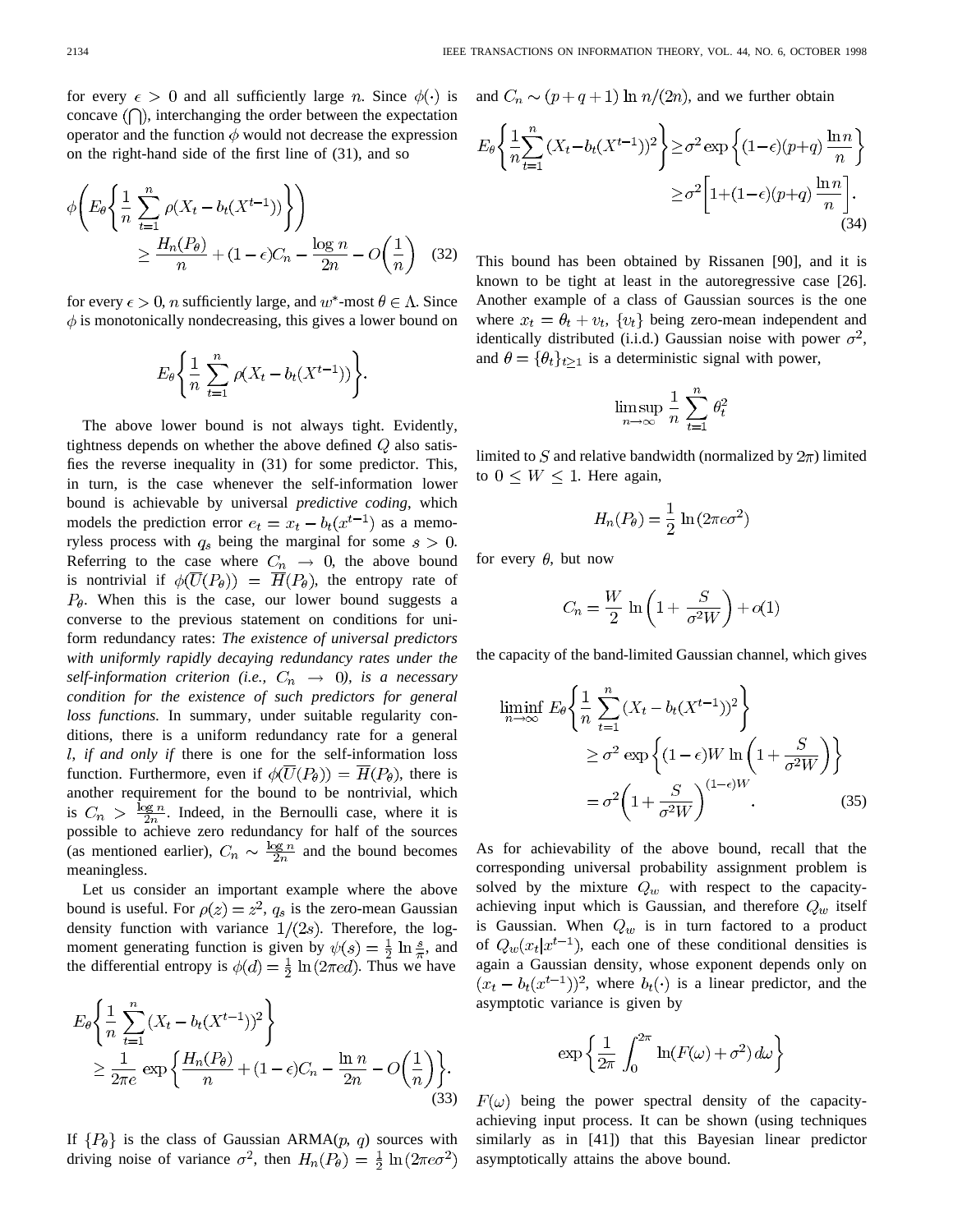for every $\epsilon > 0$ and all sufficiently large $n$. Since $\phi(\cdot)$ is concave $(\bigcap)$, interchanging the order between the expectation operator and the function $\phi$ would not decrease the expression on the right-hand side of the first line of (31), and so

$$\phi\left(E_\theta\left\{\frac{1}{n}\sum_{t=1}^{n}\rho(X_t - b_t(X^{t-1}))\right\}\right) \geq \frac{H_n(P_\theta)}{n} + (1-\epsilon)C_n - \frac{\log n}{2n} - O\left(\frac{1}{n}\right) \quad (32)$$

for every $\epsilon > 0$, $n$ sufficiently large, and $w^*$-most $\theta \in \Lambda$. Since $\phi$ is monotonically nondecreasing, this gives a lower bound on

$$E_\theta\left\{\frac{1}{n}\sum_{t=1}^{n}\rho(X_t - b_t(X^{t-1}))\right\}.$$

The above lower bound is not always tight. Evidently, tightness depends on whether the above defined $Q$ also satisfies the reverse inequality in (31) for some predictor. This, in turn, is the case whenever the self-information lower bound is achievable by universal *predictive coding*, which models the prediction error $e_t = x_t - b_t(x^{t-1})$ as a memoryless process with $q_s$ being the marginal for some $s > 0$. Referring to the case where $C_n \to 0$, the above bound is nontrivial if $\phi(\overline{U}(P_\theta)) = \overline{H}(P_\theta)$, the entropy rate of $P_\theta$. When this is the case, our lower bound suggests a converse to the previous statement on conditions for uniform redundancy rates: *The existence of universal predictors with uniformly rapidly decaying redundancy rates under the self-information criterion (i.e., $C_n \to 0$), is a necessary condition for the existence of such predictors for general loss functions.* In summary, under suitable regularity conditions, there is a uniform redundancy rate for a general $l$, *if and only if* there is one for the self-information loss function. Furthermore, even if $\phi(\overline{U}(P_\theta)) = \overline{H}(P_\theta)$, there is another requirement for the bound to be nontrivial, which is $C_n > \frac{\log n}{2n}$. Indeed, in the Bernoulli case, where it is possible to achieve zero redundancy for half of the sources (as mentioned earlier), $C_n \sim \frac{\log n}{2n}$ and the bound becomes meaningless.

Let us consider an important example where the above bound is useful. For $\rho(z) = z^2$, $q_s$ is the zero-mean Gaussian density function with variance $1/(2s)$. Therefore, the log-moment generating function is given by $\psi(s) = \frac{1}{2}\ln\frac{s}{\pi}$, and the differential entropy is $\phi(d) = \frac{1}{2}\ln(2\pi e d)$. Thus we have

$$E_\theta\left\{\frac{1}{n}\sum_{t=1}^{n}(X_t - b_t(X^{t-1}))^2\right\} \geq \frac{1}{2\pi e}\exp\left\{\frac{H_n(P_\theta)}{n} + (1-\epsilon)C_n - \frac{\ln n}{2n} - O\left(\frac{1}{n}\right)\right\}. \quad (33)$$

If $\{P_\theta\}$ is the class of Gaussian ARMA($p$, $q$) sources with driving noise of variance $\sigma^2$, then $H_n(P_\theta) = \frac{1}{2}\ln(2\pi e\sigma^2)$ and $C_n \sim (p+q+1)\ln n/(2n)$, and we further obtain

$$E_\theta\left\{\frac{1}{n}\sum_{t=1}^{n}(X_t - b_t(X^{t-1}))^2\right\} \geq \sigma^2\exp\left\{(1-\epsilon)(p+q)\frac{\ln n}{n}\right\} \geq \sigma^2\left[1 + (1-\epsilon)(p+q)\frac{\ln n}{n}\right]. \quad (34)$$

This bound has been obtained by Rissanen [90], and it is known to be tight at least in the autoregressive case [26]. Another example of a class of Gaussian sources is the one where $x_t = \theta_t + v_t$, $\{v_t\}$ being zero-mean independent and identically distributed (i.i.d.) Gaussian noise with power $\sigma^2$, and $\theta = \{\theta_t\}_{t\geq 1}$ is a deterministic signal with power,

$$\limsup_{n\to\infty}\frac{1}{n}\sum_{t=1}^{n}\theta_t^2$$

limited to $S$ and relative bandwidth (normalized by $2\pi$) limited to $0 \leq W \leq 1$. Here again,

$$H_n(P_\theta) = \frac{1}{2}\ln(2\pi e\sigma^2)$$

for every $\theta$, but now

$$C_n = \frac{W}{2}\ln\left(1 + \frac{S}{\sigma^2 W}\right) + o(1)$$

the capacity of the band-limited Gaussian channel, which gives

$$\liminf_{n\to\infty} E_\theta\left\{\frac{1}{n}\sum_{t=1}^{n}(X_t - b_t(X^{t-1}))^2\right\} \geq \sigma^2\exp\left\{(1-\epsilon)W\ln\left(1 + \frac{S}{\sigma^2 W}\right)\right\} = \sigma^2\left(1 + \frac{S}{\sigma^2 W}\right)^{(1-\epsilon)W}. \quad (35)$$

As for achievability of the above bound, recall that the corresponding universal probability assignment problem is solved by the mixture $Q_w$ with respect to the capacity-achieving input which is Gaussian, and therefore $Q_w$ itself is Gaussian. When $Q_w$ is in turn factored to a product of $Q_w(x_t|x^{t-1})$, each one of these conditional densities is again a Gaussian density, whose exponent depends only on $(x_t - b_t(x^{t-1}))^2$, where $b_t(\cdot)$ is a linear predictor, and the asymptotic variance is given by

$$\exp\left\{\frac{1}{2\pi}\int_0^{2\pi}\ln(F(\omega) + \sigma^2)\,d\omega\right\}$$

$F(\omega)$ being the power spectral density of the capacity-achieving input process. It can be shown (using techniques similarly as in [41]) that this Bayesian linear predictor asymptotically attains the above bound.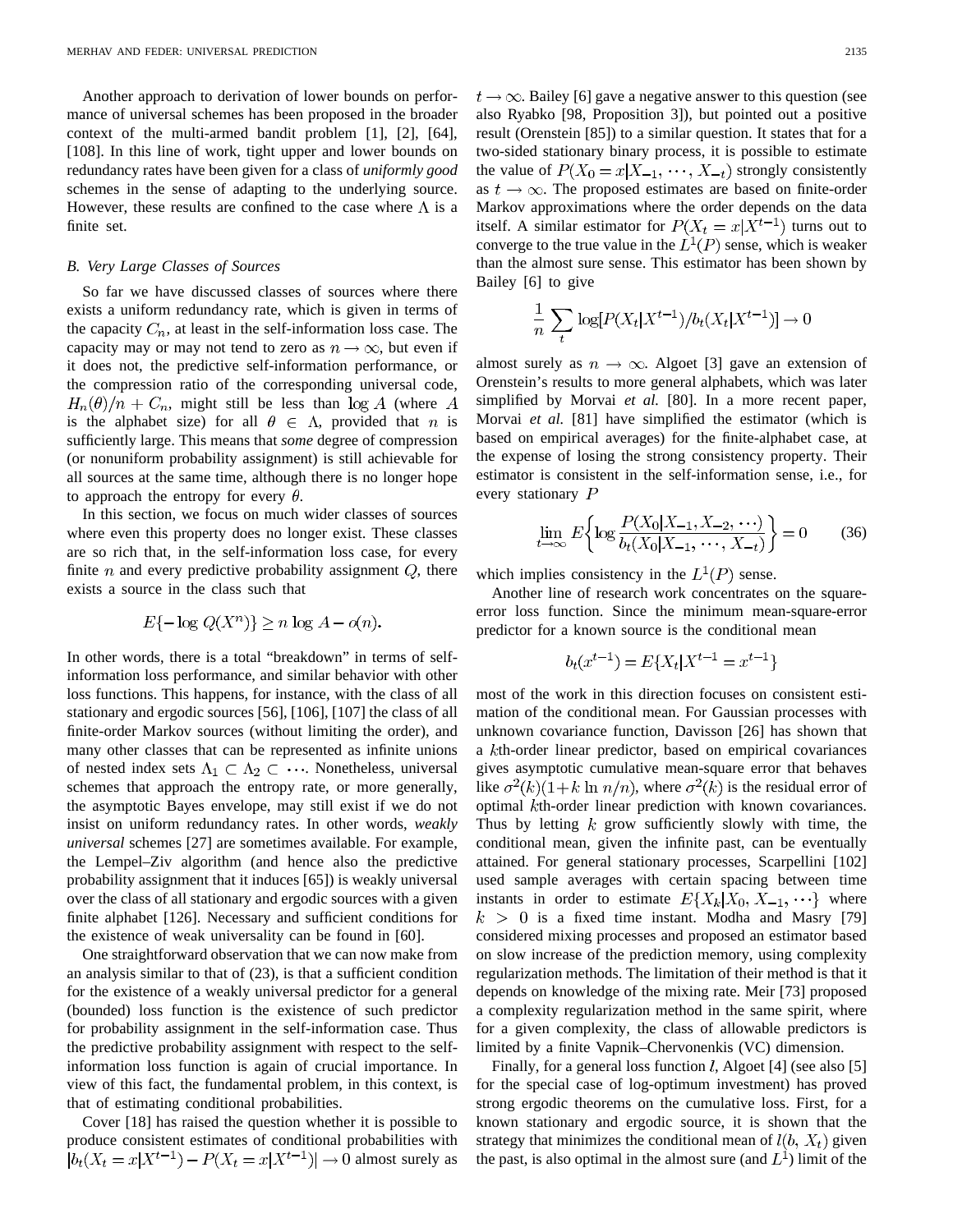Another approach to derivation of lower bounds on performance of universal schemes has been proposed in the broader context of the multi-armed bandit problem [1], [2], [64], [108]. In this line of work, tight upper and lower bounds on redundancy rates have been given for a class of *uniformly good* schemes in the sense of adapting to the underlying source. However, these results are confined to the case where $\Lambda$ is a finite set.

### *B. Very Large Classes of Sources*

So far we have discussed classes of sources where there exists a uniform redundancy rate, which is given in terms of the capacity $C_n$, at least in the self-information loss case. The capacity may or may not tend to zero as $n \to \infty$, but even if it does not, the predictive self-information performance, or the compression ratio of the corresponding universal code, $H_n(\theta)/n + C_n$, might still be less than $\log A$ (where $A$ is the alphabet size) for all $\theta \in \Lambda$, provided that $n$ is sufficiently large. This means that *some* degree of compression (or nonuniform probability assignment) is still achievable for all sources at the same time, although there is no longer hope to approach the entropy for every $\theta$.

In this section, we focus on much wider classes of sources where even this property does no longer exist. These classes are so rich that, in the self-information loss case, for every finite $n$ and every predictive probability assignment $Q$, there exists a source in the class such that

$$E\{-\log Q(X^n)\} \geq n \log A - o(n).$$

In other words, there is a total "breakdown" in terms of self-information loss performance, and similar behavior with other loss functions. This happens, for instance, with the class of all stationary and ergodic sources [56], [106], [107] the class of all finite-order Markov sources (without limiting the order), and many other classes that can be represented as infinite unions of nested index sets $\Lambda_1 \subset \Lambda_2 \subset \cdots$. Nonetheless, universal schemes that approach the entropy rate, or more generally, the asymptotic Bayes envelope, may still exist if we do not insist on uniform redundancy rates. In other words, *weakly universal* schemes [27] are sometimes available. For example, the Lempel–Ziv algorithm (and hence also the predictive probability assignment that it induces [65]) is weakly universal over the class of all stationary and ergodic sources with a given finite alphabet [126]. Necessary and sufficient conditions for the existence of weak universality can be found in [60].

One straightforward observation that we can now make from an analysis similar to that of (23), is that a sufficient condition for the existence of a weakly universal predictor for a general (bounded) loss function is the existence of such predictor for probability assignment in the self-information case. Thus the predictive probability assignment with respect to the self-information loss function is again of crucial importance. In view of this fact, the fundamental problem, in this context, is that of estimating conditional probabilities.

Cover [18] has raised the question whether it is possible to produce consistent estimates of conditional probabilities with $|b_t(X_t = x|X^{t-1}) - P(X_t = x|X^{t-1})| \to 0$ almost surely as $t \to \infty$. Bailey [6] gave a negative answer to this question (see also Ryabko [98, Proposition 3]), but pointed out a positive result (Orenstein [85]) to a similar question. It states that for a two-sided stationary binary process, it is possible to estimate the value of $P(X_0 = x|X_{-1}, \cdots, X_{-t})$ strongly consistently as $t \to \infty$. The proposed estimates are based on finite-order Markov approximations where the order depends on the data itself. A similar estimator for $P(X_t = x|X^{t-1})$ turns out to converge to the true value in the $L^1(P)$ sense, which is weaker than the almost sure sense. This estimator has been shown by Bailey [6] to give

$$\frac{1}{n} \sum_t \log[P(X_t|X^{t-1})/b_t(X_t|X^{t-1})] \to 0$$

almost surely as $n \to \infty$. Algoet [3] gave an extension of Orenstein's results to more general alphabets, which was later simplified by Morvai *et al.* [80]. In a more recent paper, Morvai *et al.* [81] have simplified the estimator (which is based on empirical averages) for the finite-alphabet case, at the expense of losing the strong consistency property. Their estimator is consistent in the self-information sense, i.e., for every stationary $P$

$$\lim_{t\to\infty} E\left\{\log \frac{P(X_0|X_{-1}, X_{-2}, \cdots)}{b_t(X_0|X_{-1}, \cdots, X_{-t})}\right\} = 0 \tag{36}$$

which implies consistency in the $L^1(P)$ sense.

Another line of research work concentrates on the square-error loss function. Since the minimum mean-square-error predictor for a known source is the conditional mean

$$b_t(x^{t-1}) = E\{X_t|X^{t-1} = x^{t-1}\}$$

most of the work in this direction focuses on consistent estimation of the conditional mean. For Gaussian processes with unknown covariance function, Davisson [26] has shown that a $k$th-order linear predictor, based on empirical covariances gives asymptotic cumulative mean-square error that behaves like $\sigma^2(k)(1+k \ln n/n)$, where $\sigma^2(k)$ is the residual error of optimal $k$th-order linear prediction with known covariances. Thus by letting $k$ grow sufficiently slowly with time, the conditional mean, given the infinite past, can be eventually attained. For general stationary processes, Scarpellini [102] used sample averages with certain spacing between time instants in order to estimate $E\{X_k|X_0, X_{-1}, \cdots\}$ where $k > 0$ is a fixed time instant. Modha and Masry [79] considered mixing processes and proposed an estimator based on slow increase of the prediction memory, using complexity regularization methods. The limitation of their method is that it depends on knowledge of the mixing rate. Meir [73] proposed a complexity regularization method in the same spirit, where for a given complexity, the class of allowable predictors is limited by a finite Vapnik–Chervonenkis (VC) dimension.

Finally, for a general loss function $l$, Algoet [4] (see also [5] for the special case of log-optimum investment) has proved strong ergodic theorems on the cumulative loss. First, for a known stationary and ergodic source, it is shown that the strategy that minimizes the conditional mean of $l(b, X_t)$ given the past, is also optimal in the almost sure (and $L^1$) limit of the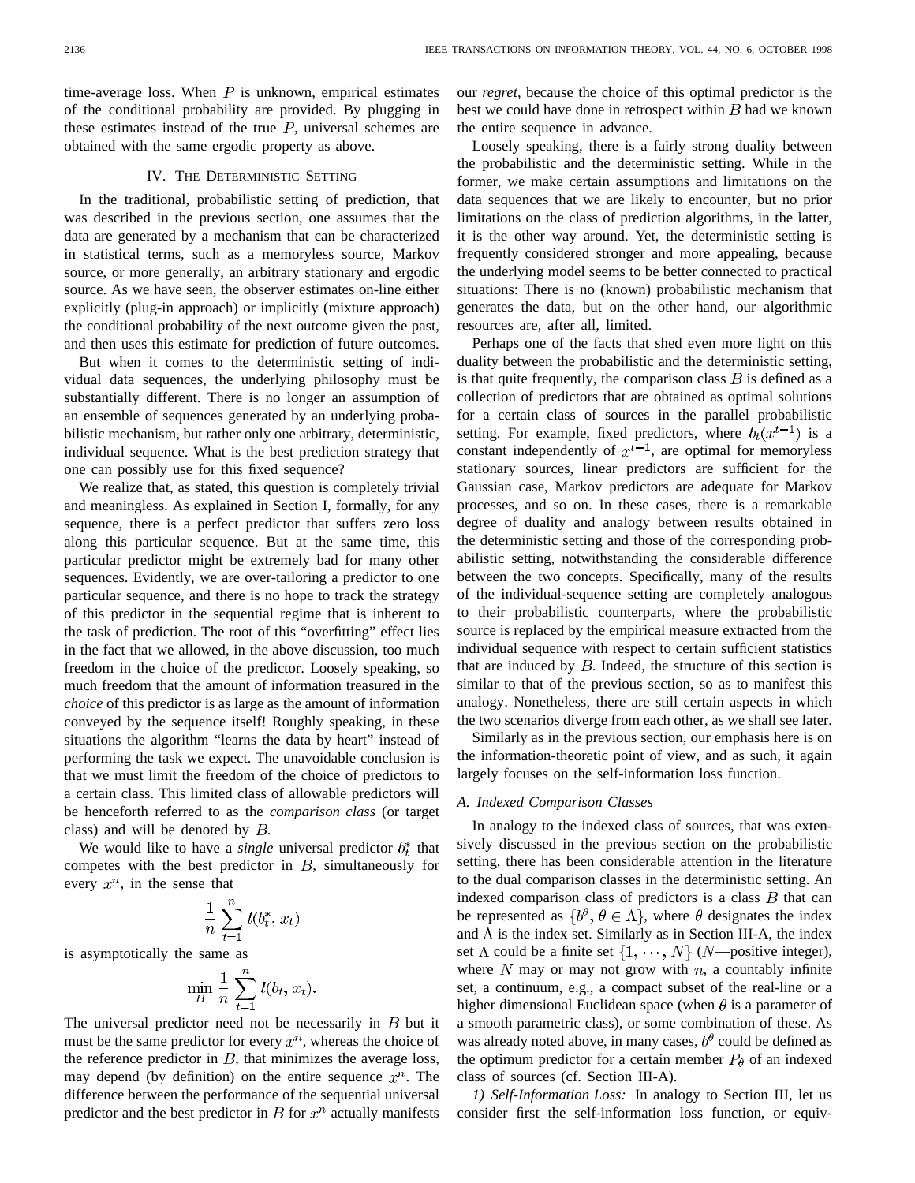time-average loss. When $P$ is unknown, empirical estimates of the conditional probability are provided. By plugging in these estimates instead of the true $P$, universal schemes are obtained with the same ergodic property as above.

## IV. The Deterministic Setting

In the traditional, probabilistic setting of prediction, that was described in the previous section, one assumes that the data are generated by a mechanism that can be characterized in statistical terms, such as a memoryless source, Markov source, or more generally, an arbitrary stationary and ergodic source. As we have seen, the observer estimates on-line either explicitly (plug-in approach) or implicitly (mixture approach) the conditional probability of the next outcome given the past, and then uses this estimate for prediction of future outcomes.

But when it comes to the deterministic setting of individual data sequences, the underlying philosophy must be substantially different. There is no longer an assumption of an ensemble of sequences generated by an underlying probabilistic mechanism, but rather only one arbitrary, deterministic, individual sequence. What is the best prediction strategy that one can possibly use for this fixed sequence?

We realize that, as stated, this question is completely trivial and meaningless. As explained in Section I, formally, for any sequence, there is a perfect predictor that suffers zero loss along this particular sequence. But at the same time, this particular predictor might be extremely bad for many other sequences. Evidently, we are over-tailoring a predictor to one particular sequence, and there is no hope to track the strategy of this predictor in the sequential regime that is inherent to the task of prediction. The root of this "overfitting" effect lies in the fact that we allowed, in the above discussion, too much freedom in the choice of the predictor. Loosely speaking, so much freedom that the amount of information treasured in the *choice* of this predictor is as large as the amount of information conveyed by the sequence itself! Roughly speaking, in these situations the algorithm "learns the data by heart" instead of performing the task we expect. The unavoidable conclusion is that we must limit the freedom of the choice of predictors to a certain class. This limited class of allowable predictors will be henceforth referred to as the *comparison class* (or target class) and will be denoted by $B$.

We would like to have a *single* universal predictor $b_t^*$ that competes with the best predictor in $B$, simultaneously for every $x^n$, in the sense that

$$\frac{1}{n}\sum_{t=1}^{n} l(b_t^*, x_t)$$

is asymptotically the same as

$$\min_{B} \frac{1}{n}\sum_{t=1}^{n} l(b_t, x_t).$$

The universal predictor need not be necessarily in $B$ but it must be the same predictor for every $x^n$, whereas the choice of the reference predictor in $B$, that minimizes the average loss, may depend (by definition) on the entire sequence $x^n$. The difference between the performance of the sequential universal predictor and the best predictor in $B$ for $x^n$ actually manifests our *regret*, because the choice of this optimal predictor is the best we could have done in retrospect within $B$ had we known the entire sequence in advance.

Loosely speaking, there is a fairly strong duality between the probabilistic and the deterministic setting. While in the former, we make certain assumptions and limitations on the data sequences that we are likely to encounter, but no prior limitations on the class of prediction algorithms, in the latter, it is the other way around. Yet, the deterministic setting is frequently considered stronger and more appealing, because the underlying model seems to be better connected to practical situations: There is no (known) probabilistic mechanism that generates the data, but on the other hand, our algorithmic resources are, after all, limited.

Perhaps one of the facts that shed even more light on this duality between the probabilistic and the deterministic setting, is that quite frequently, the comparison class $B$ is defined as a collection of predictors that are obtained as optimal solutions for a certain class of sources in the parallel probabilistic setting. For example, fixed predictors, where $b_t(x^{t-1})$ is a constant independently of $x^{t-1}$, are optimal for memoryless stationary sources, linear predictors are sufficient for the Gaussian case, Markov predictors are adequate for Markov processes, and so on. In these cases, there is a remarkable degree of duality and analogy between results obtained in the deterministic setting and those of the corresponding probabilistic setting, notwithstanding the considerable difference between the two concepts. Specifically, many of the results of the individual-sequence setting are completely analogous to their probabilistic counterparts, where the probabilistic source is replaced by the empirical measure extracted from the individual sequence with respect to certain sufficient statistics that are induced by $B$. Indeed, the structure of this section is similar to that of the previous section, so as to manifest this analogy. Nonetheless, there are still certain aspects in which the two scenarios diverge from each other, as we shall see later.

Similarly as in the previous section, our emphasis here is on the information-theoretic point of view, and as such, it again largely focuses on the self-information loss function.

### A. Indexed Comparison Classes

In analogy to the indexed class of sources, that was extensively discussed in the previous section on the probabilistic setting, there has been considerable attention in the literature to the dual comparison classes in the deterministic setting. An indexed comparison class of predictors is a class $B$ that can be represented as $\{b^\theta, \theta \in \Lambda\}$, where $\theta$ designates the index and $\Lambda$ is the index set. Similarly as in Section III-A, the index set $\Lambda$ could be a finite set $\{1, \cdots, N\}$ ($N$—positive integer), where $N$ may or may not grow with $n$, a countably infinite set, a continuum, e.g., a compact subset of the real-line or a higher dimensional Euclidean space (when $\theta$ is a parameter of a smooth parametric class), or some combination of these. As was already noted above, in many cases, $b^\theta$ could be defined as the optimum predictor for a certain member $P_\theta$ of an indexed class of sources (cf. Section III-A).

*1) Self-Information Loss:* In analogy to Section III, let us consider first the self-information loss function, or equiv-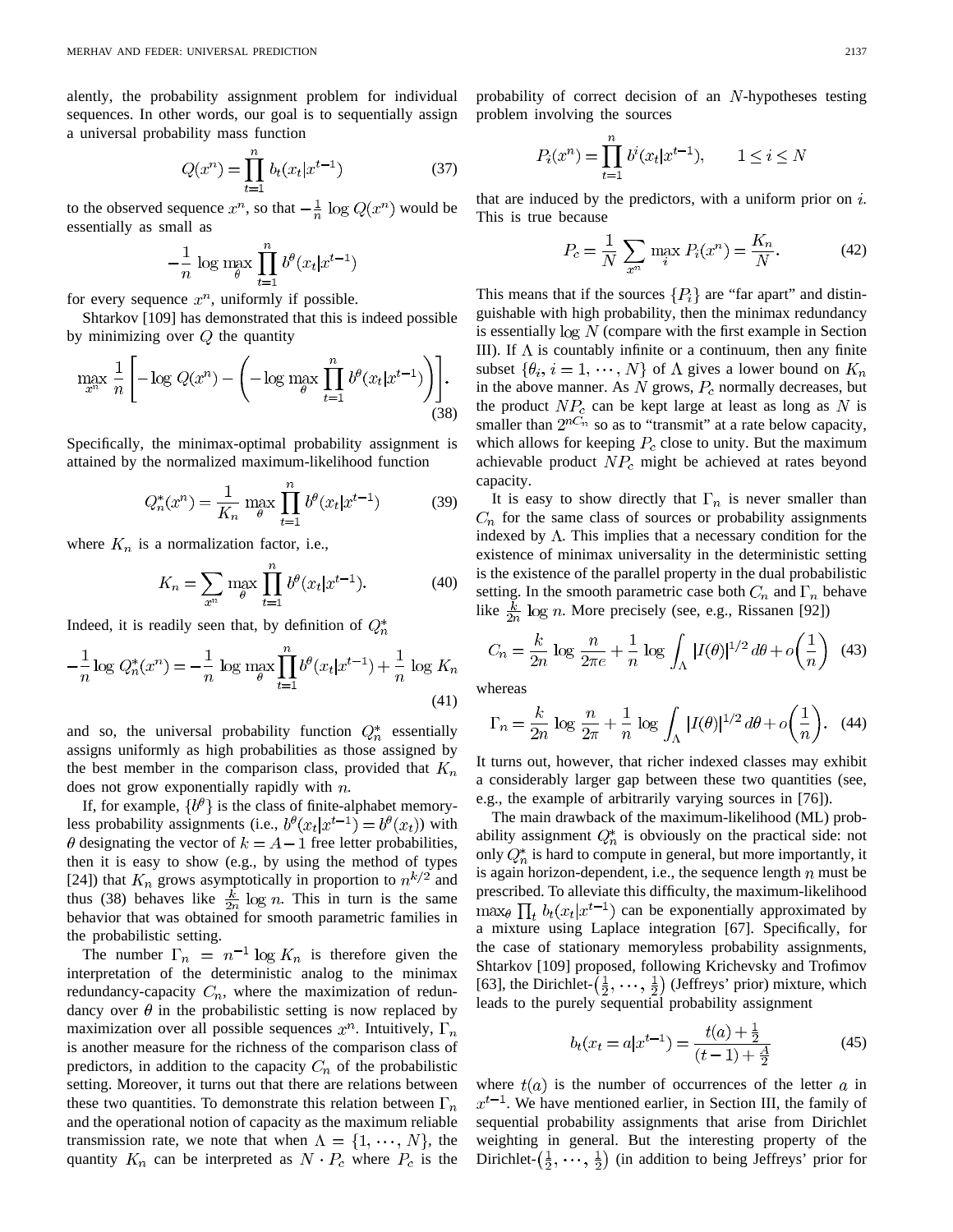alently, the probability assignment problem for individual sequences. In other words, our goal is to sequentially assign a universal probability mass function

$$Q(x^n) = \prod_{t=1}^{n} b_t(x_t|x^{t-1}) \tag{37}$$

to the observed sequence $x^n$, so that $-\frac{1}{n}\log Q(x^n)$ would be essentially as small as

$$-\frac{1}{n}\log \max_\theta \prod_{t=1}^{n} b^\theta(x_t|x^{t-1})$$

for every sequence $x^n$, uniformly if possible.

Shtarkov [109] has demonstrated that this is indeed possible by minimizing over $Q$ the quantity

$$\max_{x^n} \frac{1}{n}\left[-\log Q(x^n) - \left(-\log \max_\theta \prod_{t=1}^{n} b^\theta(x_t|x^{t-1})\right)\right]. \tag{38}$$

Specifically, the minimax-optimal probability assignment is attained by the normalized maximum-likelihood function

$$Q_n^*(x^n) = \frac{1}{K_n}\max_\theta \prod_{t=1}^{n} b^\theta(x_t|x^{t-1}) \tag{39}$$

where $K_n$ is a normalization factor, i.e.,

$$K_n = \sum_{x^n}\max_\theta \prod_{t=1}^{n} b^\theta(x_t|x^{t-1}). \tag{40}$$

Indeed, it is readily seen that, by definition of $Q_n^*$

$$-\frac{1}{n}\log Q_n^*(x^n) = -\frac{1}{n}\log \max_\theta \prod_{t=1}^{n} b^\theta(x_t|x^{t-1}) + \frac{1}{n}\log K_n \tag{41}$$

and so, the universal probability function $Q_n^*$ essentially assigns uniformly as high probabilities as those assigned by the best member in the comparison class, provided that $K_n$ does not grow exponentially rapidly with $n$.

If, for example, $\{b^\theta\}$ is the class of finite-alphabet memoryless probability assignments (i.e., $b^\theta(x_t|x^{t-1}) = b^\theta(x_t)$) with $\theta$ designating the vector of $k = A-1$ free letter probabilities, then it is easy to show (e.g., by using the method of types [24]) that $K_n$ grows asymptotically in proportion to $n^{k/2}$ and thus (38) behaves like $\frac{k}{2n}\log n$. This in turn is the same behavior that was obtained for smooth parametric families in the probabilistic setting.

The number $\Gamma_n = n^{-1}\log K_n$ is therefore given the interpretation of the deterministic analog to the minimax redundancy-capacity $C_n$, where the maximization of redundancy over $\theta$ in the probabilistic setting is now replaced by maximization over all possible sequences $x^n$. Intuitively, $\Gamma_n$ is another measure for the richness of the comparison class of predictors, in addition to the capacity $C_n$ of the probabilistic setting. Moreover, it turns out that there are relations between these two quantities. To demonstrate this relation between $\Gamma_n$ and the operational notion of capacity as the maximum reliable transmission rate, we note that when $\Lambda = \{1, \cdots, N\}$, the quantity $K_n$ can be interpreted as $N \cdot P_c$ where $P_c$ is the probability of correct decision of an $N$-hypotheses testing problem involving the sources

$$P_i(x^n) = \prod_{t=1}^{n} b^i(x_t|x^{t-1}), \qquad 1 \le i \le N$$

that are induced by the predictors, with a uniform prior on $i$. This is true because

$$P_c = \frac{1}{N}\sum_{x^n}\max_i P_i(x^n) = \frac{K_n}{N}. \tag{42}$$

This means that if the sources $\{P_i\}$ are "far apart" and distinguishable with high probability, then the minimax redundancy is essentially $\log N$ (compare with the first example in Section III). If $\Lambda$ is countably infinite or a continuum, then any finite subset $\{\theta_i, i = 1, \cdots, N\}$ of $\Lambda$ gives a lower bound on $K_n$ in the above manner. As $N$ grows, $P_c$ normally decreases, but the product $NP_c$ can be kept large at least as long as $N$ is smaller than $2^{nC_n}$ so as to "transmit" at a rate below capacity, which allows for keeping $P_c$ close to unity. But the maximum achievable product $NP_c$ might be achieved at rates beyond capacity.

It is easy to show directly that $\Gamma_n$ is never smaller than $C_n$ for the same class of sources or probability assignments indexed by $\Lambda$. This implies that a necessary condition for the existence of minimax universality in the deterministic setting is the existence of the parallel property in the dual probabilistic setting. In the smooth parametric case both $C_n$ and $\Gamma_n$ behave like $\frac{k}{2n}\log n$. More precisely (see, e.g., Rissanen [92])

$$C_n = \frac{k}{2n}\log\frac{n}{2\pi e} + \frac{1}{n}\log\int_\Lambda |I(\theta)|^{1/2}\,d\theta + o\left(\frac{1}{n}\right) \tag{43}$$

whereas

$$\Gamma_n = \frac{k}{2n}\log\frac{n}{2\pi} + \frac{1}{n}\log\int_\Lambda |I(\theta)|^{1/2}\,d\theta + o\left(\frac{1}{n}\right). \tag{44}$$

It turns out, however, that richer indexed classes may exhibit a considerably larger gap between these two quantities (see, e.g., the example of arbitrarily varying sources in [76]).

The main drawback of the maximum-likelihood (ML) probability assignment $Q_n^*$ is obviously on the practical side: not only $Q_n^*$ is hard to compute in general, but more importantly, it is again horizon-dependent, i.e., the sequence length $n$ must be prescribed. To alleviate this difficulty, the maximum-likelihood $\max_\theta \prod_t b_t(x_t|x^{t-1})$ can be exponentially approximated by a mixture using Laplace integration [67]. Specifically, for the case of stationary memoryless probability assignments, Shtarkov [109] proposed, following Krichevsky and Trofimov [63], the Dirichlet-$\left(\frac{1}{2}, \cdots, \frac{1}{2}\right)$ (Jeffreys' prior) mixture, which leads to the purely sequential probability assignment

$$b_t(x_t = a|x^{t-1}) = \frac{t(a) + \frac{1}{2}}{(t-1) + \frac{A}{2}} \tag{45}$$

where $t(a)$ is the number of occurrences of the letter $a$ in $x^{t-1}$. We have mentioned earlier, in Section III, the family of sequential probability assignments that arise from Dirichlet weighting in general. But the interesting property of the Dirichlet-$\left(\frac{1}{2}, \cdots, \frac{1}{2}\right)$ (in addition to being Jeffreys' prior for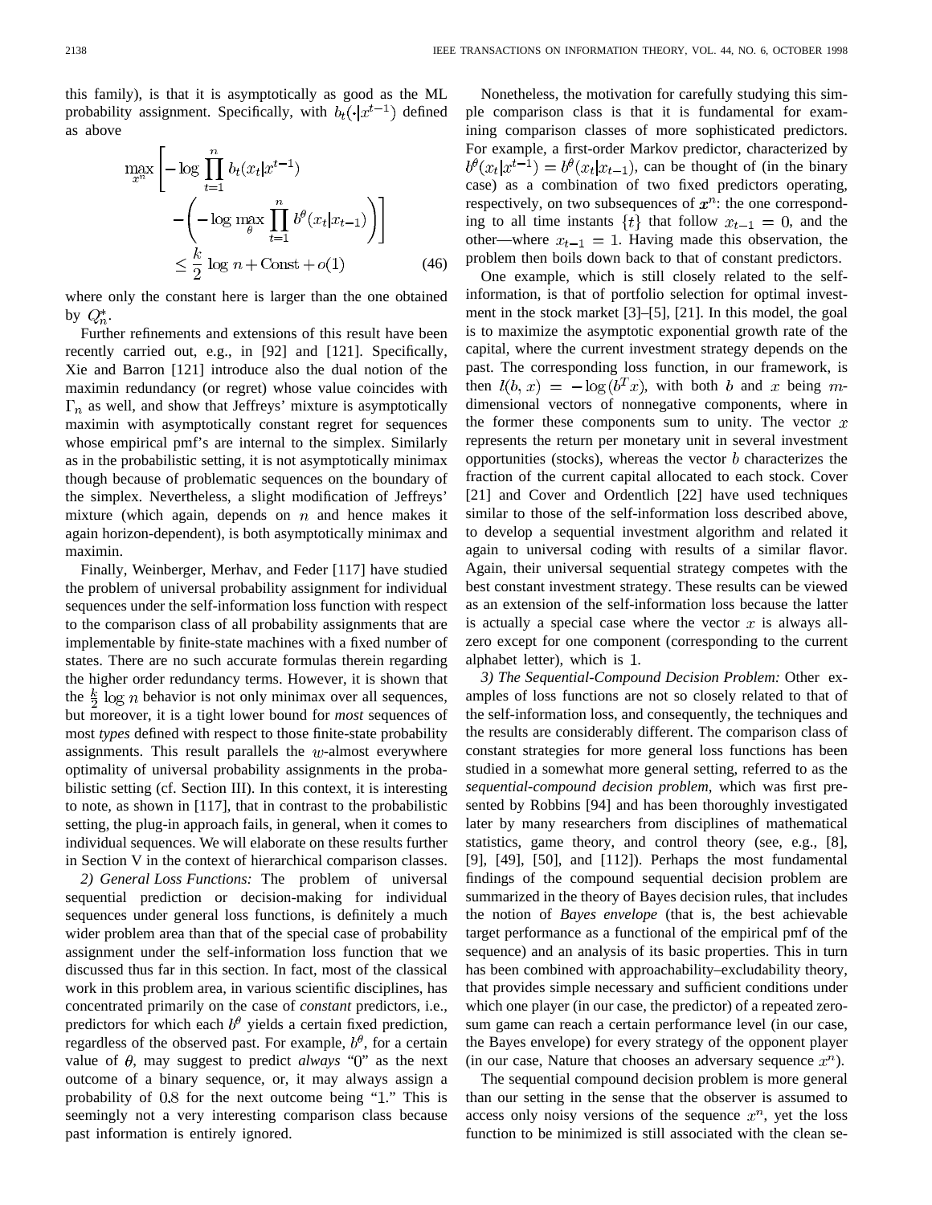this family), is that it is asymptotically as good as the ML probability assignment. Specifically, with $b_t(\cdot|x^{t-1})$ defined as above

$$\max_{x^n}\left[-\log\prod_{t=1}^n b_t(x_t|x^{t-1}) - \left(-\log\max_\theta\prod_{t=1}^n b^\theta(x_t|x_{t-1})\right)\right] \leq \frac{k}{2}\log n + \text{Const} + o(1) \tag{46}$$

where only the constant here is larger than the one obtained by $Q_n^*$.

Further refinements and extensions of this result have been recently carried out, e.g., in [92] and [121]. Specifically, Xie and Barron [121] introduce also the dual notion of the maximin redundancy (or regret) whose value coincides with $\Gamma_n$ as well, and show that Jeffreys' mixture is asymptotically maximin with asymptotically constant regret for sequences whose empirical pmf's are internal to the simplex. Similarly as in the probabilistic setting, it is not asymptotically minimax though because of problematic sequences on the boundary of the simplex. Nevertheless, a slight modification of Jeffreys' mixture (which again, depends on $n$ and hence makes it again horizon-dependent), is both asymptotically minimax and maximin.

Finally, Weinberger, Merhav, and Feder [117] have studied the problem of universal probability assignment for individual sequences under the self-information loss function with respect to the comparison class of all probability assignments that are implementable by finite-state machines with a fixed number of states. There are no such accurate formulas therein regarding the higher order redundancy terms. However, it is shown that the $\frac{k}{2}\log n$ behavior is not only minimax over all sequences, but moreover, it is a tight lower bound for *most* sequences of most *types* defined with respect to those finite-state probability assignments. This result parallels the $w$-almost everywhere optimality of universal probability assignments in the probabilistic setting (cf. Section III). In this context, it is interesting to note, as shown in [117], that in contrast to the probabilistic setting, the plug-in approach fails, in general, when it comes to individual sequences. We will elaborate on these results further in Section V in the context of hierarchical comparison classes.

*2) General Loss Functions:* The problem of universal sequential prediction or decision-making for individual sequences under general loss functions, is definitely a much wider problem area than that of the special case of probability assignment under the self-information loss function that we discussed thus far in this section. In fact, most of the classical work in this problem area, in various scientific disciplines, has concentrated primarily on the case of *constant* predictors, i.e., predictors for which each $b^\theta$ yields a certain fixed prediction, regardless of the observed past. For example, $b^\theta$, for a certain value of $\theta$, may suggest to predict *always* "0" as the next outcome of a binary sequence, or, it may always assign a probability of 0.8 for the next outcome being "1." This is seemingly not a very interesting comparison class because past information is entirely ignored.

Nonetheless, the motivation for carefully studying this simple comparison class is that it is fundamental for examining comparison classes of more sophisticated predictors. For example, a first-order Markov predictor, characterized by $b^\theta(x_t|x^{t-1}) = b^\theta(x_t|x_{t-1})$, can be thought of (in the binary case) as a combination of two fixed predictors operating, respectively, on two subsequences of $\boldsymbol{x}^n$: the one corresponding to all time instants $\{t\}$ that follow $x_{t-1} = 0$, and the other—where $x_{t-1} = 1$. Having made this observation, the problem then boils down back to that of constant predictors.

One example, which is still closely related to the self-information, is that of portfolio selection for optimal investment in the stock market [3]–[5], [21]. In this model, the goal is to maximize the asymptotic exponential growth rate of the capital, where the current investment strategy depends on the past. The corresponding loss function, in our framework, is then $l(b, x) = -\log(b^T x)$, with both $b$ and $x$ being $m$-dimensional vectors of nonnegative components, where in the former these components sum to unity. The vector $x$ represents the return per monetary unit in several investment opportunities (stocks), whereas the vector $b$ characterizes the fraction of the current capital allocated to each stock. Cover [21] and Cover and Ordentlich [22] have used techniques similar to those of the self-information loss described above, to develop a sequential investment algorithm and related it again to universal coding with results of a similar flavor. Again, their universal sequential strategy competes with the best constant investment strategy. These results can be viewed as an extension of the self-information loss because the latter is actually a special case where the vector $x$ is always all-zero except for one component (corresponding to the current alphabet letter), which is 1.

*3) The Sequential-Compound Decision Problem:* Other examples of loss functions are not so closely related to that of the self-information loss, and consequently, the techniques and the results are considerably different. The comparison class of constant strategies for more general loss functions has been studied in a somewhat more general setting, referred to as the *sequential-compound decision problem*, which was first presented by Robbins [94] and has been thoroughly investigated later by many researchers from disciplines of mathematical statistics, game theory, and control theory (see, e.g., [8], [9], [49], [50], and [112]). Perhaps the most fundamental findings of the compound sequential decision problem are summarized in the theory of Bayes decision rules, that includes the notion of *Bayes envelope* (that is, the best achievable target performance as a functional of the empirical pmf of the sequence) and an analysis of its basic properties. This in turn has been combined with approachability–excludability theory, that provides simple necessary and sufficient conditions under which one player (in our case, the predictor) of a repeated zero-sum game can reach a certain performance level (in our case, the Bayes envelope) for every strategy of the opponent player (in our case, Nature that chooses an adversary sequence $x^n$).

The sequential compound decision problem is more general than our setting in the sense that the observer is assumed to access only noisy versions of the sequence $x^n$, yet the loss function to be minimized is still associated with the clean se-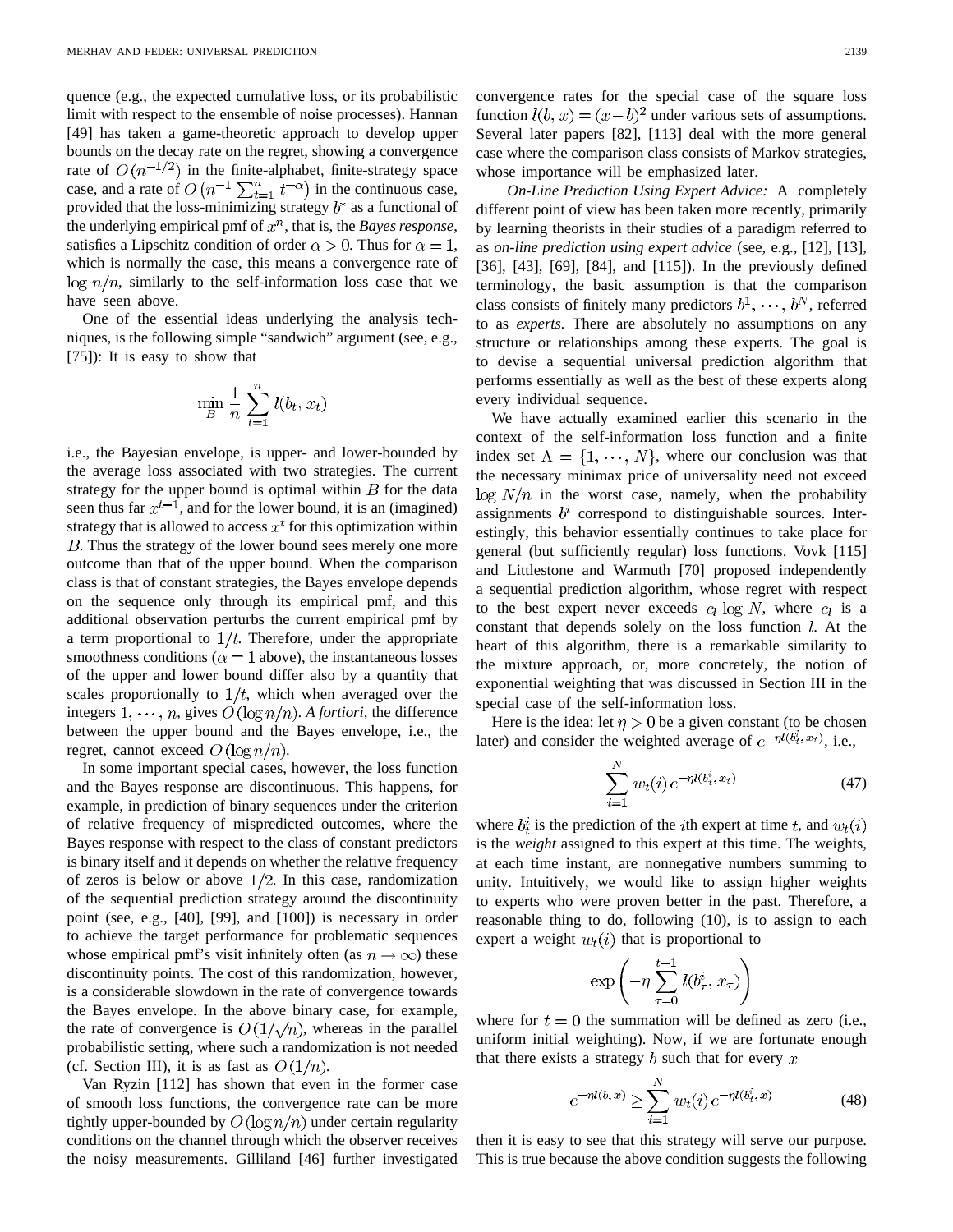quence (e.g., the expected cumulative loss, or its probabilistic limit with respect to the ensemble of noise processes). Hannan [49] has taken a game-theoretic approach to develop upper bounds on the decay rate on the regret, showing a convergence rate of $O\left(n^{-1/2}\right)$ in the finite-alphabet, finite-strategy space case, and a rate of $O\left(n^{-1}\sum_{t=1}^{n} t^{-\alpha}\right)$ in the continuous case, provided that the loss-minimizing strategy $b^*$ as a functional of the underlying empirical pmf of $x^n$, that is, the *Bayes response*, satisfies a Lipschitz condition of order $\alpha > 0$. Thus for $\alpha = 1$, which is normally the case, this means a convergence rate of $\log n/n$, similarly to the self-information loss case that we have seen above.

One of the essential ideas underlying the analysis techniques, is the following simple "sandwich" argument (see, e.g., [75]): It is easy to show that

$$\min_{B} \frac{1}{n}\sum_{t=1}^{n} l(b_t, x_t)$$

i.e., the Bayesian envelope, is upper- and lower-bounded by the average loss associated with two strategies. The current strategy for the upper bound is optimal within $B$ for the data seen thus far $x^{t-1}$, and for the lower bound, it is an (imagined) strategy that is allowed to access $x^t$ for this optimization within $B$. Thus the strategy of the lower bound sees merely one more outcome than that of the upper bound. When the comparison class is that of constant strategies, the Bayes envelope depends on the sequence only through its empirical pmf, and this additional observation perturbs the current empirical pmf by a term proportional to $1/t$. Therefore, under the appropriate smoothness conditions ($\alpha = 1$ above), the instantaneous losses of the upper and lower bound differ also by a quantity that scales proportionally to $1/t$, which when averaged over the integers $1, \cdots, n$, gives $O(\log n/n)$. *A fortiori*, the difference between the upper bound and the Bayes envelope, i.e., the regret, cannot exceed $O(\log n/n)$.

In some important special cases, however, the loss function and the Bayes response are discontinuous. This happens, for example, in prediction of binary sequences under the criterion of relative frequency of mispredicted outcomes, where the Bayes response with respect to the class of constant predictors is binary itself and it depends on whether the relative frequency of zeros is below or above $1/2$. In this case, randomization of the sequential prediction strategy around the discontinuity point (see, e.g., [40], [99], and [100]) is necessary in order to achieve the target performance for problematic sequences whose empirical pmf's visit infinitely often (as $n \to \infty$) these discontinuity points. The cost of this randomization, however, is a considerable slowdown in the rate of convergence towards the Bayes envelope. In the above binary case, for example, the rate of convergence is $O(1/\sqrt{n})$, whereas in the parallel probabilistic setting, where such a randomization is not needed (cf. Section III), it is as fast as $O(1/n)$.

Van Ryzin [112] has shown that even in the former case of smooth loss functions, the convergence rate can be more tightly upper-bounded by $O(\log n/n)$ under certain regularity conditions on the channel through which the observer receives the noisy measurements. Gilliland [46] further investigated convergence rates for the special case of the square loss function $l(b, x) = (x-b)^2$ under various sets of assumptions. Several later papers [82], [113] deal with the more general case where the comparison class consists of Markov strategies, whose importance will be emphasized later.

*On-Line Prediction Using Expert Advice:* A completely different point of view has been taken more recently, primarily by learning theorists in their studies of a paradigm referred to as *on-line prediction using expert advice* (see, e.g., [12], [13], [36], [43], [69], [84], and [115]). In the previously defined terminology, the basic assumption is that the comparison class consists of finitely many predictors $b^1, \cdots, b^N$, referred to as *experts*. There are absolutely no assumptions on any structure or relationships among these experts. The goal is to devise a sequential universal prediction algorithm that performs essentially as well as the best of these experts along every individual sequence.

We have actually examined earlier this scenario in the context of the self-information loss function and a finite index set $\Lambda = \{1, \cdots, N\}$, where our conclusion was that the necessary minimax price of universality need not exceed $\log N/n$ in the worst case, namely, when the probability assignments $b^i$ correspond to distinguishable sources. Interestingly, this behavior essentially continues to take place for general (but sufficiently regular) loss functions. Vovk [115] and Littlestone and Warmuth [70] proposed independently a sequential prediction algorithm, whose regret with respect to the best expert never exceeds $c_l \log N$, where $c_l$ is a constant that depends solely on the loss function $l$. At the heart of this algorithm, there is a remarkable similarity to the mixture approach, or, more concretely, the notion of exponential weighting that was discussed in Section III in the special case of the self-information loss.

Here is the idea: let $\eta > 0$ be a given constant (to be chosen later) and consider the weighted average of $e^{-\eta l(b_t^i, x_t)}$, i.e.,

$$\sum_{i=1}^{N} w_t(i)\, e^{-\eta l(b_t^i, x_t)} \tag{47}$$

where $b_t^i$ is the prediction of the $i$th expert at time $t$, and $w_t(i)$ is the *weight* assigned to this expert at this time. The weights, at each time instant, are nonnegative numbers summing to unity. Intuitively, we would like to assign higher weights to experts who were proven better in the past. Therefore, a reasonable thing to do, following (10), is to assign to each expert a weight $w_t(i)$ that is proportional to

$$\exp\left(-\eta \sum_{\tau=0}^{t-1} l(b_\tau^i, x_\tau)\right)$$

where for $t = 0$ the summation will be defined as zero (i.e., uniform initial weighting). Now, if we are fortunate enough that there exists a strategy $b$ such that for every $x$

$$e^{-\eta l(b, x)} \ge \sum_{i=1}^{N} w_t(i)\, e^{-\eta l(b_t^i, x)} \tag{48}$$

then it is easy to see that this strategy will serve our purpose. This is true because the above condition suggests the following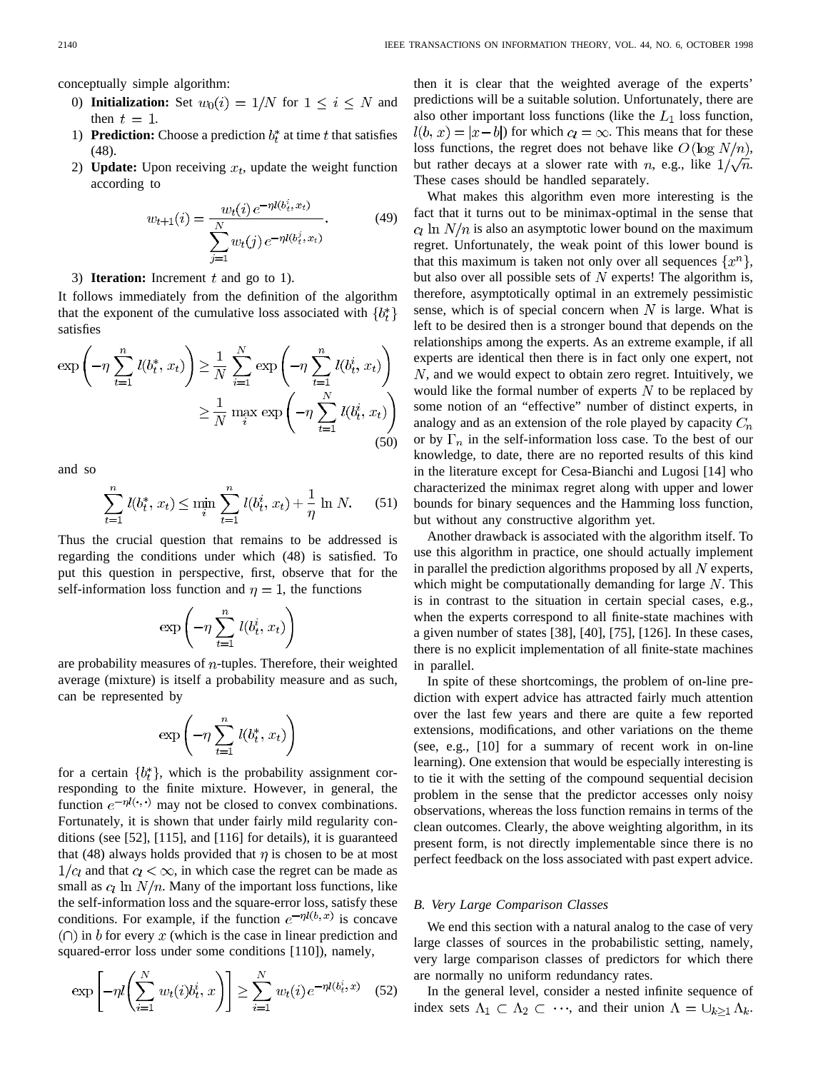conceptually simple algorithm:

0) **Initialization:** Set $w_0(i) = 1/N$ for $1 \leq i \leq N$ and then $t = 1$.
1) **Prediction:** Choose a prediction $b_t^*$ at time $t$ that satisfies (48).
2) **Update:** Upon receiving $x_t$, update the weight function according to

$$w_{t+1}(i) = \frac{w_t(i)\, e^{-\eta l(b_t^i, x_t)}}{\sum_{j=1}^{N} w_t(j)\, e^{-\eta l(b_t^j, x_t)}}. \tag{49}$$

3) **Iteration:** Increment $t$ and go to 1).

It follows immediately from the definition of the algorithm that the exponent of the cumulative loss associated with $\{b_t^*\}$ satisfies

$$\begin{aligned}\exp\left(-\eta \sum_{t=1}^{n} l(b_t^*, x_t)\right) &\geq \frac{1}{N} \sum_{i=1}^{N} \exp\left(-\eta \sum_{t=1}^{n} l(b_t^i, x_t)\right) \\ &\geq \frac{1}{N} \max_i \exp\left(-\eta \sum_{t=1}^{N} l(b_t^i, x_t)\right)\end{aligned} \tag{50}$$

and so

$$\sum_{t=1}^{n} l(b_t^*, x_t) \leq \min_i \sum_{t=1}^{n} l(b_t^i, x_t) + \frac{1}{\eta} \ln N. \tag{51}$$

Thus the crucial question that remains to be addressed is regarding the conditions under which (48) is satisfied. To put this question in perspective, first, observe that for the self-information loss function and $\eta = 1$, the functions

$$\exp\left(-\eta \sum_{t=1}^{n} l(b_t^i, x_t)\right)$$

are probability measures of $n$-tuples. Therefore, their weighted average (mixture) is itself a probability measure and as such, can be represented by

$$\exp\left(-\eta \sum_{t=1}^{n} l(b_t^*, x_t)\right)$$

for a certain $\{b_t^*\}$, which is the probability assignment corresponding to the finite mixture. However, in general, the function $e^{-\eta l(\cdot, \cdot)}$ may not be closed to convex combinations. Fortunately, it is shown that under fairly mild regularity conditions (see [52], [115], and [116] for details), it is guaranteed that (48) always holds provided that $\eta$ is chosen to be at most $1/c_l$ and that $c_l < \infty$, in which case the regret can be made as small as $c_l \ln N/n$. Many of the important loss functions, like the self-information loss and the square-error loss, satisfy these conditions. For example, if the function $e^{-\eta l(b,x)}$ is concave $(\cap)$ in $b$ for every $x$ (which is the case in linear prediction and squared-error loss under some conditions [110]), namely,

$$\exp\left[-\eta l\left(\sum_{i=1}^{N} w_t(i) b_t^i, x\right)\right] \geq \sum_{i=1}^{N} w_t(i) e^{-\eta l(b_t^i, x)} \tag{52}$$

then it is clear that the weighted average of the experts' predictions will be a suitable solution. Unfortunately, there are also other important loss functions (like the $L_1$ loss function, $l(b, x) = |x - b|$) for which $c_l = \infty$. This means that for these loss functions, the regret does not behave like $O(\log N/n)$, but rather decays at a slower rate with $n$, e.g., like $1/\sqrt{n}$. These cases should be handled separately.

What makes this algorithm even more interesting is the fact that it turns out to be minimax-optimal in the sense that $c_l \ln N/n$ is also an asymptotic lower bound on the maximum regret. Unfortunately, the weak point of this lower bound is that this maximum is taken not only over all sequences $\{x^n\}$, but also over all possible sets of $N$ experts! The algorithm is, therefore, asymptotically optimal in an extremely pessimistic sense, which is of special concern when $N$ is large. What is left to be desired then is a stronger bound that depends on the relationships among the experts. As an extreme example, if all experts are identical then there is in fact only one expert, not $N$, and we would expect to obtain zero regret. Intuitively, we would like the formal number of experts $N$ to be replaced by some notion of an "effective" number of distinct experts, in analogy and as an extension of the role played by capacity $C_n$ or by $\Gamma_n$ in the self-information loss case. To the best of our knowledge, to date, there are no reported results of this kind in the literature except for Cesa-Bianchi and Lugosi [14] who characterized the minimax regret along with upper and lower bounds for binary sequences and the Hamming loss function, but without any constructive algorithm yet.

Another drawback is associated with the algorithm itself. To use this algorithm in practice, one should actually implement in parallel the prediction algorithms proposed by all $N$ experts, which might be computationally demanding for large $N$. This is in contrast to the situation in certain special cases, e.g., when the experts correspond to all finite-state machines with a given number of states [38], [40], [75], [126]. In these cases, there is no explicit implementation of all finite-state machines in parallel.

In spite of these shortcomings, the problem of on-line prediction with expert advice has attracted fairly much attention over the last few years and there are quite a few reported extensions, modifications, and other variations on the theme (see, e.g., [10] for a summary of recent work in on-line learning). One extension that would be especially interesting is to tie it with the setting of the compound sequential decision problem in the sense that the predictor accesses only noisy observations, whereas the loss function remains in terms of the clean outcomes. Clearly, the above weighting algorithm, in its present form, is not directly implementable since there is no perfect feedback on the loss associated with past expert advice.

### *B. Very Large Comparison Classes*

We end this section with a natural analog to the case of very large classes of sources in the probabilistic setting, namely, very large comparison classes of predictors for which there are normally no uniform redundancy rates.

In the general level, consider a nested infinite sequence of index sets $\Lambda_1 \subset \Lambda_2 \subset \cdots$, and their union $\Lambda = \cup_{k \geq 1} \Lambda_k$.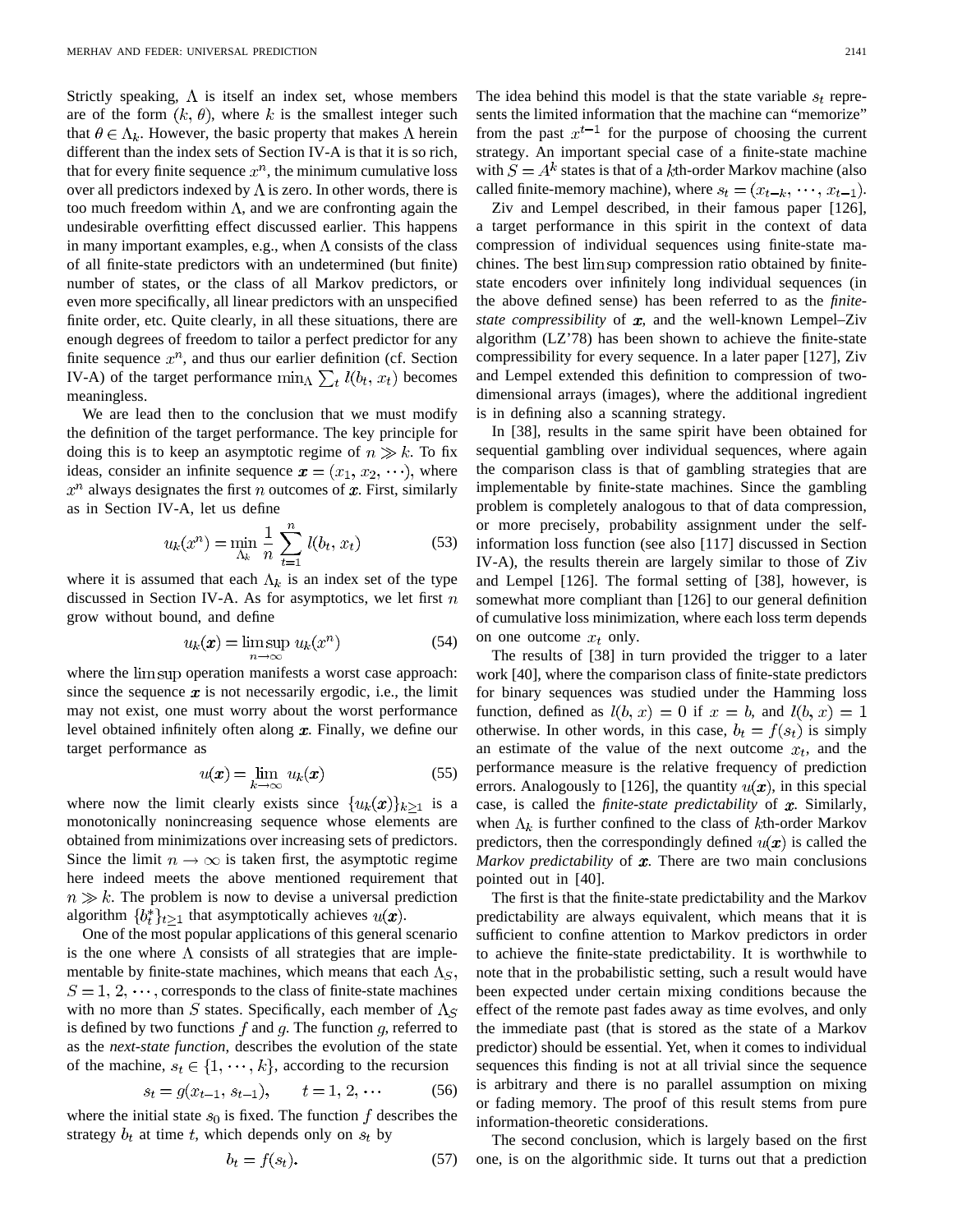Strictly speaking, $\Lambda$ is itself an index set, whose members are of the form $(k, \theta)$, where $k$ is the smallest integer such that $\theta \in \Lambda_k$. However, the basic property that makes $\Lambda$ herein different than the index sets of Section IV-A is that it is so rich, that for every finite sequence $x^n$, the minimum cumulative loss over all predictors indexed by $\Lambda$ is zero. In other words, there is too much freedom within $\Lambda$, and we are confronting again the undesirable overfitting effect discussed earlier. This happens in many important examples, e.g., when $\Lambda$ consists of the class of all finite-state predictors with an undetermined (but finite) number of states, or the class of all Markov predictors, or even more specifically, all linear predictors with an unspecified finite order, etc. Quite clearly, in all these situations, there are enough degrees of freedom to tailor a perfect predictor for any finite sequence $x^n$, and thus our earlier definition (cf. Section IV-A) of the target performance $\min_\Lambda \sum_t l(b_t, x_t)$ becomes meaningless.

We are lead then to the conclusion that we must modify the definition of the target performance. The key principle for doing this is to keep an asymptotic regime of $n \gg k$. To fix ideas, consider an infinite sequence $\boldsymbol{x} = (x_1, x_2, \cdots)$, where $x^n$ always designates the first $n$ outcomes of $\boldsymbol{x}$. First, similarly as in Section IV-A, let us define

$$u_k(x^n) = \min_{\Lambda_k} \frac{1}{n} \sum_{t=1}^{n} l(b_t, x_t) \tag{53}$$

where it is assumed that each $\Lambda_k$ is an index set of the type discussed in Section IV-A. As for asymptotics, we let first $n$ grow without bound, and define

$$u_k(\boldsymbol{x}) = \limsup_{n\to\infty} u_k(x^n) \tag{54}$$

where the $\limsup$ operation manifests a worst case approach: since the sequence $\boldsymbol{x}$ is not necessarily ergodic, i.e., the limit may not exist, one must worry about the worst performance level obtained infinitely often along $\boldsymbol{x}$. Finally, we define our target performance as

$$u(\boldsymbol{x}) = \lim_{k\to\infty} u_k(\boldsymbol{x}) \tag{55}$$

where now the limit clearly exists since $\{u_k(\boldsymbol{x})\}_{k\geq 1}$ is a monotonically nonincreasing sequence whose elements are obtained from minimizations over increasing sets of predictors. Since the limit $n \to \infty$ is taken first, the asymptotic regime here indeed meets the above mentioned requirement that $n \gg k$. The problem is now to devise a universal prediction algorithm $\{b_t^*\}_{t\geq 1}$ that asymptotically achieves $u(\boldsymbol{x})$.

One of the most popular applications of this general scenario is the one where $\Lambda$ consists of all strategies that are implementable by finite-state machines, which means that each $\Lambda_S$, $S = 1, 2, \cdots$, corresponds to the class of finite-state machines with no more than $S$ states. Specifically, each member of $\Lambda_S$ is defined by two functions $f$ and $g$. The function $g$, referred to as the *next-state function*, describes the evolution of the state of the machine, $s_t \in \{1, \cdots, k\}$, according to the recursion

$$s_t = g(x_{t-1}, s_{t-1}), \qquad t = 1, 2, \cdots \tag{56}$$

where the initial state $s_0$ is fixed. The function $f$ describes the strategy $b_t$ at time $t$, which depends only on $s_t$ by

$$b_t = f(s_t). \tag{57}$$

The idea behind this model is that the state variable $s_t$ represents the limited information that the machine can "memorize" from the past $x^{t-1}$ for the purpose of choosing the current strategy. An important special case of a finite-state machine with $S = A^k$ states is that of a $k$th-order Markov machine (also called finite-memory machine), where $s_t = (x_{t-k}, \cdots, x_{t-1})$.

Ziv and Lempel described, in their famous paper [126], a target performance in this spirit in the context of data compression of individual sequences using finite-state machines. The best $\limsup$ compression ratio obtained by finite-state encoders over infinitely long individual sequences (in the above defined sense) has been referred to as the *finite-state compressibility* of $\boldsymbol{x}$, and the well-known Lempel–Ziv algorithm (LZ'78) has been shown to achieve the finite-state compressibility for every sequence. In a later paper [127], Ziv and Lempel extended this definition to compression of two-dimensional arrays (images), where the additional ingredient is in defining also a scanning strategy.

In [38], results in the same spirit have been obtained for sequential gambling over individual sequences, where again the comparison class is that of gambling strategies that are implementable by finite-state machines. Since the gambling problem is completely analogous to that of data compression, or more precisely, probability assignment under the self-information loss function (see also [117] discussed in Section IV-A), the results therein are largely similar to those of Ziv and Lempel [126]. The formal setting of [38], however, is somewhat more compliant than [126] to our general definition of cumulative loss minimization, where each loss term depends on one outcome $x_t$ only.

The results of [38] in turn provided the trigger to a later work [40], where the comparison class of finite-state predictors for binary sequences was studied under the Hamming loss function, defined as $l(b, x) = 0$ if $x = b$, and $l(b, x) = 1$ otherwise. In other words, in this case, $b_t = f(s_t)$ is simply an estimate of the value of the next outcome $x_t$, and the performance measure is the relative frequency of prediction errors. Analogously to [126], the quantity $u(\boldsymbol{x})$, in this special case, is called the *finite-state predictability* of $\boldsymbol{x}$. Similarly, when $\Lambda_k$ is further confined to the class of $k$th-order Markov predictors, then the correspondingly defined $u(\boldsymbol{x})$ is called the *Markov predictability* of $\boldsymbol{x}$. There are two main conclusions pointed out in [40].

The first is that the finite-state predictability and the Markov predictability are always equivalent, which means that it is sufficient to confine attention to Markov predictors in order to achieve the finite-state predictability. It is worthwhile to note that in the probabilistic setting, such a result would have been expected under certain mixing conditions because the effect of the remote past fades away as time evolves, and only the immediate past (that is stored as the state of a Markov predictor) should be essential. Yet, when it comes to individual sequences this finding is not at all trivial since the sequence is arbitrary and there is no parallel assumption on mixing or fading memory. The proof of this result stems from pure information-theoretic considerations.

The second conclusion, which is largely based on the first one, is on the algorithmic side. It turns out that a prediction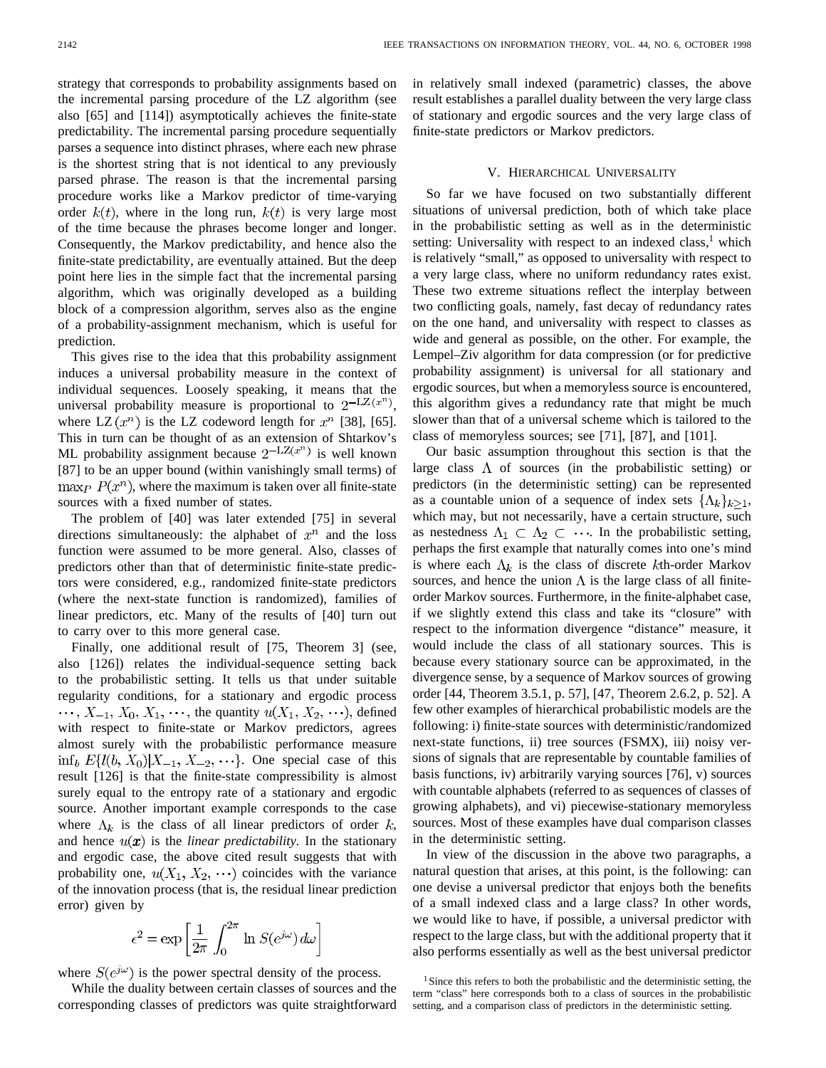strategy that corresponds to probability assignments based on the incremental parsing procedure of the LZ algorithm (see also [65] and [114]) asymptotically achieves the finite-state predictability. The incremental parsing procedure sequentially parses a sequence into distinct phrases, where each new phrase is the shortest string that is not identical to any previously parsed phrase. The reason is that the incremental parsing procedure works like a Markov predictor of time-varying order $k(t)$, where in the long run, $k(t)$ is very large most of the time because the phrases become longer and longer. Consequently, the Markov predictability, and hence also the finite-state predictability, are eventually attained. But the deep point here lies in the simple fact that the incremental parsing algorithm, which was originally developed as a building block of a compression algorithm, serves also as the engine of a probability-assignment mechanism, which is useful for prediction.

This gives rise to the idea that this probability assignment induces a universal probability measure in the context of individual sequences. Loosely speaking, it means that the universal probability measure is proportional to $2^{-\text{LZ}(x^n)}$, where $\text{LZ}(x^n)$ is the LZ codeword length for $x^n$ [38], [65]. This in turn can be thought of as an extension of Shtarkov's ML probability assignment because $2^{-\text{LZ}(x^n)}$ is well known [87] to be an upper bound (within vanishingly small terms) of $\max_P P(x^n)$, where the maximum is taken over all finite-state sources with a fixed number of states.

The problem of [40] was later extended [75] in several directions simultaneously: the alphabet of $x^n$ and the loss function were assumed to be more general. Also, classes of predictors other than that of deterministic finite-state predictors were considered, e.g., randomized finite-state predictors (where the next-state function is randomized), families of linear predictors, etc. Many of the results of [40] turn out to carry over to this more general case.

Finally, one additional result of [75, Theorem 3] (see, also [126]) relates the individual-sequence setting back to the probabilistic setting. It tells us that under suitable regularity conditions, for a stationary and ergodic process $\cdots, X_{-1}, X_0, X_1, \cdots$, the quantity $u(X_1, X_2, \cdots)$, defined with respect to finite-state or Markov predictors, agrees almost surely with the probabilistic performance measure $\inf_b E\{l(b, X_0)|X_{-1}, X_{-2}, \cdots\}$. One special case of this result [126] is that the finite-state compressibility is almost surely equal to the entropy rate of a stationary and ergodic source. Another important example corresponds to the case where $\Lambda_k$ is the class of all linear predictors of order $k$, and hence $u(\boldsymbol{x})$ is the *linear predictability*. In the stationary and ergodic case, the above cited result suggests that with probability one, $u(X_1, X_2, \cdots)$ coincides with the variance of the innovation process (that is, the residual linear prediction error) given by

$$\epsilon^2 = \exp\left[\frac{1}{2\pi}\int_0^{2\pi} \ln S(e^{j\omega})\, d\omega\right]$$

where $S(e^{j\omega})$ is the power spectral density of the process.

While the duality between certain classes of sources and the corresponding classes of predictors was quite straightforward in relatively small indexed (parametric) classes, the above result establishes a parallel duality between the very large class of stationary and ergodic sources and the very large class of finite-state predictors or Markov predictors.

## V. Hierarchical Universality

So far we have focused on two substantially different situations of universal prediction, both of which take place in the probabilistic setting as well as in the deterministic setting: Universality with respect to an indexed class,[1] which is relatively "small," as opposed to universality with respect to a very large class, where no uniform redundancy rates exist. These two extreme situations reflect the interplay between two conflicting goals, namely, fast decay of redundancy rates on the one hand, and universality with respect to classes as wide and general as possible, on the other. For example, the Lempel–Ziv algorithm for data compression (or for predictive probability assignment) is universal for all stationary and ergodic sources, but when a memoryless source is encountered, this algorithm gives a redundancy rate that might be much slower than that of a universal scheme which is tailored to the class of memoryless sources; see [71], [87], and [101].

Our basic assumption throughout this section is that the large class $\Lambda$ of sources (in the probabilistic setting) or predictors (in the deterministic setting) can be represented as a countable union of a sequence of index sets $\{\Lambda_k\}_{k\geq 1}$, which may, but not necessarily, have a certain structure, such as nestedness $\Lambda_1 \subset \Lambda_2 \subset \cdots$. In the probabilistic setting, perhaps the first example that naturally comes into one's mind is where each $\Lambda_k$ is the class of discrete $k$th-order Markov sources, and hence the union $\Lambda$ is the large class of all finite-order Markov sources. Furthermore, in the finite-alphabet case, if we slightly extend this class and take its "closure" with respect to the information divergence "distance" measure, it would include the class of all stationary sources. This is because every stationary source can be approximated, in the divergence sense, by a sequence of Markov sources of growing order [44, Theorem 3.5.1, p. 57], [47, Theorem 2.6.2, p. 52]. A few other examples of hierarchical probabilistic models are the following: i) finite-state sources with deterministic/randomized next-state functions, ii) tree sources (FSMX), iii) noisy versions of signals that are representable by countable families of basis functions, iv) arbitrarily varying sources [76], v) sources with countable alphabets (referred to as sequences of classes of growing alphabets), and vi) piecewise-stationary memoryless sources. Most of these examples have dual comparison classes in the deterministic setting.

In view of the discussion in the above two paragraphs, a natural question that arises, at this point, is the following: can one devise a universal predictor that enjoys both the benefits of a small indexed class and a large class? In other words, we would like to have, if possible, a universal predictor with respect to the large class, but with the additional property that it also performs essentially as well as the best universal predictor

[1] Since this refers to both the probabilistic and the deterministic setting, the term "class" here corresponds both to a class of sources in the probabilistic setting, and a comparison class of predictors in the deterministic setting.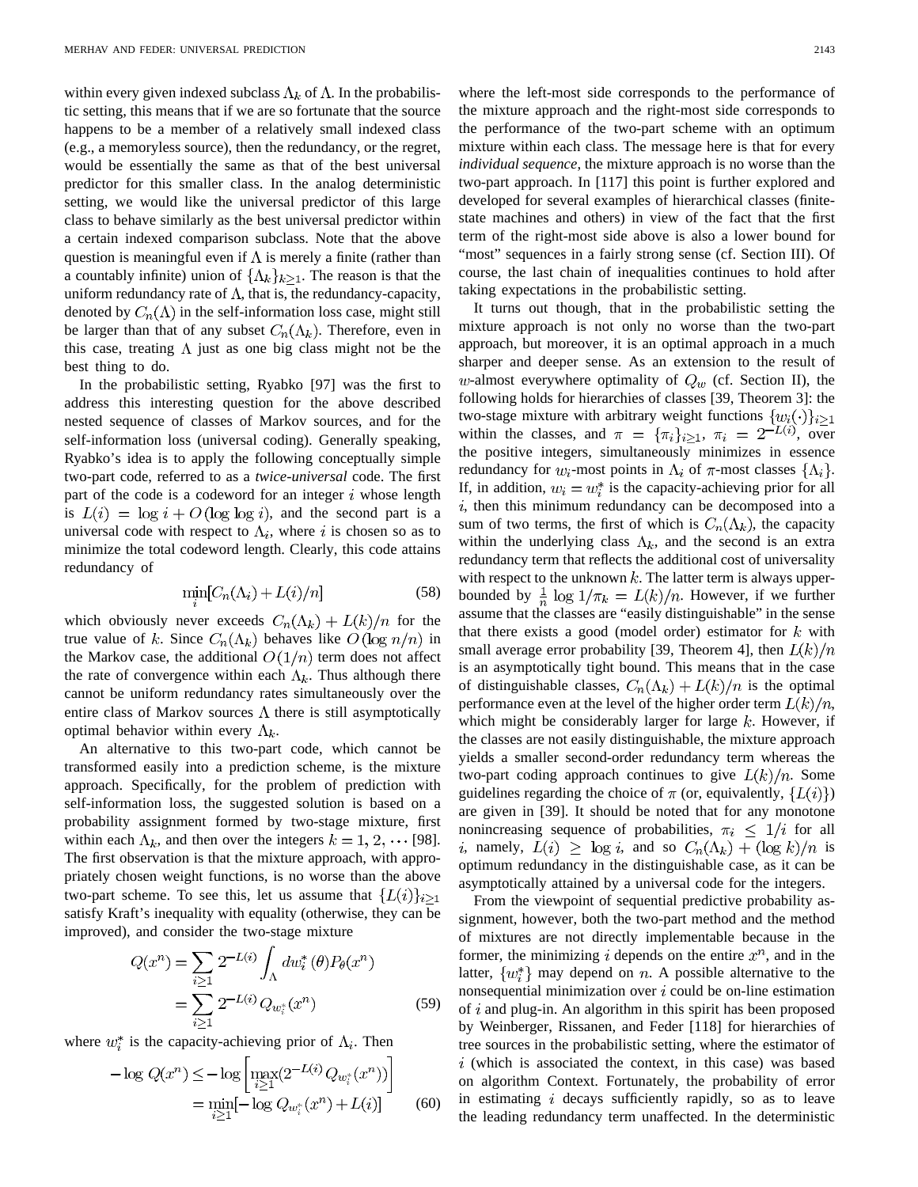within every given indexed subclass $\Lambda_k$ of $\Lambda$. In the probabilistic setting, this means that if we are so fortunate that the source happens to be a member of a relatively small indexed class (e.g., a memoryless source), then the redundancy, or the regret, would be essentially the same as that of the best universal predictor for this smaller class. In the analog deterministic setting, we would like the universal predictor of this large class to behave similarly as the best universal predictor within a certain indexed comparison subclass. Note that the above question is meaningful even if $\Lambda$ is merely a finite (rather than a countably infinite) union of $\{\Lambda_k\}_{k\geq 1}$. The reason is that the uniform redundancy rate of $\Lambda$, that is, the redundancy-capacity, denoted by $C_n(\Lambda)$ in the self-information loss case, might still be larger than that of any subset $C_n(\Lambda_k)$. Therefore, even in this case, treating $\Lambda$ just as one big class might not be the best thing to do.

In the probabilistic setting, Ryabko [97] was the first to address this interesting question for the above described nested sequence of classes of Markov sources, and for the self-information loss (universal coding). Generally speaking, Ryabko's idea is to apply the following conceptually simple two-part code, referred to as a *twice-universal* code. The first part of the code is a codeword for an integer $i$ whose length is $L(i) = \log i + O(\log \log i)$, and the second part is a universal code with respect to $\Lambda_i$, where $i$ is chosen so as to minimize the total codeword length. Clearly, this code attains redundancy of

$$\min_i [C_n(\Lambda_i) + L(i)/n] \tag{58}$$

which obviously never exceeds $C_n(\Lambda_k) + L(k)/n$ for the true value of $k$. Since $C_n(\Lambda_k)$ behaves like $O(\log n/n)$ in the Markov case, the additional $O(1/n)$ term does not affect the rate of convergence within each $\Lambda_k$. Thus although there cannot be uniform redundancy rates simultaneously over the entire class of Markov sources $\Lambda$ there is still asymptotically optimal behavior within every $\Lambda_k$.

An alternative to this two-part code, which cannot be transformed easily into a prediction scheme, is the mixture approach. Specifically, for the problem of prediction with self-information loss, the suggested solution is based on a probability assignment formed by two-stage mixture, first within each $\Lambda_k$, and then over the integers $k = 1, 2, \cdots$ [98]. The first observation is that the mixture approach, with appropriately chosen weight functions, is no worse than the above two-part scheme. To see this, let us assume that $\{L(i)\}_{i\geq 1}$ satisfy Kraft's inequality with equality (otherwise, they can be improved), and consider the two-stage mixture

$$\begin{aligned} Q(x^n) &= \sum_{i\geq 1} 2^{-L(i)} \int_\Lambda dw_i^*(\theta) P_\theta(x^n) \\ &= \sum_{i\geq 1} 2^{-L(i)} Q_{w_i^*}(x^n) \end{aligned} \tag{59}$$

where $w_i^*$ is the capacity-achieving prior of $\Lambda_i$. Then

$$\begin{aligned} -\log Q(x^n) &\leq -\log \left[ \max_{i\geq 1} (2^{-L(i)} Q_{w_i^*}(x^n)) \right] \\ &= \min_{i\geq 1} [-\log Q_{w_i^*}(x^n) + L(i)] \end{aligned} \tag{60}$$

where the left-most side corresponds to the performance of the mixture approach and the right-most side corresponds to the performance of the two-part scheme with an optimum mixture within each class. The message here is that for every *individual sequence*, the mixture approach is no worse than the two-part approach. In [117] this point is further explored and developed for several examples of hierarchical classes (finite-state machines and others) in view of the fact that the first term of the right-most side above is also a lower bound for "most" sequences in a fairly strong sense (cf. Section III). Of course, the last chain of inequalities continues to hold after taking expectations in the probabilistic setting.

It turns out though, that in the probabilistic setting the mixture approach is not only no worse than the two-part approach, but moreover, it is an optimal approach in a much sharper and deeper sense. As an extension to the result of $w$-almost everywhere optimality of $Q_w$ (cf. Section II), the following holds for hierarchies of classes [39, Theorem 3]: the two-stage mixture with arbitrary weight functions $\{w_i(\cdot)\}_{i\geq 1}$ within the classes, and $\pi = \{\pi_i\}_{i\geq 1}$, $\pi_i = 2^{-L(i)}$, over the positive integers, simultaneously minimizes in essence redundancy for $w_i$-most points in $\Lambda_i$ of $\pi$-most classes $\{\Lambda_i\}$. If, in addition, $w_i = w_i^*$ is the capacity-achieving prior for all $i$, then this minimum redundancy can be decomposed into a sum of two terms, the first of which is $C_n(\Lambda_k)$, the capacity within the underlying class $\Lambda_k$, and the second is an extra redundancy term that reflects the additional cost of universality with respect to the unknown $k$. The latter term is always upper-bounded by $\frac{1}{n}\log 1/\pi_k = L(k)/n$. However, if we further assume that the classes are "easily distinguishable" in the sense that there exists a good (model order) estimator for $k$ with small average error probability [39, Theorem 4], then $L(k)/n$ is an asymptotically tight bound. This means that in the case of distinguishable classes, $C_n(\Lambda_k) + L(k)/n$ is the optimal performance even at the level of the higher order term $L(k)/n$, which might be considerably larger for large $k$. However, if the classes are not easily distinguishable, the mixture approach yields a smaller second-order redundancy term whereas the two-part coding approach continues to give $L(k)/n$. Some guidelines regarding the choice of $\pi$ (or, equivalently, $\{L(i)\}$) are given in [39]. It should be noted that for any monotone nonincreasing sequence of probabilities, $\pi_i \leq 1/i$ for all $i$, namely, $L(i) \geq \log i$, and so $C_n(\Lambda_k) + (\log k)/n$ is optimum redundancy in the distinguishable case, as it can be asymptotically attained by a universal code for the integers.

From the viewpoint of sequential predictive probability assignment, however, both the two-part method and the method of mixtures are not directly implementable because in the former, the minimizing $i$ depends on the entire $x^n$, and in the latter, $\{w_i^*\}$ may depend on $n$. A possible alternative to the nonsequential minimization over $i$ could be on-line estimation of $i$ and plug-in. An algorithm in this spirit has been proposed by Weinberger, Rissanen, and Feder [118] for hierarchies of tree sources in the probabilistic setting, where the estimator of $i$ (which is associated the context, in this case) was based on algorithm Context. Fortunately, the probability of error in estimating $i$ decays sufficiently rapidly, so as to leave the leading redundancy term unaffected. In the deterministic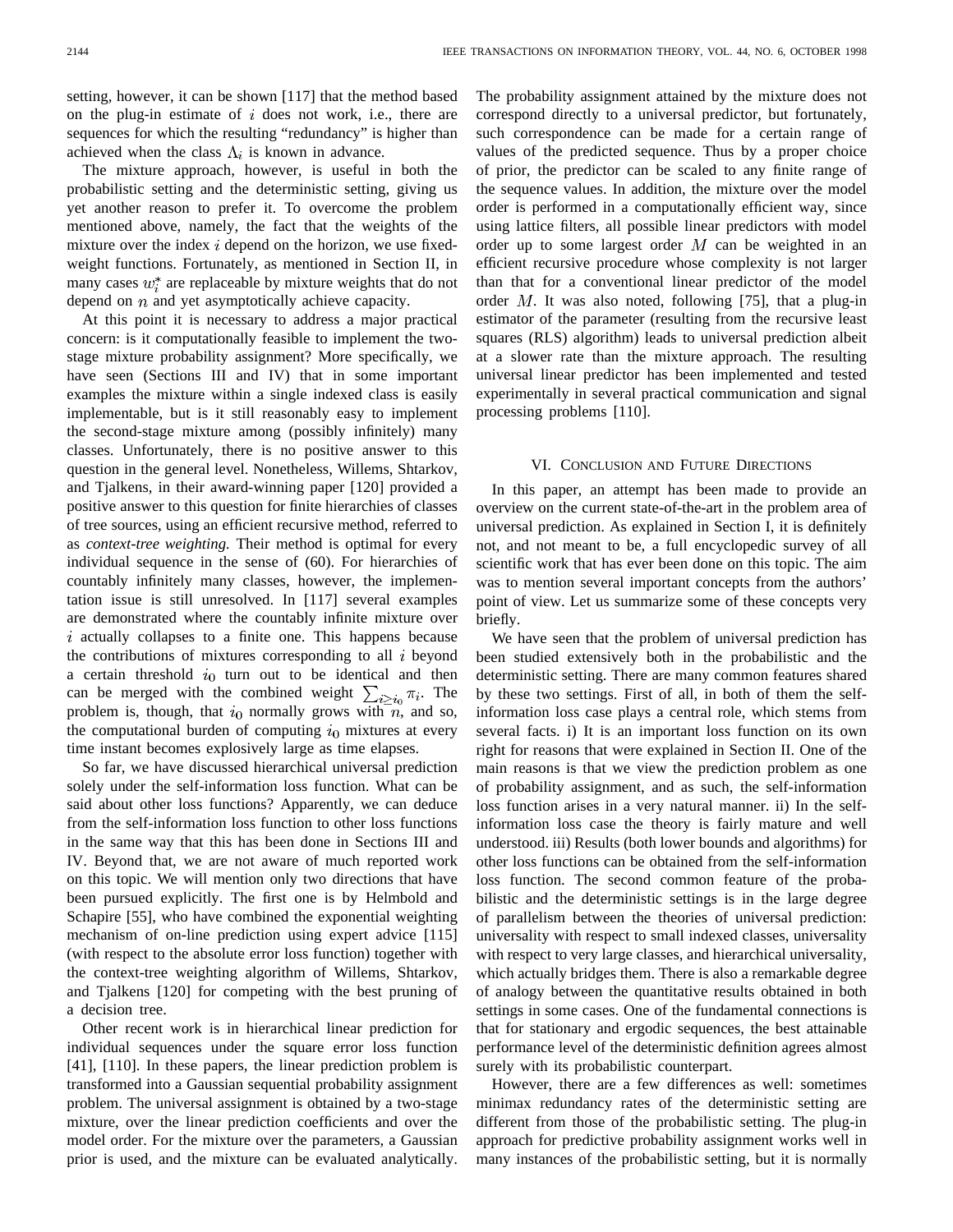setting, however, it can be shown [117] that the method based on the plug-in estimate of $i$ does not work, i.e., there are sequences for which the resulting "redundancy" is higher than achieved when the class $\Lambda_i$ is known in advance.

The mixture approach, however, is useful in both the probabilistic setting and the deterministic setting, giving us yet another reason to prefer it. To overcome the problem mentioned above, namely, the fact that the weights of the mixture over the index $i$ depend on the horizon, we use fixed-weight functions. Fortunately, as mentioned in Section II, in many cases $w_i^*$ are replaceable by mixture weights that do not depend on $n$ and yet asymptotically achieve capacity.

At this point it is necessary to address a major practical concern: is it computationally feasible to implement the two-stage mixture probability assignment? More specifically, we have seen (Sections III and IV) that in some important examples the mixture within a single indexed class is easily implementable, but is it still reasonably easy to implement the second-stage mixture among (possibly infinitely) many classes. Unfortunately, there is no positive answer to this question in the general level. Nonetheless, Willems, Shtarkov, and Tjalkens, in their award-winning paper [120] provided a positive answer to this question for finite hierarchies of classes of tree sources, using an efficient recursive method, referred to as *context-tree weighting.* Their method is optimal for every individual sequence in the sense of (60). For hierarchies of countably infinitely many classes, however, the implementation issue is still unresolved. In [117] several examples are demonstrated where the countably infinite mixture over $i$ actually collapses to a finite one. This happens because the contributions of mixtures corresponding to all $i$ beyond a certain threshold $i_0$ turn out to be identical and then can be merged with the combined weight $\sum_{i \geq i_0} \pi_i$. The problem is, though, that $i_0$ normally grows with $n$, and so, the computational burden of computing $i_0$ mixtures at every time instant becomes explosively large as time elapses.

So far, we have discussed hierarchical universal prediction solely under the self-information loss function. What can be said about other loss functions? Apparently, we can deduce from the self-information loss function to other loss functions in the same way that this has been done in Sections III and IV. Beyond that, we are not aware of much reported work on this topic. We will mention only two directions that have been pursued explicitly. The first one is by Helmbold and Schapire [55], who have combined the exponential weighting mechanism of on-line prediction using expert advice [115] (with respect to the absolute error loss function) together with the context-tree weighting algorithm of Willems, Shtarkov, and Tjalkens [120] for competing with the best pruning of a decision tree.

Other recent work is in hierarchical linear prediction for individual sequences under the square error loss function [41], [110]. In these papers, the linear prediction problem is transformed into a Gaussian sequential probability assignment problem. The universal assignment is obtained by a two-stage mixture, over the linear prediction coefficients and over the model order. For the mixture over the parameters, a Gaussian prior is used, and the mixture can be evaluated analytically. The probability assignment attained by the mixture does not correspond directly to a universal predictor, but fortunately, such correspondence can be made for a certain range of values of the predicted sequence. Thus by a proper choice of prior, the predictor can be scaled to any finite range of the sequence values. In addition, the mixture over the model order is performed in a computationally efficient way, since using lattice filters, all possible linear predictors with model order up to some largest order $M$ can be weighted in an efficient recursive procedure whose complexity is not larger than that for a conventional linear predictor of the model order $M$. It was also noted, following [75], that a plug-in estimator of the parameter (resulting from the recursive least squares (RLS) algorithm) leads to universal prediction albeit at a slower rate than the mixture approach. The resulting universal linear predictor has been implemented and tested experimentally in several practical communication and signal processing problems [110].

## VI. Conclusion and Future Directions

In this paper, an attempt has been made to provide an overview on the current state-of-the-art in the problem area of universal prediction. As explained in Section I, it is definitely not, and not meant to be, a full encyclopedic survey of all scientific work that has ever been done on this topic. The aim was to mention several important concepts from the authors' point of view. Let us summarize some of these concepts very briefly.

We have seen that the problem of universal prediction has been studied extensively both in the probabilistic and the deterministic setting. There are many common features shared by these two settings. First of all, in both of them the self-information loss case plays a central role, which stems from several facts. i) It is an important loss function on its own right for reasons that were explained in Section II. One of the main reasons is that we view the prediction problem as one of probability assignment, and as such, the self-information loss function arises in a very natural manner. ii) In the self-information loss case the theory is fairly mature and well understood. iii) Results (both lower bounds and algorithms) for other loss functions can be obtained from the self-information loss function. The second common feature of the probabilistic and the deterministic settings is in the large degree of parallelism between the theories of universal prediction: universality with respect to small indexed classes, universality with respect to very large classes, and hierarchical universality, which actually bridges them. There is also a remarkable degree of analogy between the quantitative results obtained in both settings in some cases. One of the fundamental connections is that for stationary and ergodic sequences, the best attainable performance level of the deterministic definition agrees almost surely with its probabilistic counterpart.

However, there are a few differences as well: sometimes minimax redundancy rates of the deterministic setting are different from those of the probabilistic setting. The plug-in approach for predictive probability assignment works well in many instances of the probabilistic setting, but it is normally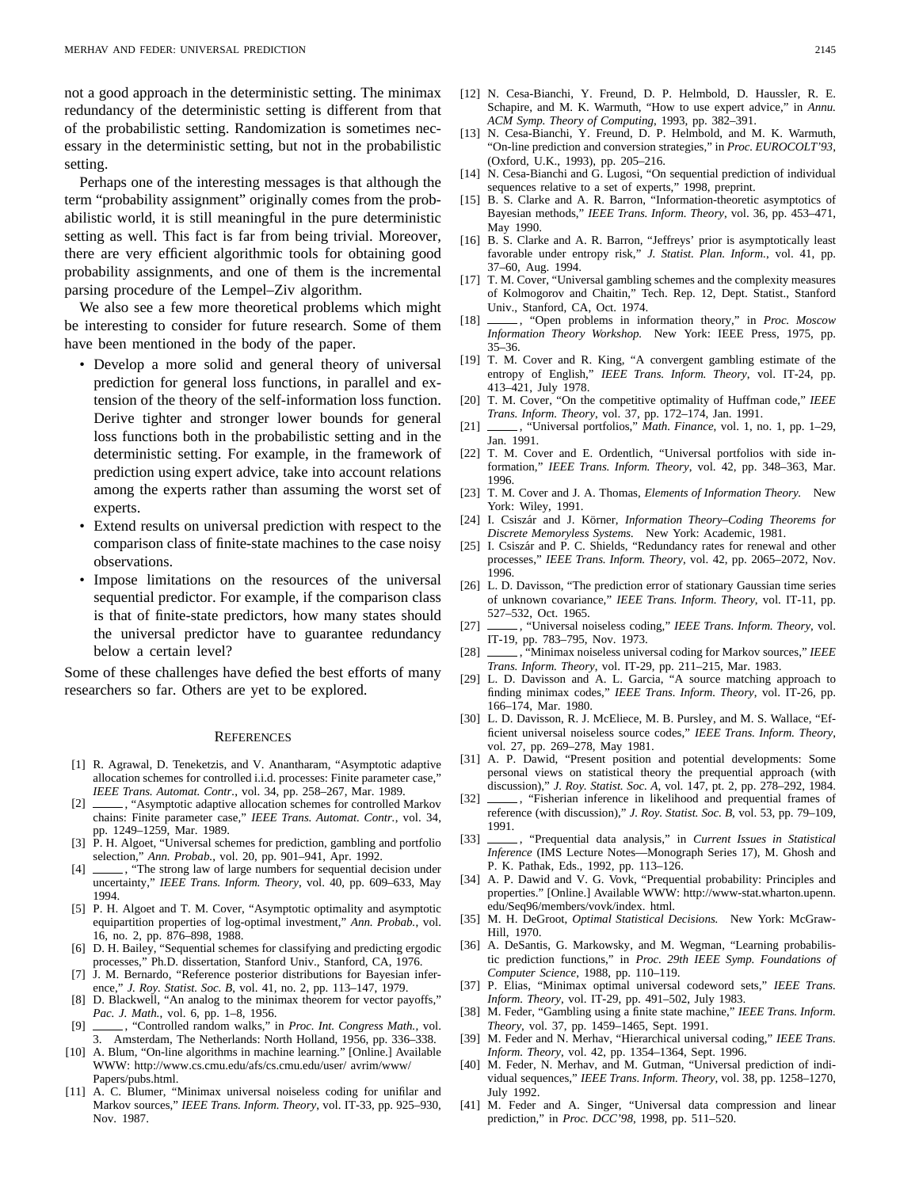not a good approach in the deterministic setting. The minimax redundancy of the deterministic setting is different from that of the probabilistic setting. Randomization is sometimes necessary in the deterministic setting, but not in the probabilistic setting.

Perhaps one of the interesting messages is that although the term "probability assignment" originally comes from the probabilistic world, it is still meaningful in the pure deterministic setting as well. This fact is far from being trivial. Moreover, there are very efficient algorithmic tools for obtaining good probability assignments, and one of them is the incremental parsing procedure of the Lempel–Ziv algorithm.

We also see a few more theoretical problems which might be interesting to consider for future research. Some of them have been mentioned in the body of the paper.

- Develop a more solid and general theory of universal prediction for general loss functions, in parallel and extension of the theory of the self-information loss function. Derive tighter and stronger lower bounds for general loss functions both in the probabilistic setting and in the deterministic setting. For example, in the framework of prediction using expert advice, take into account relations among the experts rather than assuming the worst set of experts.
- Extend results on universal prediction with respect to the comparison class of finite-state machines to the case noisy observations.
- Impose limitations on the resources of the universal sequential predictor. For example, if the comparison class is that of finite-state predictors, how many states should the universal predictor have to guarantee redundancy below a certain level?

Some of these challenges have defied the best efforts of many researchers so far. Others are yet to be explored.

## References

[1] R. Agrawal, D. Teneketzis, and V. Anantharam, "Asymptotic adaptive allocation schemes for controlled i.i.d. processes: Finite parameter case," *IEEE Trans. Automat. Contr.*, vol. 34, pp. 258–267, Mar. 1989.

[2] ——, "Asymptotic adaptive allocation schemes for controlled Markov chains: Finite parameter case," *IEEE Trans. Automat. Contr.*, vol. 34, pp. 1249–1259, Mar. 1989.

[3] P. H. Algoet, "Universal schemes for prediction, gambling and portfolio selection," *Ann. Probab.*, vol. 20, pp. 901–941, Apr. 1992.

[4] ——, "The strong law of large numbers for sequential decision under uncertainty," *IEEE Trans. Inform. Theory*, vol. 40, pp. 609–633, May 1994.

[5] P. H. Algoet and T. M. Cover, "Asymptotic optimality and asymptotic equipartition properties of log-optimal investment," *Ann. Probab.*, vol. 16, no. 2, pp. 876–898, 1988.

[6] D. H. Bailey, "Sequential schemes for classifying and predicting ergodic processes," Ph.D. dissertation, Stanford Univ., Stanford, CA, 1976.

[7] J. M. Bernardo, "Reference posterior distributions for Bayesian inference," *J. Roy. Statist. Soc. B*, vol. 41, no. 2, pp. 113–147, 1979.

[8] D. Blackwell, "An analog to the minimax theorem for vector payoffs," *Pac. J. Math.*, vol. 6, pp. 1–8, 1956.

[9] ——, "Controlled random walks," in *Proc. Int. Congress Math.*, vol. 3. Amsterdam, The Netherlands: North Holland, 1956, pp. 336–338.

[10] A. Blum, "On-line algorithms in machine learning." [Online.] Available WWW: http://www.cs.cmu.edu/afs/cs.cmu.edu/user/ avrim/www/ Papers/pubs.html.

[11] A. C. Blumer, "Minimax universal noiseless coding for unifilar and Markov sources," *IEEE Trans. Inform. Theory*, vol. IT-33, pp. 925–930, Nov. 1987.

[12] N. Cesa-Bianchi, Y. Freund, D. P. Helmbold, D. Haussler, R. E. Schapire, and M. K. Warmuth, "How to use expert advice," in *Annu. ACM Symp. Theory of Computing*, 1993, pp. 382–391.

[13] N. Cesa-Bianchi, Y. Freund, D. P. Helmbold, and M. K. Warmuth, "On-line prediction and conversion strategies," in *Proc. EUROCOLT'93*, (Oxford, U.K., 1993), pp. 205–216.

[14] N. Cesa-Bianchi and G. Lugosi, "On sequential prediction of individual sequences relative to a set of experts," 1998, preprint.

[15] B. S. Clarke and A. R. Barron, "Information-theoretic asymptotics of Bayesian methods," *IEEE Trans. Inform. Theory*, vol. 36, pp. 453–471, May 1990.

[16] B. S. Clarke and A. R. Barron, "Jeffreys' prior is asymptotically least favorable under entropy risk," *J. Statist. Plan. Inform.*, vol. 41, pp. 37–60, Aug. 1994.

[17] T. M. Cover, "Universal gambling schemes and the complexity measures of Kolmogorov and Chaitin," Tech. Rep. 12, Dept. Statist., Stanford Univ., Stanford, CA, Oct. 1974.

[18] ——, "Open problems in information theory," in *Proc. Moscow Information Theory Workshop.* New York: IEEE Press, 1975, pp. 35–36.

[19] T. M. Cover and R. King, "A convergent gambling estimate of the entropy of English," *IEEE Trans. Inform. Theory*, vol. IT-24, pp. 413–421, July 1978.

[20] T. M. Cover, "On the competitive optimality of Huffman code," *IEEE Trans. Inform. Theory*, vol. 37, pp. 172–174, Jan. 1991.

[21] ——, "Universal portfolios," *Math. Finance*, vol. 1, no. 1, pp. 1–29, Jan. 1991.

[22] T. M. Cover and E. Ordentlich, "Universal portfolios with side information," *IEEE Trans. Inform. Theory*, vol. 42, pp. 348–363, Mar. 1996.

[23] T. M. Cover and J. A. Thomas, *Elements of Information Theory.* New York: Wiley, 1991.

[24] I. Csiszár and J. Körner, *Information Theory–Coding Theorems for Discrete Memoryless Systems.* New York: Academic, 1981.

[25] I. Csiszár and P. C. Shields, "Redundancy rates for renewal and other processes," *IEEE Trans. Inform. Theory*, vol. 42, pp. 2065–2072, Nov. 1996.

[26] L. D. Davisson, "The prediction error of stationary Gaussian time series of unknown covariance," *IEEE Trans. Inform. Theory*, vol. IT-11, pp. 527–532, Oct. 1965.

[27] ——, "Universal noiseless coding," *IEEE Trans. Inform. Theory*, vol. IT-19, pp. 783–795, Nov. 1973.

[28] ——, "Minimax noiseless universal coding for Markov sources," *IEEE Trans. Inform. Theory*, vol. IT-29, pp. 211–215, Mar. 1983.

[29] L. D. Davisson and A. L. Garcia, "A source matching approach to finding minimax codes," *IEEE Trans. Inform. Theory*, vol. IT-26, pp. 166–174, Mar. 1980.

[30] L. D. Davisson, R. J. McEliece, M. B. Pursley, and M. S. Wallace, "Efficient universal noiseless source codes," *IEEE Trans. Inform. Theory*, vol. 27, pp. 269–278, May 1981.

[31] A. P. Dawid, "Present position and potential developments: Some personal views on statistical theory the prequential approach (with discussion)," *J. Roy. Statist. Soc. A*, vol. 147, pt. 2, pp. 278–292, 1984.

[32] ——, "Fisherian inference in likelihood and prequential frames of reference (with discussion)," *J. Roy. Statist. Soc. B*, vol. 53, pp. 79–109, 1991.

[33] ——, "Prequential data analysis," in *Current Issues in Statistical Inference* (IMS Lecture Notes—Monograph Series 17), M. Ghosh and P. K. Pathak, Eds., 1992, pp. 113–126.

[34] A. P. Dawid and V. G. Vovk, "Prequential probability: Principles and properties." [Online.] Available WWW: http://www-stat.wharton.upenn.edu/Seq96/members/vovk/index. html.

[35] M. H. DeGroot, *Optimal Statistical Decisions.* New York: McGraw-Hill, 1970.

[36] A. DeSantis, G. Markowsky, and M. Wegman, "Learning probabilistic prediction functions," in *Proc. 29th IEEE Symp. Foundations of Computer Science*, 1988, pp. 110–119.

[37] P. Elias, "Minimax optimal universal codeword sets," *IEEE Trans. Inform. Theory*, vol. IT-29, pp. 491–502, July 1983.

[38] M. Feder, "Gambling using a finite state machine," *IEEE Trans. Inform. Theory*, vol. 37, pp. 1459–1465, Sept. 1991.

[39] M. Feder and N. Merhav, "Hierarchical universal coding," *IEEE Trans. Inform. Theory*, vol. 42, pp. 1354–1364, Sept. 1996.

[40] M. Feder, N. Merhav, and M. Gutman, "Universal prediction of individual sequences," *IEEE Trans. Inform. Theory*, vol. 38, pp. 1258–1270, July 1992.

[41] M. Feder and A. Singer, "Universal data compression and linear prediction," in *Proc. DCC'98*, 1998, pp. 511–520.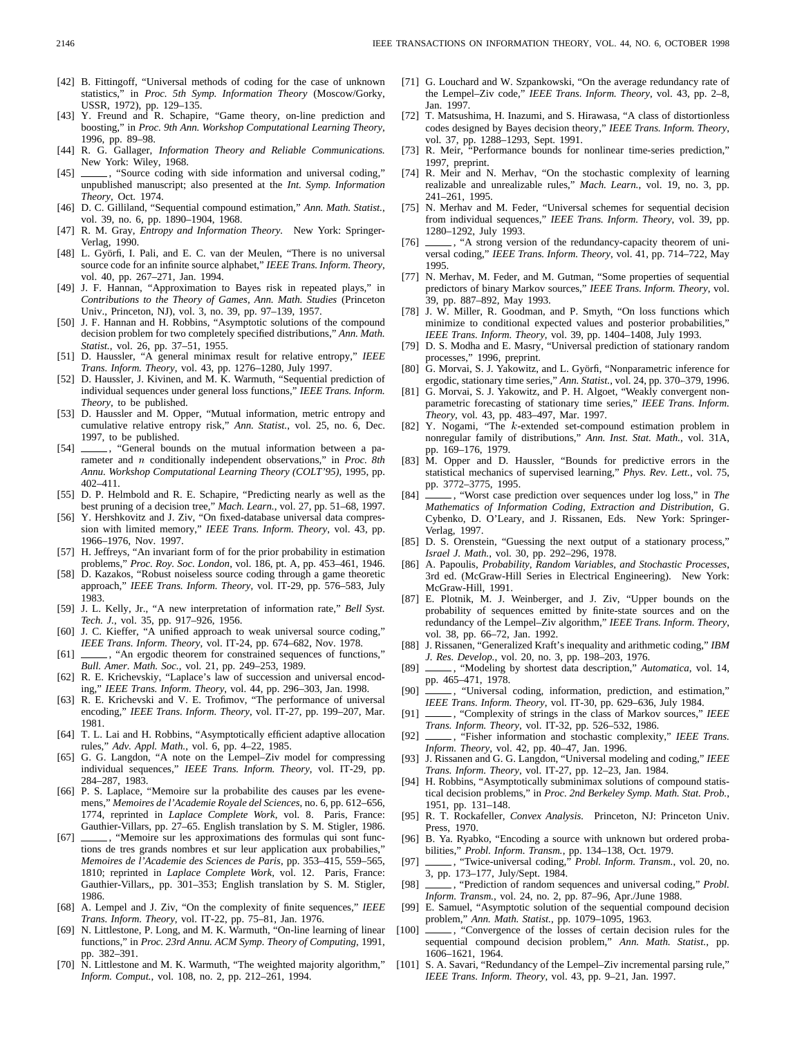[42] B. Fittingoff, "Universal methods of coding for the case of unknown statistics," in *Proc. 5th Symp. Information Theory* (Moscow/Gorky, USSR, 1972), pp. 129–135.

[43] Y. Freund and R. Schapire, "Game theory, on-line prediction and boosting," in *Proc. 9th Ann. Workshop Computational Learning Theory*, 1996, pp. 89–98.

[44] R. G. Gallager, *Information Theory and Reliable Communications.* New York: Wiley, 1968.

[45] ——, "Source coding with side information and universal coding," unpublished manuscript; also presented at the *Int. Symp. Information Theory*, Oct. 1974.

[46] D. C. Gilliland, "Sequential compound estimation," *Ann. Math. Statist.*, vol. 39, no. 6, pp. 1890–1904, 1968.

[47] R. M. Gray, *Entropy and Information Theory.* New York: Springer-Verlag, 1990.

[48] L. Györfi, I. Pali, and E. C. van der Meulen, "There is no universal source code for an infinite source alphabet," *IEEE Trans. Inform. Theory*, vol. 40, pp. 267–271, Jan. 1994.

[49] J. F. Hannan, "Approximation to Bayes risk in repeated plays," in *Contributions to the Theory of Games, Ann. Math. Studies* (Princeton Univ., Princeton, NJ), vol. 3, no. 39, pp. 97–139, 1957.

[50] J. F. Hannan and H. Robbins, "Asymptotic solutions of the compound decision problem for two completely specified distributions," *Ann. Math. Statist.*, vol. 26, pp. 37–51, 1955.

[51] D. Haussler, "A general minimax result for relative entropy," *IEEE Trans. Inform. Theory*, vol. 43, pp. 1276–1280, July 1997.

[52] D. Haussler, J. Kivinen, and M. K. Warmuth, "Sequential prediction of individual sequences under general loss functions," *IEEE Trans. Inform. Theory*, to be published.

[53] D. Haussler and M. Opper, "Mutual information, metric entropy and cumulative relative entropy risk," *Ann. Statist.*, vol. 25, no. 6, Dec. 1997, to be published.

[54] ——, "General bounds on the mutual information between a parameter and $n$ conditionally independent observations," in *Proc. 8th Annu. Workshop Computational Learning Theory (COLT'95)*, 1995, pp. 402–411.

[55] D. P. Helmbold and R. E. Schapire, "Predicting nearly as well as the best pruning of a decision tree," *Mach. Learn.*, vol. 27, pp. 51–68, 1997.

[56] Y. Hershkovitz and J. Ziv, "On fixed-database universal data compression with limited memory," *IEEE Trans. Inform. Theory*, vol. 43, pp. 1966–1976, Nov. 1997.

[57] H. Jeffreys, "An invariant form of for the prior probability in estimation problems," *Proc. Roy. Soc. London*, vol. 186, pt. A, pp. 453–461, 1946.

[58] D. Kazakos, "Robust noiseless source coding through a game theoretic approach," *IEEE Trans. Inform. Theory*, vol. IT-29, pp. 576–583, July 1983.

[59] J. L. Kelly, Jr., "A new interpretation of information rate," *Bell Syst. Tech. J.*, vol. 35, pp. 917–926, 1956.

[60] J. C. Kieffer, "A unified approach to weak universal source coding," *IEEE Trans. Inform. Theory*, vol. IT-24, pp. 674–682, Nov. 1978.

[61] ——, "An ergodic theorem for constrained sequences of functions," *Bull. Amer. Math. Soc.*, vol. 21, pp. 249–253, 1989.

[62] R. E. Krichevskiy, "Laplace's law of succession and universal encoding," *IEEE Trans. Inform. Theory*, vol. 44, pp. 296–303, Jan. 1998.

[63] R. E. Krichevski and V. E. Trofimov, "The performance of universal encoding," *IEEE Trans. Inform. Theory*, vol. IT-27, pp. 199–207, Mar. 1981.

[64] T. L. Lai and H. Robbins, "Asymptotically efficient adaptive allocation rules," *Adv. Appl. Math.*, vol. 6, pp. 4–22, 1985.

[65] G. G. Langdon, "A note on the Lempel–Ziv model for compressing individual sequences," *IEEE Trans. Inform. Theory*, vol. IT-29, pp. 284–287, 1983.

[66] P. S. Laplace, "Memoire sur la probabilite des causes par les evenemens," *Memoires de l'Academie Royale del Sciences*, no. 6, pp. 612–656, 1774, reprinted in *Laplace Complete Work*, vol. 8. Paris, France: Gauthier-Villars, pp. 27–65. English translation by S. M. Stigler, 1986.

[67] ——, "Memoire sur les approximations des formulas qui sont functions de tres grands nombres et sur leur application aux probabilites," *Memoires de l'Academie des Sciences de Paris*, pp. 353–415, 559–565, 1810; reprinted in *Laplace Complete Work*, vol. 12. Paris, France: Gauthier-Villars,, pp. 301–353; English translation by S. M. Stigler, 1986.

[68] A. Lempel and J. Ziv, "On the complexity of finite sequences," *IEEE Trans. Inform. Theory*, vol. IT-22, pp. 75–81, Jan. 1976.

[69] N. Littlestone, P. Long, and M. K. Warmuth, "On-line learning of linear functions," in *Proc. 23rd Annu. ACM Symp. Theory of Computing*, 1991, pp. 382–391.

[70] N. Littlestone and M. K. Warmuth, "The weighted majority algorithm," *Inform. Comput.*, vol. 108, no. 2, pp. 212–261, 1994.

[71] G. Louchard and W. Szpankowski, "On the average redundancy rate of the Lempel–Ziv code," *IEEE Trans. Inform. Theory*, vol. 43, pp. 2–8, Jan. 1997.

[72] T. Matsushima, H. Inazumi, and S. Hirawasa, "A class of distortionless codes designed by Bayes decision theory," *IEEE Trans. Inform. Theory*, vol. 37, pp. 1288–1293, Sept. 1991.

[73] R. Meir, "Performance bounds for nonlinear time-series prediction," 1997, preprint.

[74] R. Meir and N. Merhav, "On the stochastic complexity of learning realizable and unrealizable rules," *Mach. Learn.*, vol. 19, no. 3, pp. 241–261, 1995.

[75] N. Merhav and M. Feder, "Universal schemes for sequential decision from individual sequences," *IEEE Trans. Inform. Theory*, vol. 39, pp. 1280–1292, July 1993.

[76] ——, "A strong version of the redundancy-capacity theorem of universal coding," *IEEE Trans. Inform. Theory*, vol. 41, pp. 714–722, May 1995.

[77] N. Merhav, M. Feder, and M. Gutman, "Some properties of sequential predictors of binary Markov sources," *IEEE Trans. Inform. Theory*, vol. 39, pp. 887–892, May 1993.

[78] J. W. Miller, R. Goodman, and P. Smyth, "On loss functions which minimize to conditional expected values and posterior probabilities," *IEEE Trans. Inform. Theory*, vol. 39, pp. 1404–1408, July 1993.

[79] D. S. Modha and E. Masry, "Universal prediction of stationary random processes," 1996, preprint.

[80] G. Morvai, S. J. Yakowitz, and L. Györfi, "Nonparametric inference for ergodic, stationary time series," *Ann. Statist.*, vol. 24, pp. 370–379, 1996.

[81] G. Morvai, S. J. Yakowitz, and P. H. Algoet, "Weakly convergent nonparametric forecasting of stationary time series," *IEEE Trans. Inform. Theory*, vol. 43, pp. 483–497, Mar. 1997.

[82] Y. Nogami, "The $k$-extended set-compound estimation problem in nonregular family of distributions," *Ann. Inst. Stat. Math.*, vol. 31A, pp. 169–176, 1979.

[83] M. Opper and D. Haussler, "Bounds for predictive errors in the statistical mechanics of supervised learning," *Phys. Rev. Lett.*, vol. 75, pp. 3772–3775, 1995.

[84] ——, "Worst case prediction over sequences under log loss," in *The Mathematics of Information Coding, Extraction and Distribution*, G. Cybenko, D. O'Leary, and J. Rissanen, Eds. New York: Springer-Verlag, 1997.

[85] D. S. Orenstein, "Guessing the next output of a stationary process," *Israel J. Math.*, vol. 30, pp. 292–296, 1978.

[86] A. Papoulis, *Probability, Random Variables, and Stochastic Processes*, 3rd ed. (McGraw-Hill Series in Electrical Engineering). New York: McGraw-Hill, 1991.

[87] E. Plotnik, M. J. Weinberger, and J. Ziv, "Upper bounds on the probability of sequences emitted by finite-state sources and on the redundancy of the Lempel–Ziv algorithm," *IEEE Trans. Inform. Theory*, vol. 38, pp. 66–72, Jan. 1992.

[88] J. Rissanen, "Generalized Kraft's inequality and arithmetic coding," *IBM J. Res. Develop.*, vol. 20, no. 3, pp. 198–203, 1976.

[89] ——, "Modeling by shortest data description," *Automatica*, vol. 14, pp. 465–471, 1978.

[90] ——, "Universal coding, information, prediction, and estimation," *IEEE Trans. Inform. Theory*, vol. IT-30, pp. 629–636, July 1984.

[91] ——, "Complexity of strings in the class of Markov sources," *IEEE Trans. Inform. Theory*, vol. IT-32, pp. 526–532, 1986.

[92] ——, "Fisher information and stochastic complexity," *IEEE Trans. Inform. Theory*, vol. 42, pp. 40–47, Jan. 1996.

[93] J. Rissanen and G. G. Langdon, "Universal modeling and coding," *IEEE Trans. Inform. Theory*, vol. IT-27, pp. 12–23, Jan. 1984.

[94] H. Robbins, "Asymptotically subminimax solutions of compound statistical decision problems," in *Proc. 2nd Berkeley Symp. Math. Stat. Prob.*, 1951, pp. 131–148.

[95] R. T. Rockafeller, *Convex Analysis.* Princeton, NJ: Princeton Univ. Press, 1970.

[96] B. Ya. Ryabko, "Encoding a source with unknown but ordered probabilities," *Probl. Inform. Transm.*, pp. 134–138, Oct. 1979.

[97] ——, "Twice-universal coding," *Probl. Inform. Transm.*, vol. 20, no. 3, pp. 173–177, July/Sept. 1984.

[98] ——, "Prediction of random sequences and universal coding," *Probl. Inform. Transm.*, vol. 24, no. 2, pp. 87–96, Apr./June 1988.

[99] E. Samuel, "Asymptotic solution of the sequential compound decision problem," *Ann. Math. Statist.*, pp. 1079–1095, 1963.

[100] ——, "Convergence of the losses of certain decision rules for the sequential compound decision problem," *Ann. Math. Statist.*, pp. 1606–1621, 1964.

[101] S. A. Savari, "Redundancy of the Lempel–Ziv incremental parsing rule," *IEEE Trans. Inform. Theory*, vol. 43, pp. 9–21, Jan. 1997.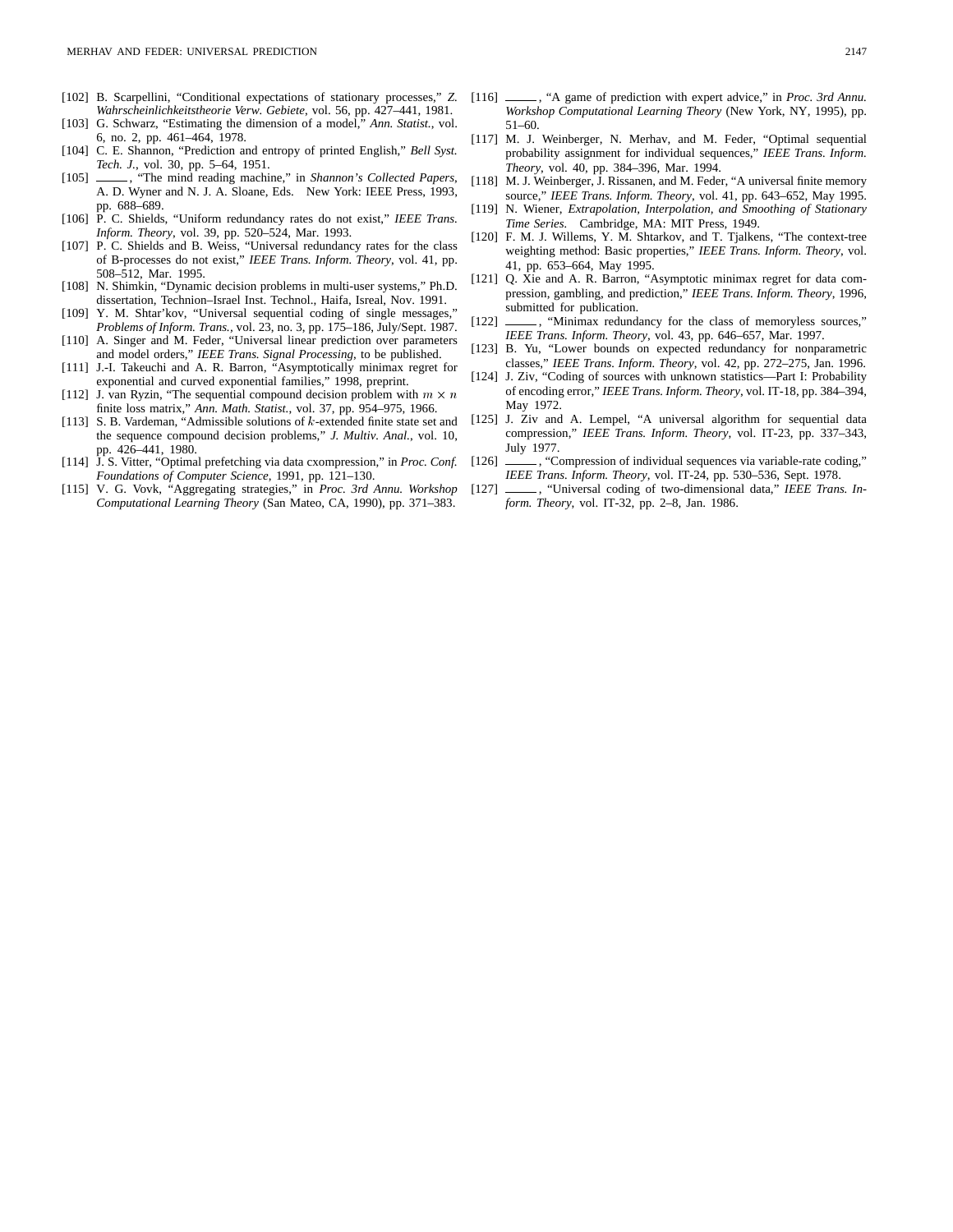[102] B. Scarpellini, "Conditional expectations of stationary processes," *Z. Wahrscheinlichkeitstheorie Verw. Gebiete*, vol. 56, pp. 427–441, 1981.

[103] G. Schwarz, "Estimating the dimension of a model," *Ann. Statist.*, vol. 6, no. 2, pp. 461–464, 1978.

[104] C. E. Shannon, "Prediction and entropy of printed English," *Bell Syst. Tech. J.*, vol. 30, pp. 5–64, 1951.

[105] ——, "The mind reading machine," in *Shannon's Collected Papers*, A. D. Wyner and N. J. A. Sloane, Eds. New York: IEEE Press, 1993, pp. 688–689.

[106] P. C. Shields, "Uniform redundancy rates do not exist," *IEEE Trans. Inform. Theory*, vol. 39, pp. 520–524, Mar. 1993.

[107] P. C. Shields and B. Weiss, "Universal redundancy rates for the class of B-processes do not exist," *IEEE Trans. Inform. Theory*, vol. 41, pp. 508–512, Mar. 1995.

[108] N. Shimkin, "Dynamic decision problems in multi-user systems," Ph.D. dissertation, Technion–Israel Inst. Technol., Haifa, Isreal, Nov. 1991.

[109] Y. M. Shtar'kov, "Universal sequential coding of single messages," *Problems of Inform. Trans.*, vol. 23, no. 3, pp. 175–186, July/Sept. 1987.

[110] A. Singer and M. Feder, "Universal linear prediction over parameters and model orders," *IEEE Trans. Signal Processing*, to be published.

[111] J.-I. Takeuchi and A. R. Barron, "Asymptotically minimax regret for exponential and curved exponential families," 1998, preprint.

[112] J. van Ryzin, "The sequential compound decision problem with $m \times n$ finite loss matrix," *Ann. Math. Statist.*, vol. 37, pp. 954–975, 1966.

[113] S. B. Vardeman, "Admissible solutions of $k$-extended finite state set and the sequence compound decision problems," *J. Multiv. Anal.*, vol. 10, pp. 426–441, 1980.

[114] J. S. Vitter, "Optimal prefetching via data cxompression," in *Proc. Conf. Foundations of Computer Science*, 1991, pp. 121–130.

[115] V. G. Vovk, "Aggregating strategies," in *Proc. 3rd Annu. Workshop Computational Learning Theory* (San Mateo, CA, 1990), pp. 371–383.

[116] ——, "A game of prediction with expert advice," in *Proc. 3rd Annu. Workshop Computational Learning Theory* (New York, NY, 1995), pp. 51–60.

[117] M. J. Weinberger, N. Merhav, and M. Feder, "Optimal sequential probability assignment for individual sequences," *IEEE Trans. Inform. Theory*, vol. 40, pp. 384–396, Mar. 1994.

[118] M. J. Weinberger, J. Rissanen, and M. Feder, "A universal finite memory source," *IEEE Trans. Inform. Theory*, vol. 41, pp. 643–652, May 1995.

[119] N. Wiener, *Extrapolation, Interpolation, and Smoothing of Stationary Time Series*. Cambridge, MA: MIT Press, 1949.

[120] F. M. J. Willems, Y. M. Shtarkov, and T. Tjalkens, "The context-tree weighting method: Basic properties," *IEEE Trans. Inform. Theory*, vol. 41, pp. 653–664, May 1995.

[121] Q. Xie and A. R. Barron, "Asymptotic minimax regret for data compression, gambling, and prediction," *IEEE Trans. Inform. Theory*, 1996, submitted for publication.

[122] ——, "Minimax redundancy for the class of memoryless sources," *IEEE Trans. Inform. Theory*, vol. 43, pp. 646–657, Mar. 1997.

[123] B. Yu, "Lower bounds on expected redundancy for nonparametric classes," *IEEE Trans. Inform. Theory*, vol. 42, pp. 272–275, Jan. 1996.

[124] J. Ziv, "Coding of sources with unknown statistics—Part I: Probability of encoding error," *IEEE Trans. Inform. Theory*, vol. IT-18, pp. 384–394, May 1972.

[125] J. Ziv and A. Lempel, "A universal algorithm for sequential data compression," *IEEE Trans. Inform. Theory*, vol. IT-23, pp. 337–343, July 1977.

[126] ——, "Compression of individual sequences via variable-rate coding," *IEEE Trans. Inform. Theory*, vol. IT-24, pp. 530–536, Sept. 1978.

[127] ——, "Universal coding of two-dimensional data," *IEEE Trans. Inform. Theory*, vol. IT-32, pp. 2–8, Jan. 1986.